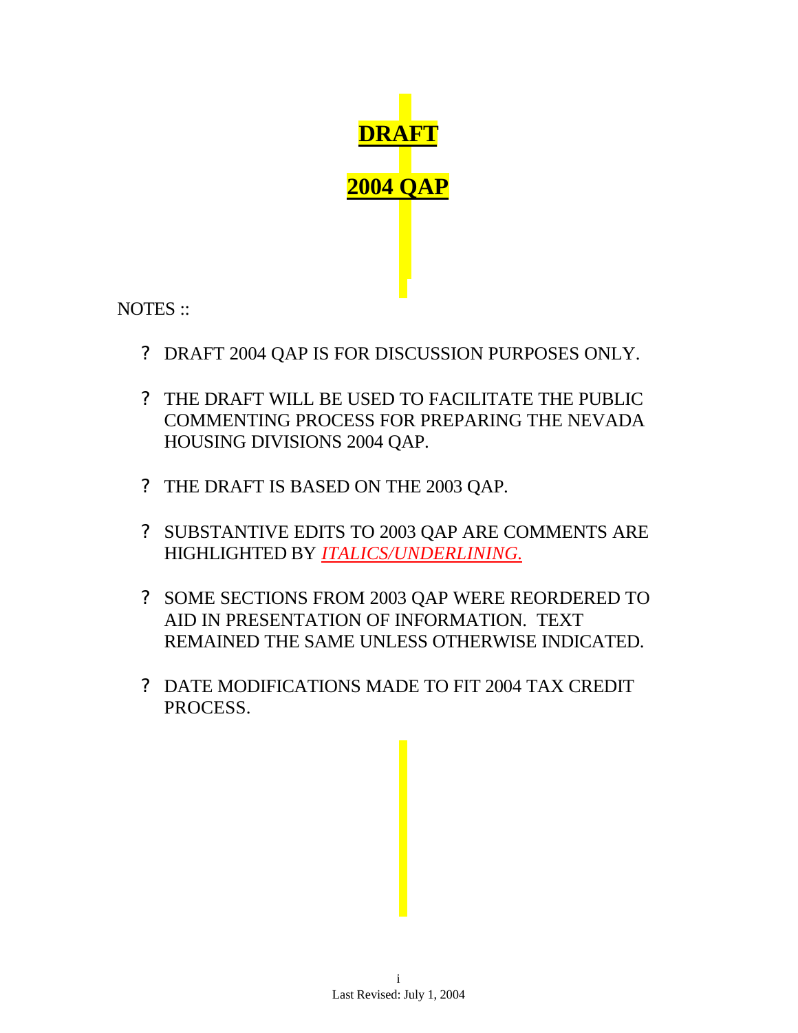# DRAFT

# 2004 QAP

NOTES ::

- DRAFT 2004 QAP IS FOR DISCUSSION PURPOSES ONLY.

- THE DRAFT WILL BE USED TO FACILITATE THE PUBLIC COMMENTING PROCESS FOR PREPARING THE NEVADA HOUSING DIVISIONS 2004 QAP.

- THE DRAFT IS BASED ON THE 2003 QAP.

- SUBSTANTIVE EDITS TO 2003 QAP ARE COMMENTS ARE HIGHLIGHTED BY *ITALICS/UNDERLINING.*

- SOME SECTIONS FROM 2003 QAP WERE REORDERED TO AID IN PRESENTATION OF INFORMATION. TEXT REMAINED THE SAME UNLESS OTHERWISE INDICATED.

- DATE MODIFICATIONS MADE TO FIT 2004 TAX CREDIT PROCESS.

Last Revised: July 1, 2004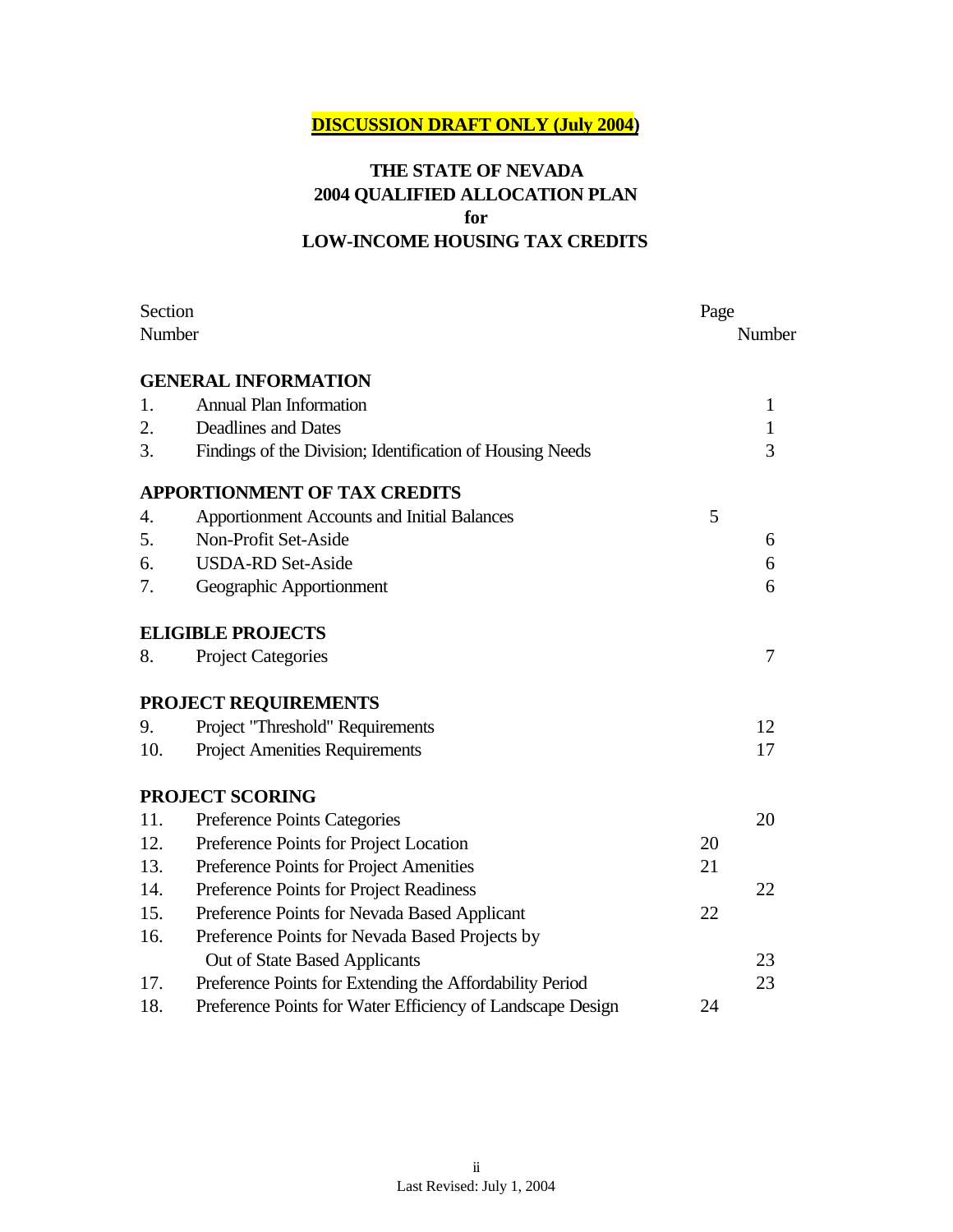**DISCUSSION DRAFT ONLY (July 2004)**

# THE STATE OF NEVADA
# 2004 QUALIFIED ALLOCATION PLAN
# for
# LOW-INCOME HOUSING TAX CREDITS

| Section Number | | Page Number |
|---|---|---|
| | **GENERAL INFORMATION** | |
| 1. | Annual Plan Information | 1 |
| 2. | Deadlines and Dates | 1 |
| 3. | Findings of the Division; Identification of Housing Needs | 3 |
| | **APPORTIONMENT OF TAX CREDITS** | |
| 4. | Apportionment Accounts and Initial Balances | 5 |
| 5. | Non-Profit Set-Aside | 6 |
| 6. | USDA-RD Set-Aside | 6 |
| 7. | Geographic Apportionment | 6 |
| | **ELIGIBLE PROJECTS** | |
| 8. | Project Categories | 7 |
| | **PROJECT REQUIREMENTS** | |
| 9. | Project "Threshold" Requirements | 12 |
| 10. | Project Amenities Requirements | 17 |
| | **PROJECT SCORING** | |
| 11. | Preference Points Categories | 20 |
| 12. | Preference Points for Project Location | 20 |
| 13. | Preference Points for Project Amenities | 21 |
| 14. | Preference Points for Project Readiness | 22 |
| 15. | Preference Points for Nevada Based Applicant | 22 |
| 16. | Preference Points for Nevada Based Projects by Out of State Based Applicants | 23 |
| 17. | Preference Points for Extending the Affordability Period | 23 |
| 18. | Preference Points for Water Efficiency of Landscape Design | 24 |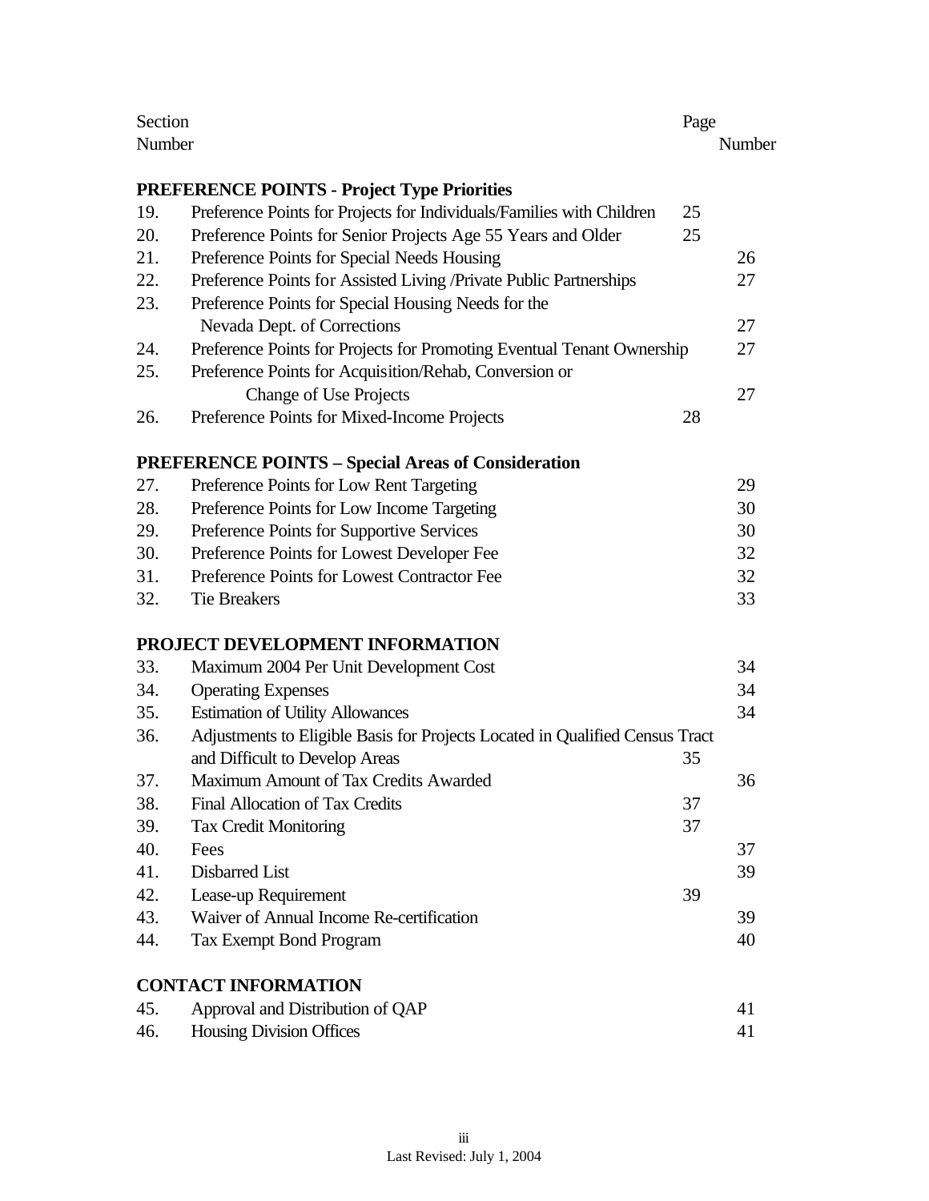| Section Number | | Page Number |
|---|---|---|
| **PREFERENCE POINTS - Project Type Priorities** | | |
| 19. | Preference Points for Projects for Individuals/Families with Children | 25 |
| 20. | Preference Points for Senior Projects Age 55 Years and Older | 25 |
| 21. | Preference Points for Special Needs Housing | 26 |
| 22. | Preference Points for Assisted Living /Private Public Partnerships | 27 |
| 23. | Preference Points for Special Housing Needs for the Nevada Dept. of Corrections | 27 |
| 24. | Preference Points for Projects for Promoting Eventual Tenant Ownership | 27 |
| 25. | Preference Points for Acquisition/Rehab, Conversion or Change of Use Projects | 27 |
| 26. | Preference Points for Mixed-Income Projects | 28 |
| **PREFERENCE POINTS – Special Areas of Consideration** | | |
| 27. | Preference Points for Low Rent Targeting | 29 |
| 28. | Preference Points for Low Income Targeting | 30 |
| 29. | Preference Points for Supportive Services | 30 |
| 30. | Preference Points for Lowest Developer Fee | 32 |
| 31. | Preference Points for Lowest Contractor Fee | 32 |
| 32. | Tie Breakers | 33 |
| **PROJECT DEVELOPMENT INFORMATION** | | |
| 33. | Maximum 2004 Per Unit Development Cost | 34 |
| 34. | Operating Expenses | 34 |
| 35. | Estimation of Utility Allowances | 34 |
| 36. | Adjustments to Eligible Basis for Projects Located in Qualified Census Tract and Difficult to Develop Areas | 35 |
| 37. | Maximum Amount of Tax Credits Awarded | 36 |
| 38. | Final Allocation of Tax Credits | 37 |
| 39. | Tax Credit Monitoring | 37 |
| 40. | Fees | 37 |
| 41. | Disbarred List | 39 |
| 42. | Lease-up Requirement | 39 |
| 43. | Waiver of Annual Income Re-certification | 39 |
| 44. | Tax Exempt Bond Program | 40 |
| **CONTACT INFORMATION** | | |
| 45. | Approval and Distribution of QAP | 41 |
| 46. | Housing Division Offices | 41 |

Last Revised: July 1, 2004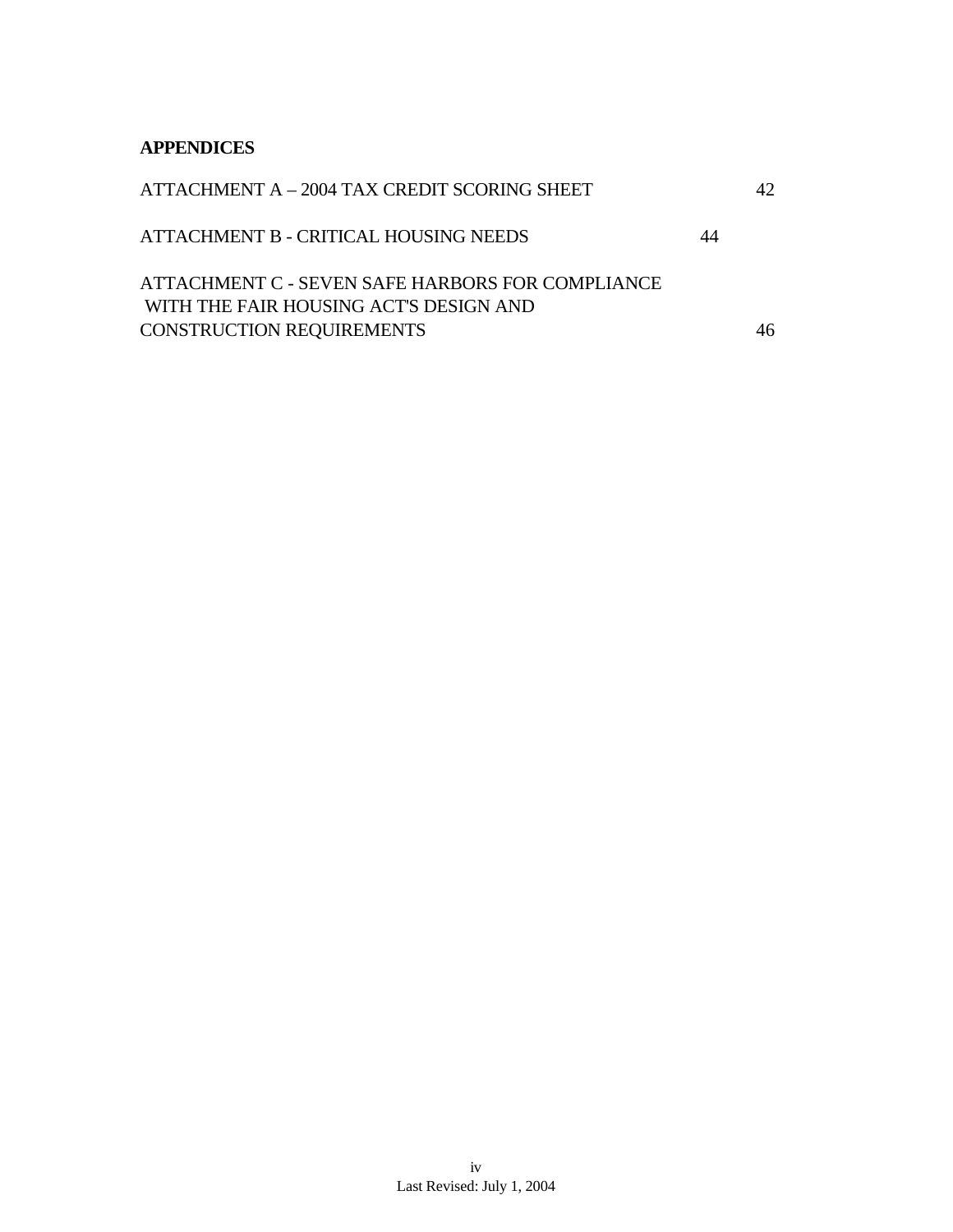**APPENDICES**

ATTACHMENT A – 2004 TAX CREDIT SCORING SHEET 42

ATTACHMENT B - CRITICAL HOUSING NEEDS 44

ATTACHMENT C - SEVEN SAFE HARBORS FOR COMPLIANCE WITH THE FAIR HOUSING ACT'S DESIGN AND CONSTRUCTION REQUIREMENTS 46

Last Revised: July 1, 2004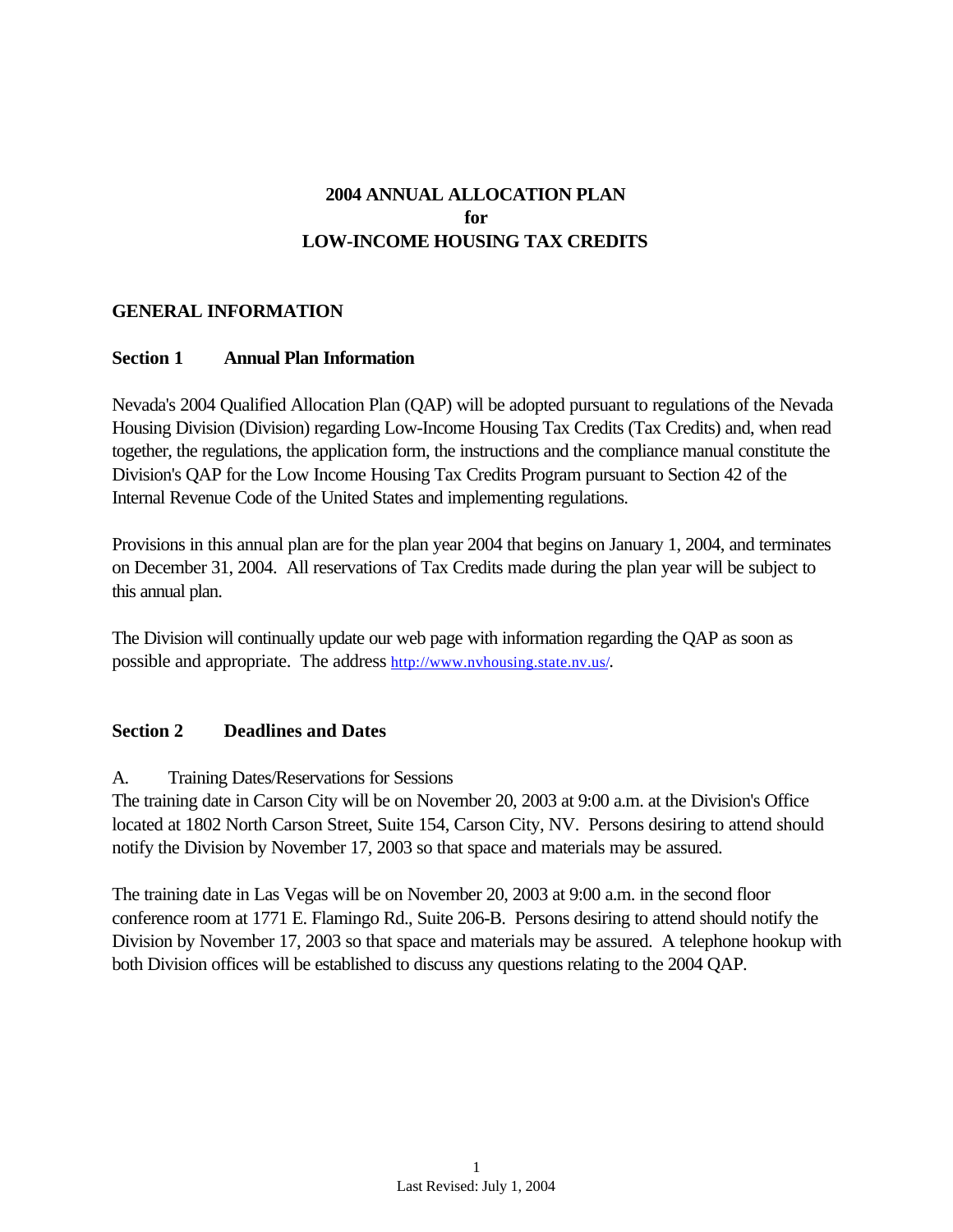# 2004 ANNUAL ALLOCATION PLAN
# for
# LOW-INCOME HOUSING TAX CREDITS

## GENERAL INFORMATION

### Section 1 Annual Plan Information

Nevada's 2004 Qualified Allocation Plan (QAP) will be adopted pursuant to regulations of the Nevada Housing Division (Division) regarding Low-Income Housing Tax Credits (Tax Credits) and, when read together, the regulations, the application form, the instructions and the compliance manual constitute the Division's QAP for the Low Income Housing Tax Credits Program pursuant to Section 42 of the Internal Revenue Code of the United States and implementing regulations.

Provisions in this annual plan are for the plan year 2004 that begins on January 1, 2004, and terminates on December 31, 2004. All reservations of Tax Credits made during the plan year will be subject to this annual plan.

The Division will continually update our web page with information regarding the QAP as soon as possible and appropriate. The address http://www.nvhousing.state.nv.us/.

### Section 2 Deadlines and Dates

A. Training Dates/Reservations for Sessions

The training date in Carson City will be on November 20, 2003 at 9:00 a.m. at the Division's Office located at 1802 North Carson Street, Suite 154, Carson City, NV. Persons desiring to attend should notify the Division by November 17, 2003 so that space and materials may be assured.

The training date in Las Vegas will be on November 20, 2003 at 9:00 a.m. in the second floor conference room at 1771 E. Flamingo Rd., Suite 206-B. Persons desiring to attend should notify the Division by November 17, 2003 so that space and materials may be assured. A telephone hookup with both Division offices will be established to discuss any questions relating to the 2004 QAP.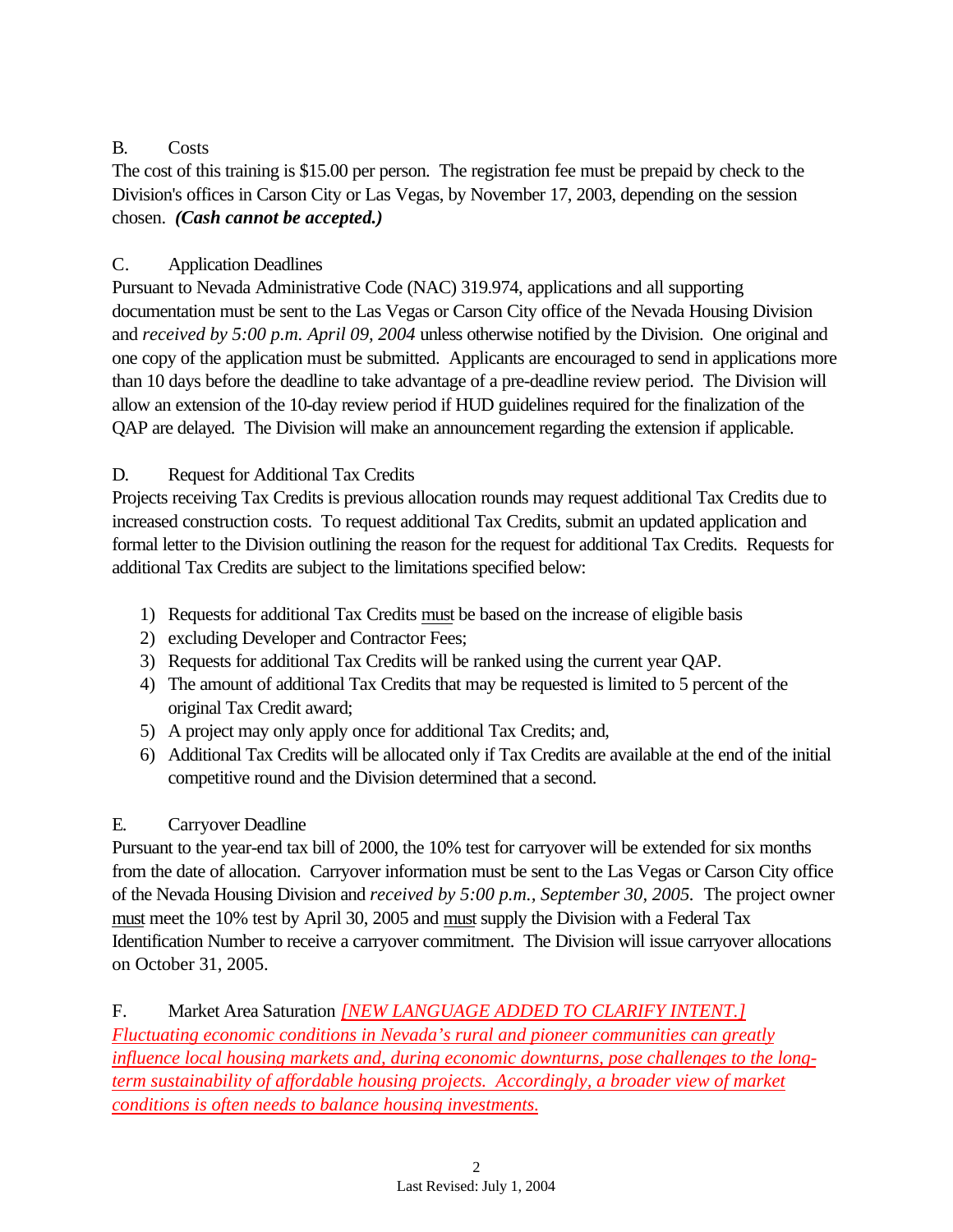B. Costs

The cost of this training is $15.00 per person. The registration fee must be prepaid by check to the Division's offices in Carson City or Las Vegas, by November 17, 2003, depending on the session chosen. ***(Cash cannot be accepted.)***

C. Application Deadlines

Pursuant to Nevada Administrative Code (NAC) 319.974, applications and all supporting documentation must be sent to the Las Vegas or Carson City office of the Nevada Housing Division and *received by 5:00 p.m. April 09, 2004* unless otherwise notified by the Division. One original and one copy of the application must be submitted. Applicants are encouraged to send in applications more than 10 days before the deadline to take advantage of a pre-deadline review period. The Division will allow an extension of the 10-day review period if HUD guidelines required for the finalization of the QAP are delayed. The Division will make an announcement regarding the extension if applicable.

D. Request for Additional Tax Credits

Projects receiving Tax Credits is previous allocation rounds may request additional Tax Credits due to increased construction costs. To request additional Tax Credits, submit an updated application and formal letter to the Division outlining the reason for the request for additional Tax Credits. Requests for additional Tax Credits are subject to the limitations specified below:

1) Requests for additional Tax Credits <u>must</u> be based on the increase of eligible basis
2) excluding Developer and Contractor Fees;
3) Requests for additional Tax Credits will be ranked using the current year QAP.
4) The amount of additional Tax Credits that may be requested is limited to 5 percent of the original Tax Credit award;
5) A project may only apply once for additional Tax Credits; and,
6) Additional Tax Credits will be allocated only if Tax Credits are available at the end of the initial competitive round and the Division determined that a second.

E. Carryover Deadline

Pursuant to the year-end tax bill of 2000, the 10% test for carryover will be extended for six months from the date of allocation. Carryover information must be sent to the Las Vegas or Carson City office of the Nevada Housing Division and *received by 5:00 p.m., September 30, 2005.* The project owner <u>must</u> meet the 10% test by April 30, 2005 and <u>must</u> supply the Division with a Federal Tax Identification Number to receive a carryover commitment. The Division will issue carryover allocations on October 31, 2005.

F. Market Area Saturation *<u>[NEW LANGUAGE ADDED TO CLARIFY INTENT.]</u>*

*<u>Fluctuating economic conditions in Nevada's rural and pioneer communities can greatly influence local housing markets and, during economic downturns, pose challenges to the long-term sustainability of affordable housing projects. Accordingly, a broader view of market conditions is often needs to balance housing investments.</u>*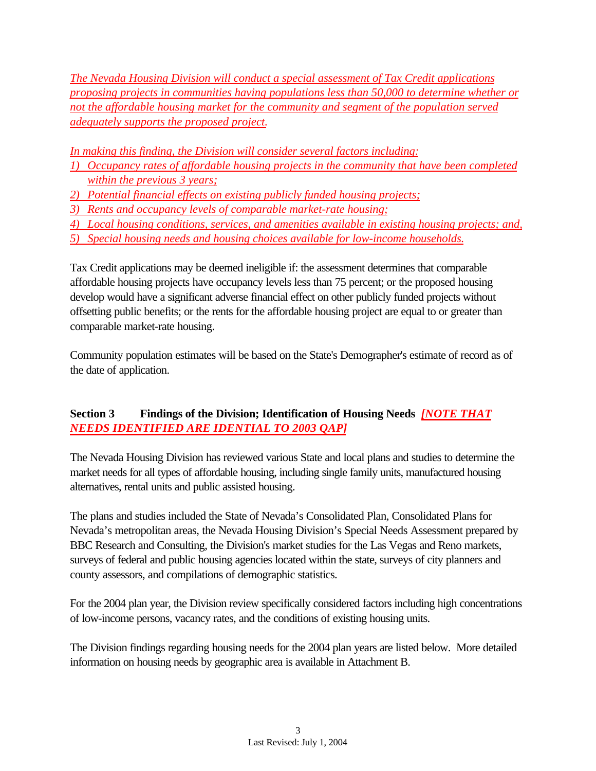*The Nevada Housing Division will conduct a special assessment of Tax Credit applications proposing projects in communities having populations less than 50,000 to determine whether or not the affordable housing market for the community and segment of the population served adequately supports the proposed project.*

*In making this finding, the Division will consider several factors including:*

1) *Occupancy rates of affordable housing projects in the community that have been completed within the previous 3 years;*
2) *Potential financial effects on existing publicly funded housing projects;*
3) *Rents and occupancy levels of comparable market-rate housing;*
4) *Local housing conditions, services, and amenities available in existing housing projects; and,*
5) *Special housing needs and housing choices available for low-income households.*

Tax Credit applications may be deemed ineligible if: the assessment determines that comparable affordable housing projects have occupancy levels less than 75 percent; or the proposed housing develop would have a significant adverse financial effect on other publicly funded projects without offsetting public benefits; or the rents for the affordable housing project are equal to or greater than comparable market-rate housing.

Community population estimates will be based on the State's Demographer's estimate of record as of the date of application.

## Section 3 Findings of the Division; Identification of Housing Needs *[NOTE THAT NEEDS IDENTIFIED ARE IDENTIAL TO 2003 QAP]*

The Nevada Housing Division has reviewed various State and local plans and studies to determine the market needs for all types of affordable housing, including single family units, manufactured housing alternatives, rental units and public assisted housing.

The plans and studies included the State of Nevada's Consolidated Plan, Consolidated Plans for Nevada's metropolitan areas, the Nevada Housing Division's Special Needs Assessment prepared by BBC Research and Consulting, the Division's market studies for the Las Vegas and Reno markets, surveys of federal and public housing agencies located within the state, surveys of city planners and county assessors, and compilations of demographic statistics.

For the 2004 plan year, the Division review specifically considered factors including high concentrations of low-income persons, vacancy rates, and the conditions of existing housing units.

The Division findings regarding housing needs for the 2004 plan years are listed below. More detailed information on housing needs by geographic area is available in Attachment B.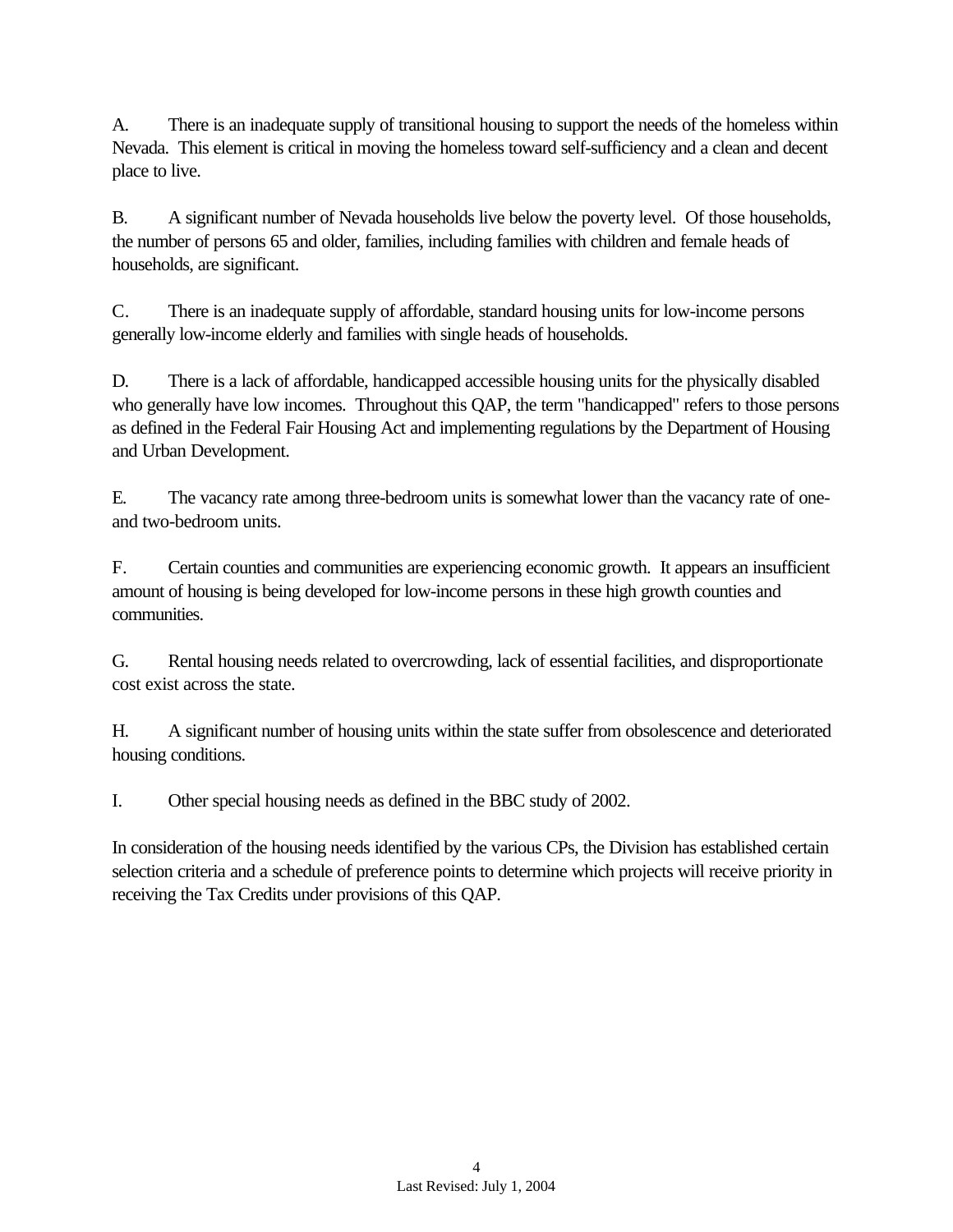A. There is an inadequate supply of transitional housing to support the needs of the homeless within Nevada. This element is critical in moving the homeless toward self-sufficiency and a clean and decent place to live.

B. A significant number of Nevada households live below the poverty level. Of those households, the number of persons 65 and older, families, including families with children and female heads of households, are significant.

C. There is an inadequate supply of affordable, standard housing units for low-income persons generally low-income elderly and families with single heads of households.

D. There is a lack of affordable, handicapped accessible housing units for the physically disabled who generally have low incomes. Throughout this QAP, the term "handicapped" refers to those persons as defined in the Federal Fair Housing Act and implementing regulations by the Department of Housing and Urban Development.

E. The vacancy rate among three-bedroom units is somewhat lower than the vacancy rate of one- and two-bedroom units.

F. Certain counties and communities are experiencing economic growth. It appears an insufficient amount of housing is being developed for low-income persons in these high growth counties and communities.

G. Rental housing needs related to overcrowding, lack of essential facilities, and disproportionate cost exist across the state.

H. A significant number of housing units within the state suffer from obsolescence and deteriorated housing conditions.

I. Other special housing needs as defined in the BBC study of 2002.

In consideration of the housing needs identified by the various CPs, the Division has established certain selection criteria and a schedule of preference points to determine which projects will receive priority in receiving the Tax Credits under provisions of this QAP.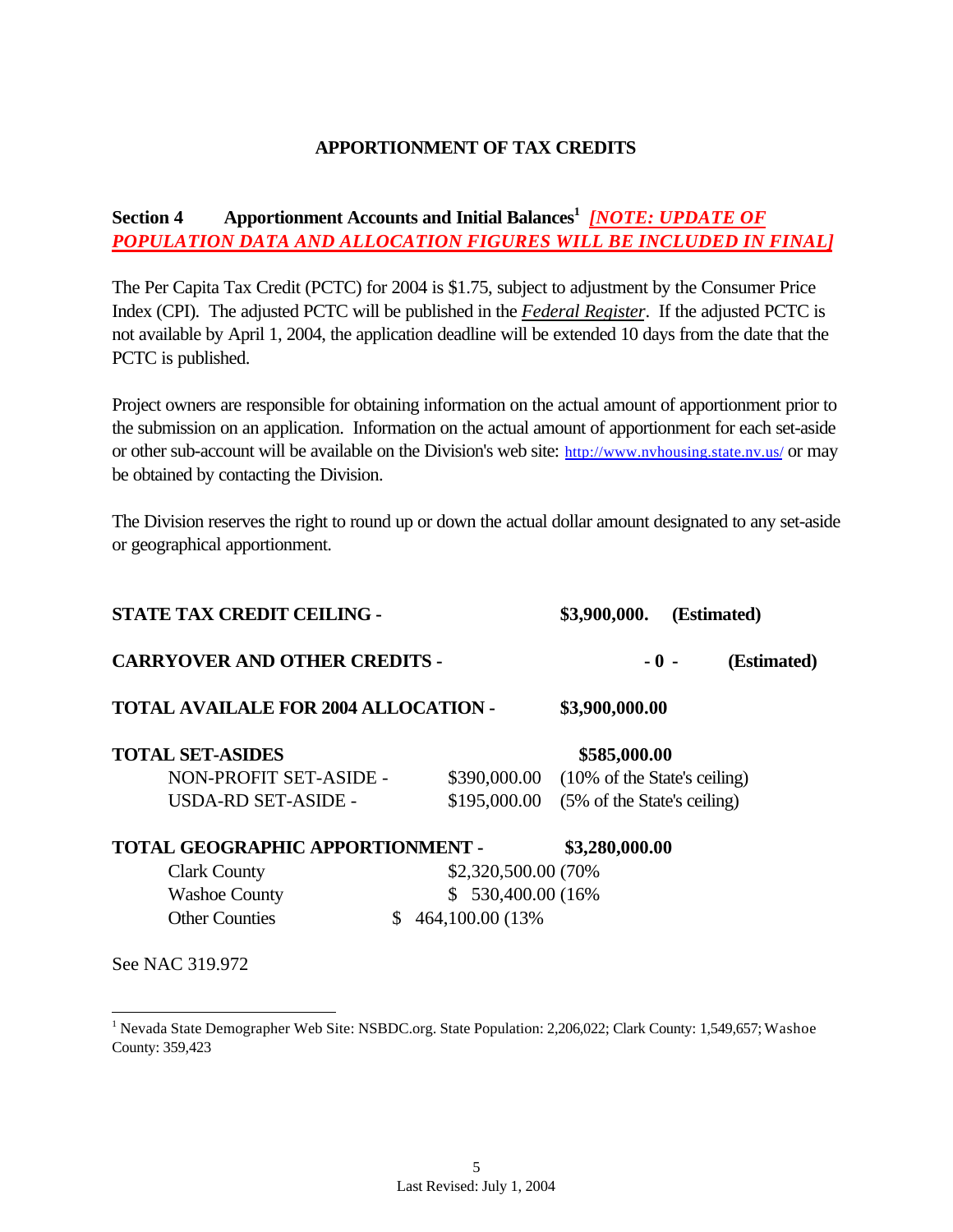## APPORTIONMENT OF TAX CREDITS

### Section 4 Apportionment Accounts and Initial Balances[1] *[NOTE: UPDATE OF POPULATION DATA AND ALLOCATION FIGURES WILL BE INCLUDED IN FINAL]*

The Per Capita Tax Credit (PCTC) for 2004 is $1.75, subject to adjustment by the Consumer Price Index (CPI). The adjusted PCTC will be published in the *Federal Register*. If the adjusted PCTC is not available by April 1, 2004, the application deadline will be extended 10 days from the date that the PCTC is published.

Project owners are responsible for obtaining information on the actual amount of apportionment prior to the submission on an application. Information on the actual amount of apportionment for each set-aside or other sub-account will be available on the Division's web site: http://www.nvhousing.state.nv.us/ or may be obtained by contacting the Division.

The Division reserves the right to round up or down the actual dollar amount designated to any set-aside or geographical apportionment.

| | | | |
|---|---|---|---|
| **STATE TAX CREDIT CEILING -** | | **$3,900,000.** | **(Estimated)** |
| **CARRYOVER AND OTHER CREDITS -** | | **- 0 -** | **(Estimated)** |
| **TOTAL AVAILALE FOR 2004 ALLOCATION -** | | **$3,900,000.00** | |
| **TOTAL SET-ASIDES** | | **$585,000.00** | |
| NON-PROFIT SET-ASIDE - | $390,000.00 | (10% of the State's ceiling) | |
| USDA-RD SET-ASIDE - | $195,000.00 | (5% of the State's ceiling) | |
| **TOTAL GEOGRAPHIC APPORTIONMENT -** | | **$3,280,000.00** | |
| Clark County | $2,320,500.00 (70% | | |
| Washoe County | $ 530,400.00 (16% | | |
| Other Counties | $ 464,100.00 (13% | | |

See NAC 319.972

[1] Nevada State Demographer Web Site: NSBDC.org. State Population: 2,206,022; Clark County: 1,549,657; Washoe County: 359,423

Last Revised: July 1, 2004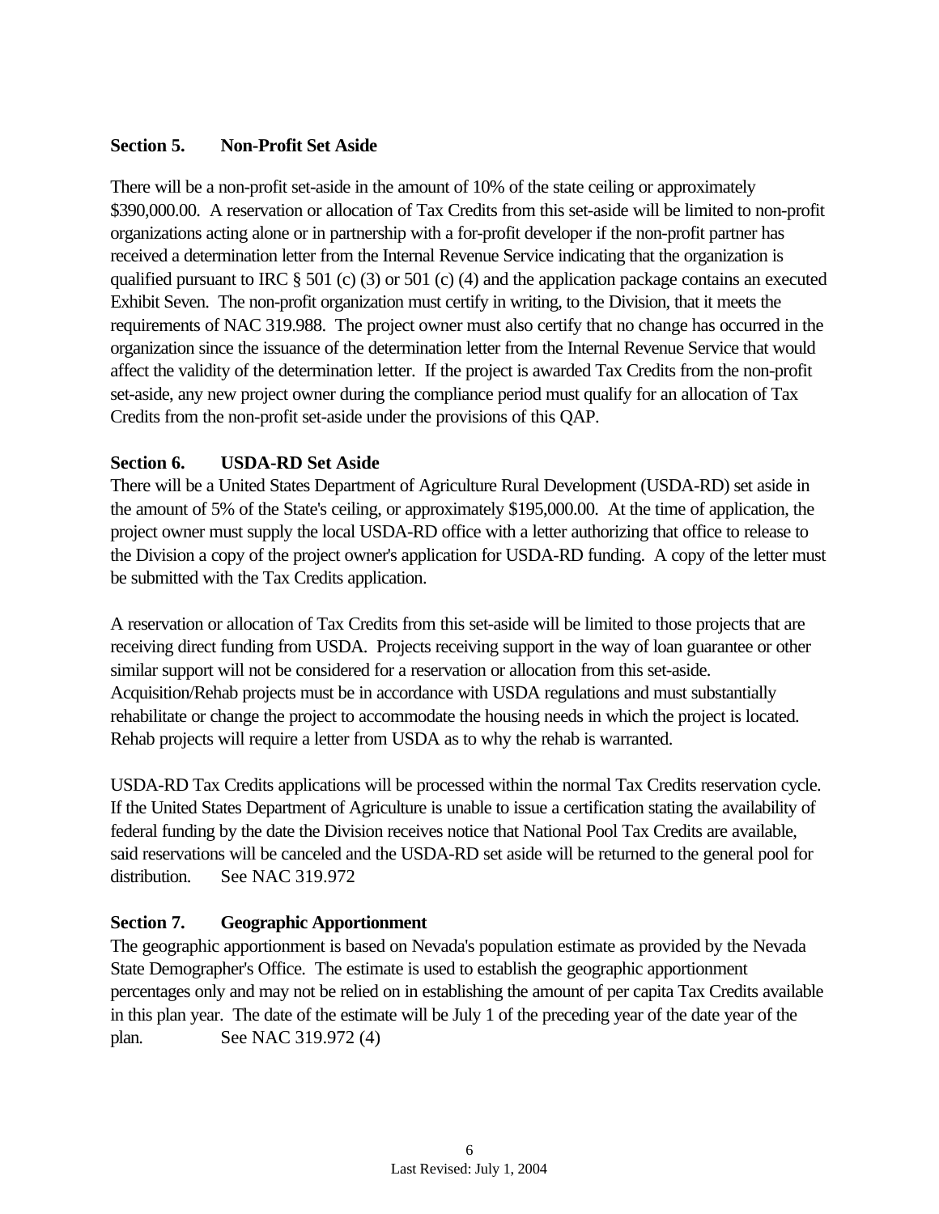## Section 5. Non-Profit Set Aside

There will be a non-profit set-aside in the amount of 10% of the state ceiling or approximately $390,000.00. A reservation or allocation of Tax Credits from this set-aside will be limited to non-profit organizations acting alone or in partnership with a for-profit developer if the non-profit partner has received a determination letter from the Internal Revenue Service indicating that the organization is qualified pursuant to IRC § 501 (c) (3) or 501 (c) (4) and the application package contains an executed Exhibit Seven. The non-profit organization must certify in writing, to the Division, that it meets the requirements of NAC 319.988. The project owner must also certify that no change has occurred in the organization since the issuance of the determination letter from the Internal Revenue Service that would affect the validity of the determination letter. If the project is awarded Tax Credits from the non-profit set-aside, any new project owner during the compliance period must qualify for an allocation of Tax Credits from the non-profit set-aside under the provisions of this QAP.

## Section 6. USDA-RD Set Aside

There will be a United States Department of Agriculture Rural Development (USDA-RD) set aside in the amount of 5% of the State's ceiling, or approximately $195,000.00. At the time of application, the project owner must supply the local USDA-RD office with a letter authorizing that office to release to the Division a copy of the project owner's application for USDA-RD funding. A copy of the letter must be submitted with the Tax Credits application.

A reservation or allocation of Tax Credits from this set-aside will be limited to those projects that are receiving direct funding from USDA. Projects receiving support in the way of loan guarantee or other similar support will not be considered for a reservation or allocation from this set-aside. Acquisition/Rehab projects must be in accordance with USDA regulations and must substantially rehabilitate or change the project to accommodate the housing needs in which the project is located. Rehab projects will require a letter from USDA as to why the rehab is warranted.

USDA-RD Tax Credits applications will be processed within the normal Tax Credits reservation cycle. If the United States Department of Agriculture is unable to issue a certification stating the availability of federal funding by the date the Division receives notice that National Pool Tax Credits are available, said reservations will be canceled and the USDA-RD set aside will be returned to the general pool for distribution. See NAC 319.972

## Section 7. Geographic Apportionment

The geographic apportionment is based on Nevada's population estimate as provided by the Nevada State Demographer's Office. The estimate is used to establish the geographic apportionment percentages only and may not be relied on in establishing the amount of per capita Tax Credits available in this plan year. The date of the estimate will be July 1 of the preceding year of the date year of the plan. See NAC 319.972 (4)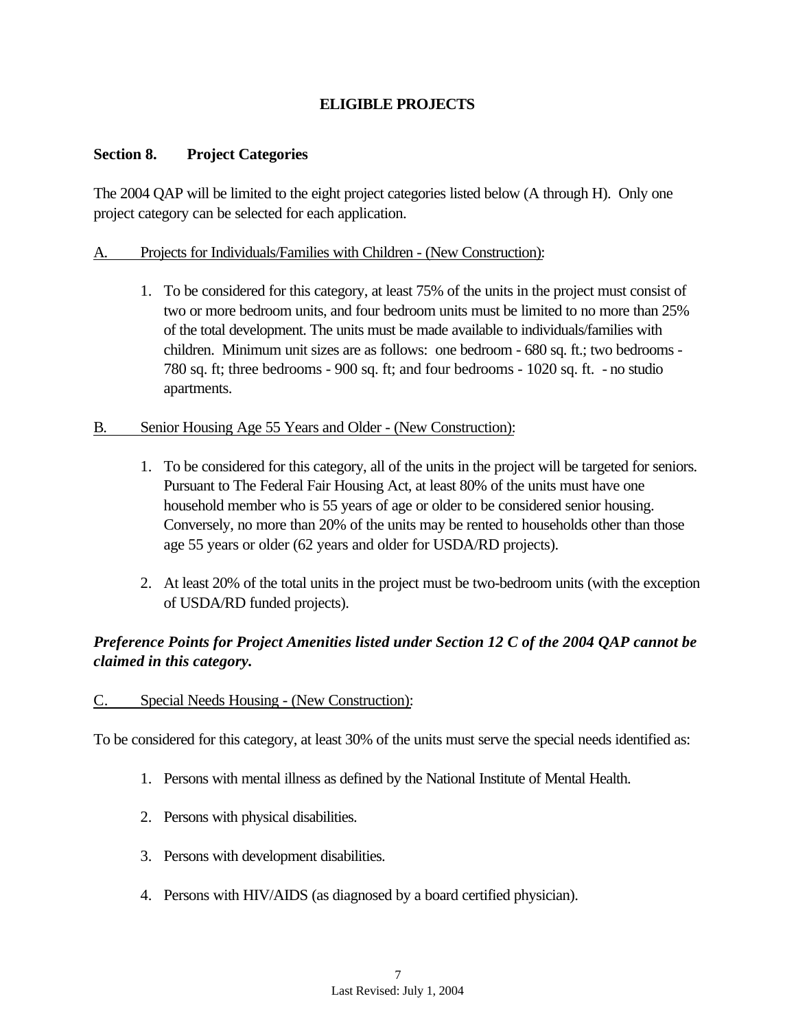## ELIGIBLE PROJECTS

### Section 8. Project Categories

The 2004 QAP will be limited to the eight project categories listed below (A through H). Only one project category can be selected for each application.

A. Projects for Individuals/Families with Children - (New Construction):

1. To be considered for this category, at least 75% of the units in the project must consist of two or more bedroom units, and four bedroom units must be limited to no more than 25% of the total development. The units must be made available to individuals/families with children. Minimum unit sizes are as follows: one bedroom - 680 sq. ft.; two bedrooms - 780 sq. ft; three bedrooms - 900 sq. ft; and four bedrooms - 1020 sq. ft. - no studio apartments.

B. Senior Housing Age 55 Years and Older - (New Construction):

1. To be considered for this category, all of the units in the project will be targeted for seniors. Pursuant to The Federal Fair Housing Act, at least 80% of the units must have one household member who is 55 years of age or older to be considered senior housing. Conversely, no more than 20% of the units may be rented to households other than those age 55 years or older (62 years and older for USDA/RD projects).

2. At least 20% of the total units in the project must be two-bedroom units (with the exception of USDA/RD funded projects).

***Preference Points for Project Amenities listed under Section 12 C of the 2004 QAP cannot be claimed in this category.***

C. Special Needs Housing - (New Construction):

To be considered for this category, at least 30% of the units must serve the special needs identified as:

1. Persons with mental illness as defined by the National Institute of Mental Health.

2. Persons with physical disabilities.

3. Persons with development disabilities.

4. Persons with HIV/AIDS (as diagnosed by a board certified physician).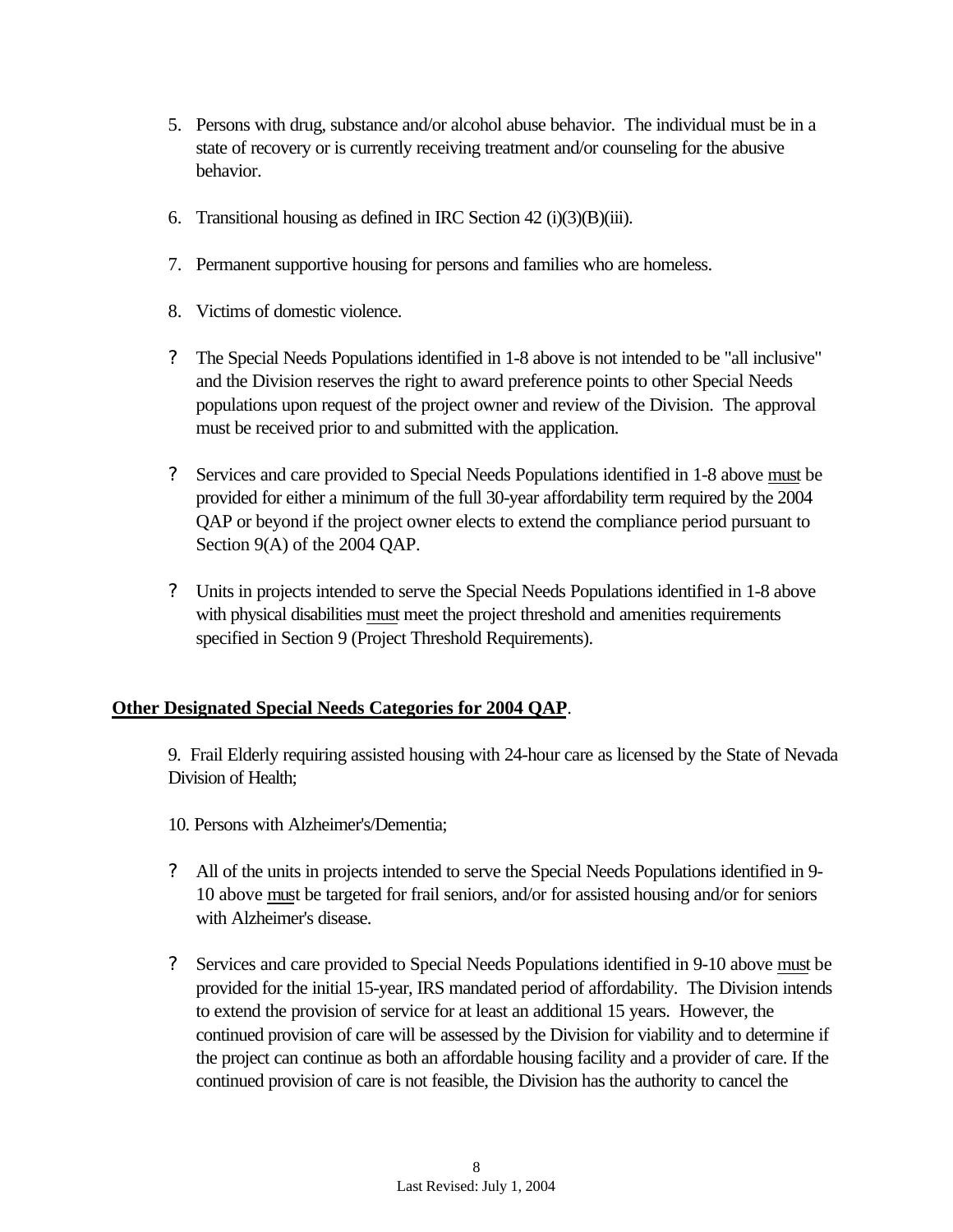5. Persons with drug, substance and/or alcohol abuse behavior. The individual must be in a state of recovery or is currently receiving treatment and/or counseling for the abusive behavior.

6. Transitional housing as defined in IRC Section 42 (i)(3)(B)(iii).

7. Permanent supportive housing for persons and families who are homeless.

8. Victims of domestic violence.

? The Special Needs Populations identified in 1-8 above is not intended to be "all inclusive" and the Division reserves the right to award preference points to other Special Needs populations upon request of the project owner and review of the Division. The approval must be received prior to and submitted with the application.

? Services and care provided to Special Needs Populations identified in 1-8 above must be provided for either a minimum of the full 30-year affordability term required by the 2004 QAP or beyond if the project owner elects to extend the compliance period pursuant to Section 9(A) of the 2004 QAP.

? Units in projects intended to serve the Special Needs Populations identified in 1-8 above with physical disabilities must meet the project threshold and amenities requirements specified in Section 9 (Project Threshold Requirements).

**Other Designated Special Needs Categories for 2004 QAP**.

9. Frail Elderly requiring assisted housing with 24-hour care as licensed by the State of Nevada Division of Health;

10. Persons with Alzheimer's/Dementia;

? All of the units in projects intended to serve the Special Needs Populations identified in 9-10 above must be targeted for frail seniors, and/or for assisted housing and/or for seniors with Alzheimer's disease.

? Services and care provided to Special Needs Populations identified in 9-10 above must be provided for the initial 15-year, IRS mandated period of affordability. The Division intends to extend the provision of service for at least an additional 15 years. However, the continued provision of care will be assessed by the Division for viability and to determine if the project can continue as both an affordable housing facility and a provider of care. If the continued provision of care is not feasible, the Division has the authority to cancel the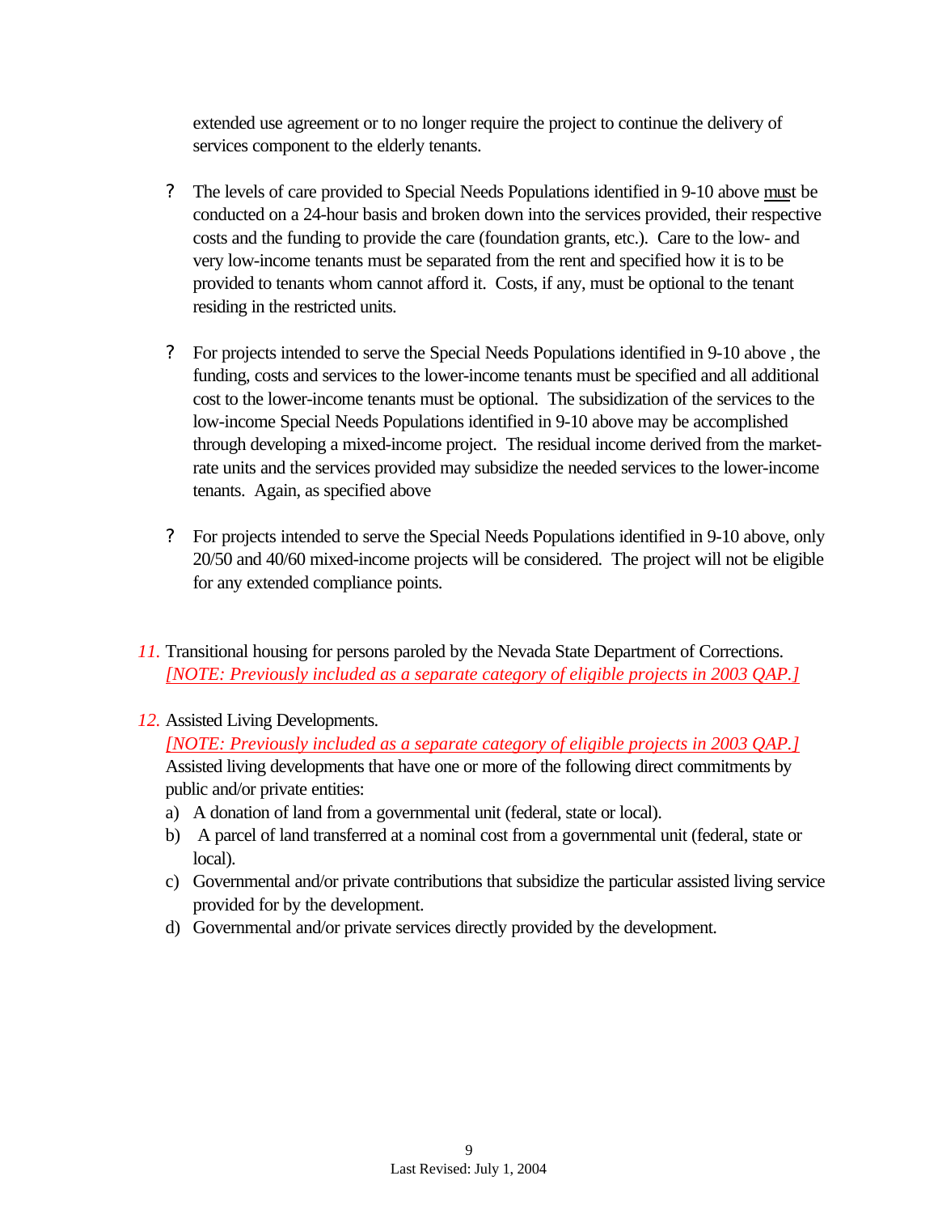extended use agreement or to no longer require the project to continue the delivery of services component to the elderly tenants.

- The levels of care provided to Special Needs Populations identified in 9-10 above must be conducted on a 24-hour basis and broken down into the services provided, their respective costs and the funding to provide the care (foundation grants, etc.). Care to the low- and very low-income tenants must be separated from the rent and specified how it is to be provided to tenants whom cannot afford it. Costs, if any, must be optional to the tenant residing in the restricted units.

- For projects intended to serve the Special Needs Populations identified in 9-10 above , the funding, costs and services to the lower-income tenants must be specified and all additional cost to the lower-income tenants must be optional. The subsidization of the services to the low-income Special Needs Populations identified in 9-10 above may be accomplished through developing a mixed-income project. The residual income derived from the market-rate units and the services provided may subsidize the needed services to the lower-income tenants. Again, as specified above

- For projects intended to serve the Special Needs Populations identified in 9-10 above, only 20/50 and 40/60 mixed-income projects will be considered. The project will not be eligible for any extended compliance points.

*11.* Transitional housing for persons paroled by the Nevada State Department of Corrections.
*[NOTE: Previously included as a separate category of eligible projects in 2003 QAP.]*

*12.* Assisted Living Developments.
*[NOTE: Previously included as a separate category of eligible projects in 2003 QAP.]*
Assisted living developments that have one or more of the following direct commitments by public and/or private entities:

a) A donation of land from a governmental unit (federal, state or local).
b) A parcel of land transferred at a nominal cost from a governmental unit (federal, state or local).
c) Governmental and/or private contributions that subsidize the particular assisted living service provided for by the development.
d) Governmental and/or private services directly provided by the development.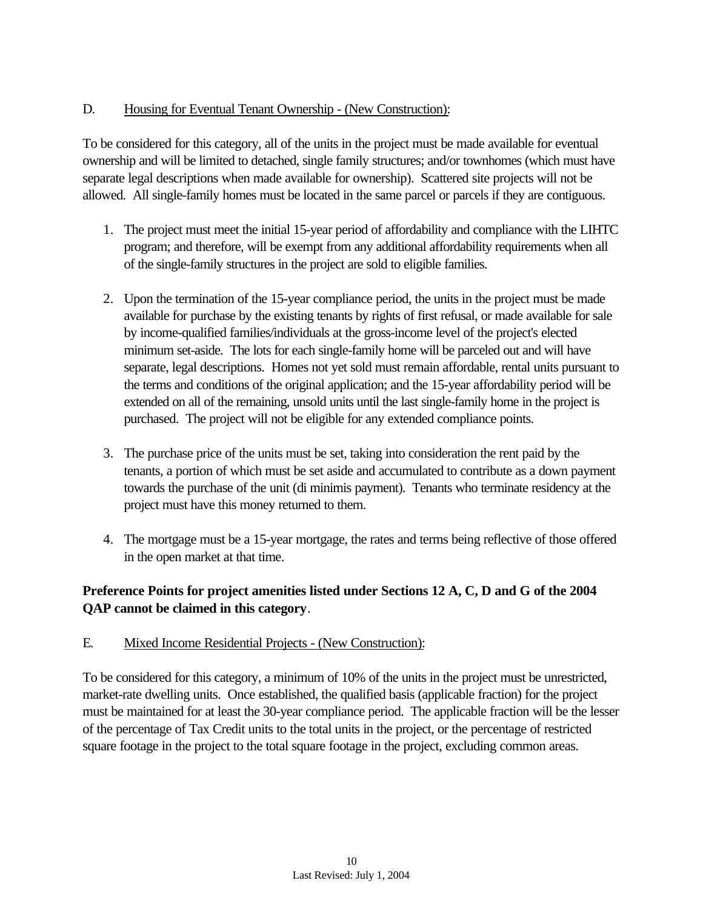D. Housing for Eventual Tenant Ownership - (New Construction):

To be considered for this category, all of the units in the project must be made available for eventual ownership and will be limited to detached, single family structures; and/or townhomes (which must have separate legal descriptions when made available for ownership). Scattered site projects will not be allowed. All single-family homes must be located in the same parcel or parcels if they are contiguous.

1. The project must meet the initial 15-year period of affordability and compliance with the LIHTC program; and therefore, will be exempt from any additional affordability requirements when all of the single-family structures in the project are sold to eligible families.

2. Upon the termination of the 15-year compliance period, the units in the project must be made available for purchase by the existing tenants by rights of first refusal, or made available for sale by income-qualified families/individuals at the gross-income level of the project's elected minimum set-aside. The lots for each single-family home will be parceled out and will have separate, legal descriptions. Homes not yet sold must remain affordable, rental units pursuant to the terms and conditions of the original application; and the 15-year affordability period will be extended on all of the remaining, unsold units until the last single-family home in the project is purchased. The project will not be eligible for any extended compliance points.

3. The purchase price of the units must be set, taking into consideration the rent paid by the tenants, a portion of which must be set aside and accumulated to contribute as a down payment towards the purchase of the unit (di minimis payment). Tenants who terminate residency at the project must have this money returned to them.

4. The mortgage must be a 15-year mortgage, the rates and terms being reflective of those offered in the open market at that time.

**Preference Points for project amenities listed under Sections 12 A, C, D and G of the 2004 QAP cannot be claimed in this category**.

E. Mixed Income Residential Projects - (New Construction):

To be considered for this category, a minimum of 10% of the units in the project must be unrestricted, market-rate dwelling units. Once established, the qualified basis (applicable fraction) for the project must be maintained for at least the 30-year compliance period. The applicable fraction will be the lesser of the percentage of Tax Credit units to the total units in the project, or the percentage of restricted square footage in the project to the total square footage in the project, excluding common areas.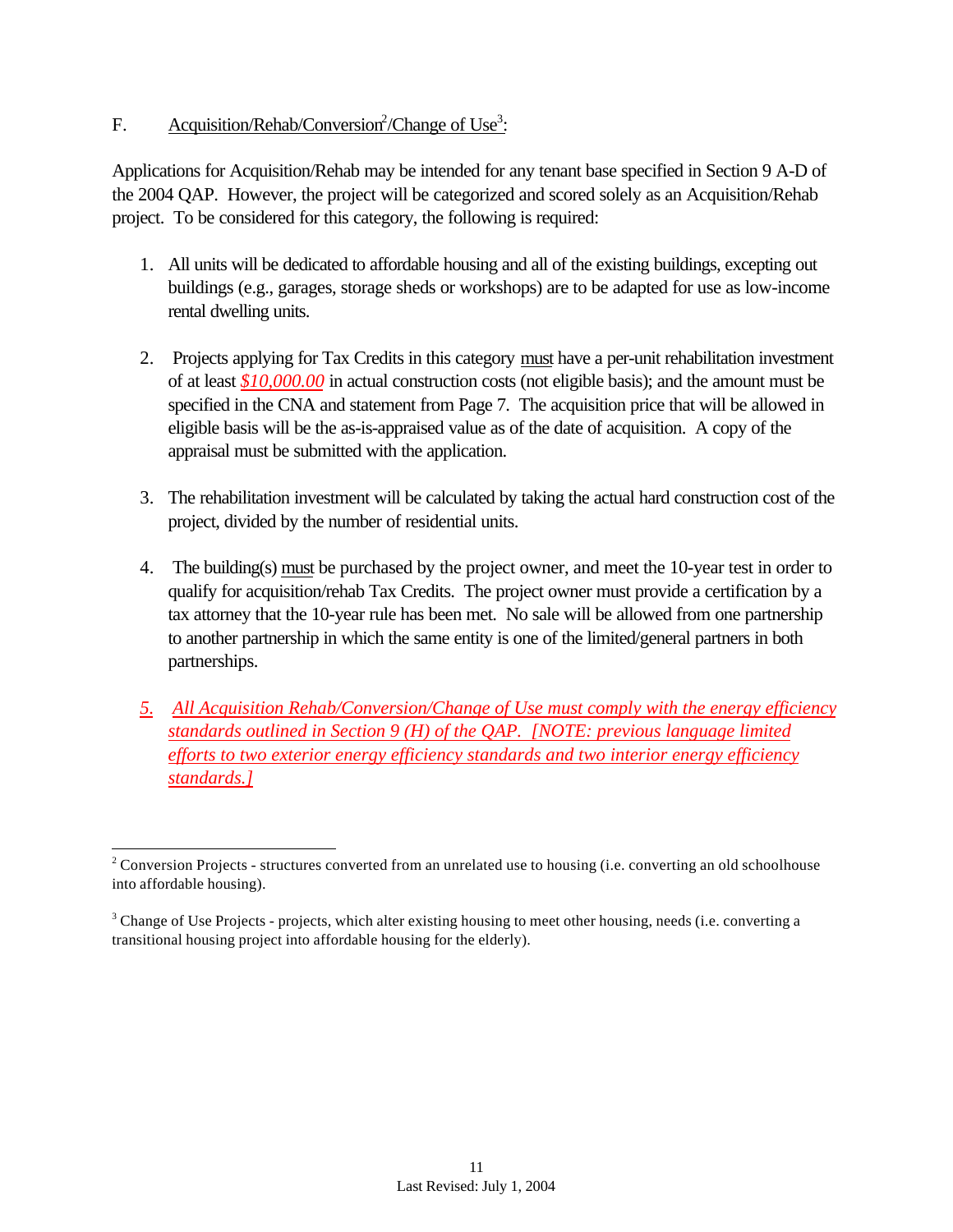F. Acquisition/Rehab/Conversion[2]/Change of Use[3]:

Applications for Acquisition/Rehab may be intended for any tenant base specified in Section 9 A-D of the 2004 QAP. However, the project will be categorized and scored solely as an Acquisition/Rehab project. To be considered for this category, the following is required:

1. All units will be dedicated to affordable housing and all of the existing buildings, excepting out buildings (e.g., garages, storage sheds or workshops) are to be adapted for use as low-income rental dwelling units.

2. Projects applying for Tax Credits in this category must have a per-unit rehabilitation investment of at least *$10,000.00* in actual construction costs (not eligible basis); and the amount must be specified in the CNA and statement from Page 7. The acquisition price that will be allowed in eligible basis will be the as-is-appraised value as of the date of acquisition. A copy of the appraisal must be submitted with the application.

3. The rehabilitation investment will be calculated by taking the actual hard construction cost of the project, divided by the number of residential units.

4. The building(s) must be purchased by the project owner, and meet the 10-year test in order to qualify for acquisition/rehab Tax Credits. The project owner must provide a certification by a tax attorney that the 10-year rule has been met. No sale will be allowed from one partnership to another partnership in which the same entity is one of the limited/general partners in both partnerships.

5. *All Acquisition Rehab/Conversion/Change of Use must comply with the energy efficiency standards outlined in Section 9 (H) of the QAP. [NOTE: previous language limited efforts to two exterior energy efficiency standards and two interior energy efficiency standards.]*

---

[2] Conversion Projects - structures converted from an unrelated use to housing (i.e. converting an old schoolhouse into affordable housing).

[3] Change of Use Projects - projects, which alter existing housing to meet other housing, needs (i.e. converting a transitional housing project into affordable housing for the elderly).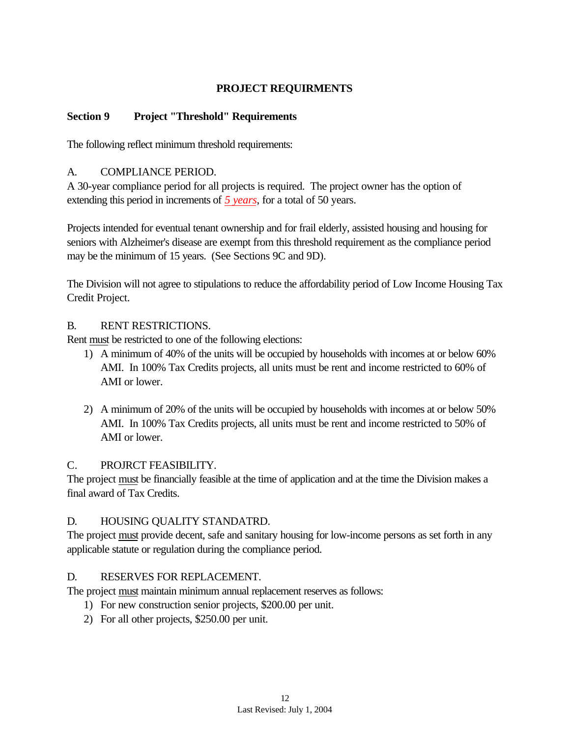# PROJECT REQUIRMENTS

## Section 9 Project "Threshold" Requirements

The following reflect minimum threshold requirements:

A. COMPLIANCE PERIOD.
A 30-year compliance period for all projects is required. The project owner has the option of extending this period in increments of *5 years*, for a total of 50 years.

Projects intended for eventual tenant ownership and for frail elderly, assisted housing and housing for seniors with Alzheimer's disease are exempt from this threshold requirement as the compliance period may be the minimum of 15 years. (See Sections 9C and 9D).

The Division will not agree to stipulations to reduce the affordability period of Low Income Housing Tax Credit Project.

B. RENT RESTRICTIONS.
Rent must be restricted to one of the following elections:

1) A minimum of 40% of the units will be occupied by households with incomes at or below 60% AMI. In 100% Tax Credits projects, all units must be rent and income restricted to 60% of AMI or lower.

2) A minimum of 20% of the units will be occupied by households with incomes at or below 50% AMI. In 100% Tax Credits projects, all units must be rent and income restricted to 50% of AMI or lower.

C. PROJRCT FEASIBILITY.
The project must be financially feasible at the time of application and at the time the Division makes a final award of Tax Credits.

D. HOUSING QUALITY STANDATRD.
The project must provide decent, safe and sanitary housing for low-income persons as set forth in any applicable statute or regulation during the compliance period.

D. RESERVES FOR REPLACEMENT.
The project must maintain minimum annual replacement reserves as follows:

1) For new construction senior projects, $200.00 per unit.
2) For all other projects, $250.00 per unit.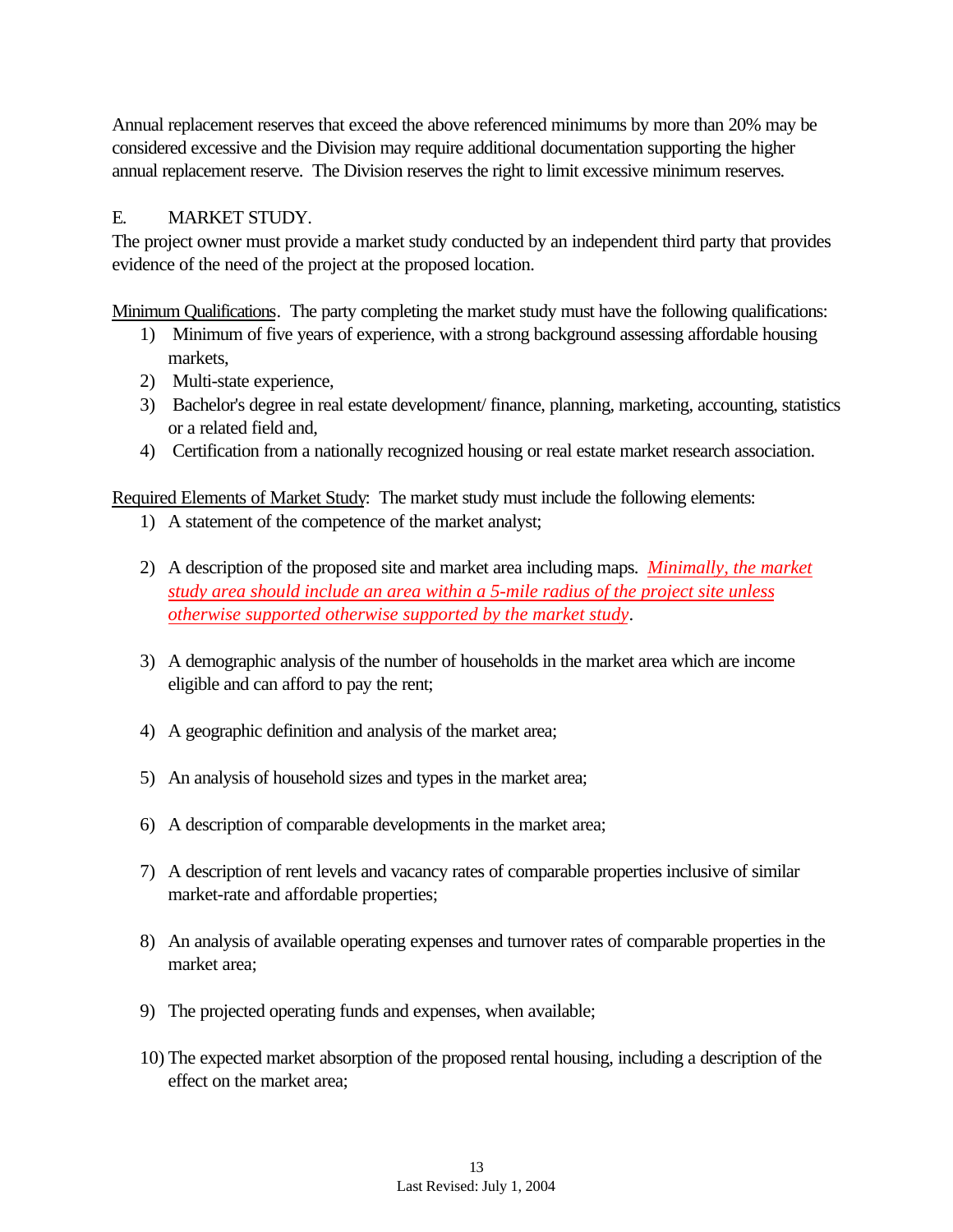Annual replacement reserves that exceed the above referenced minimums by more than 20% may be considered excessive and the Division may require additional documentation supporting the higher annual replacement reserve. The Division reserves the right to limit excessive minimum reserves.

## E. MARKET STUDY.

The project owner must provide a market study conducted by an independent third party that provides evidence of the need of the project at the proposed location.

Minimum Qualifications. The party completing the market study must have the following qualifications:

1) Minimum of five years of experience, with a strong background assessing affordable housing markets,
2) Multi-state experience,
3) Bachelor's degree in real estate development/ finance, planning, marketing, accounting, statistics or a related field and,
4) Certification from a nationally recognized housing or real estate market research association.

Required Elements of Market Study: The market study must include the following elements:

1) A statement of the competence of the market analyst;
2) A description of the proposed site and market area including maps. *Minimally, the market study area should include an area within a 5-mile radius of the project site unless otherwise supported otherwise supported by the market study*.
3) A demographic analysis of the number of households in the market area which are income eligible and can afford to pay the rent;
4) A geographic definition and analysis of the market area;
5) An analysis of household sizes and types in the market area;
6) A description of comparable developments in the market area;
7) A description of rent levels and vacancy rates of comparable properties inclusive of similar market-rate and affordable properties;
8) An analysis of available operating expenses and turnover rates of comparable properties in the market area;
9) The projected operating funds and expenses, when available;
10) The expected market absorption of the proposed rental housing, including a description of the effect on the market area;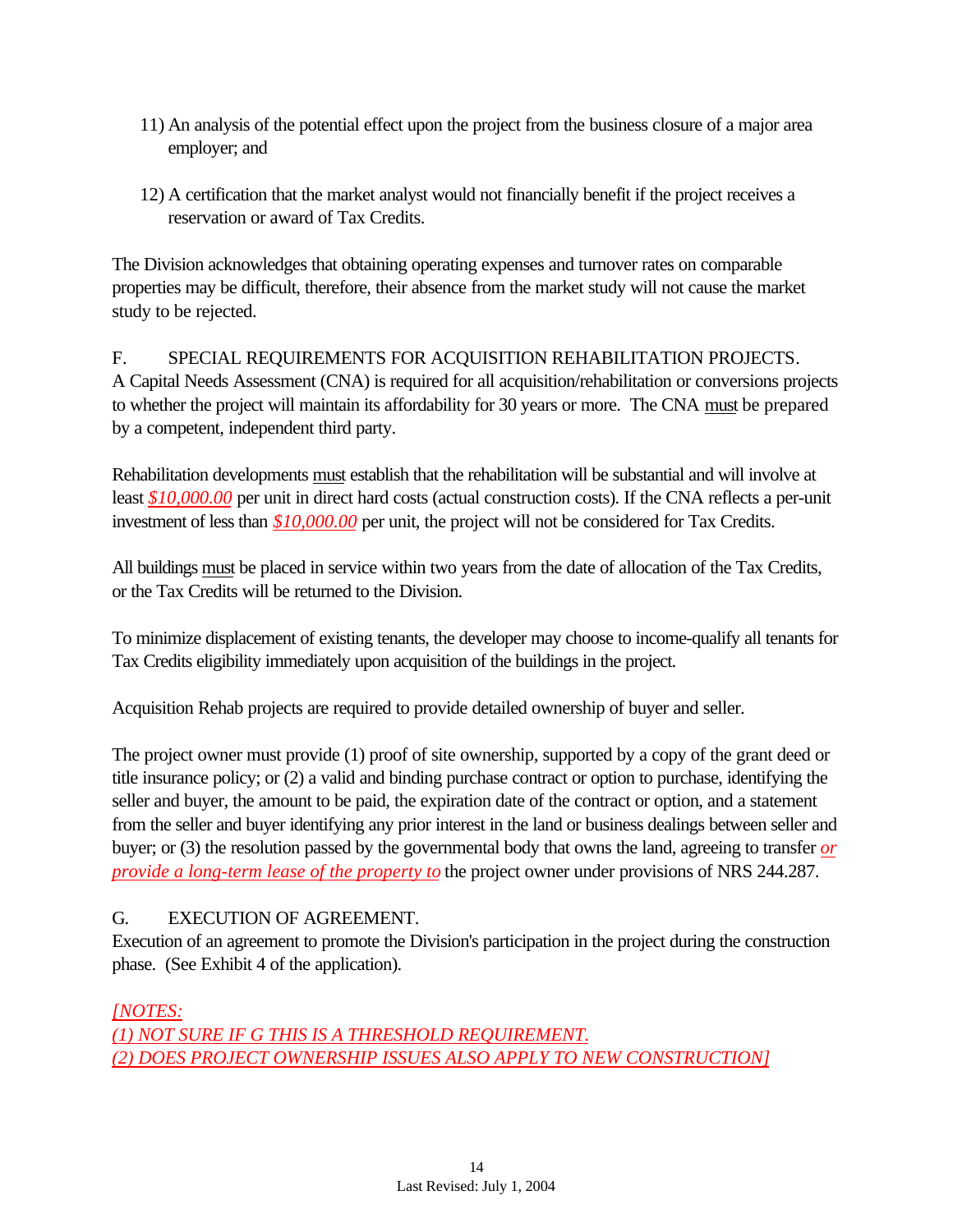11) An analysis of the potential effect upon the project from the business closure of a major area employer; and

12) A certification that the market analyst would not financially benefit if the project receives a reservation or award of Tax Credits.

The Division acknowledges that obtaining operating expenses and turnover rates on comparable properties may be difficult, therefore, their absence from the market study will not cause the market study to be rejected.

F. SPECIAL REQUIREMENTS FOR ACQUISITION REHABILITATION PROJECTS.
A Capital Needs Assessment (CNA) is required for all acquisition/rehabilitation or conversions projects to whether the project will maintain its affordability for 30 years or more. The CNA must be prepared by a competent, independent third party.

Rehabilitation developments must establish that the rehabilitation will be substantial and will involve at least *$10,000.00* per unit in direct hard costs (actual construction costs). If the CNA reflects a per-unit investment of less than *$10,000.00* per unit, the project will not be considered for Tax Credits.

All buildings must be placed in service within two years from the date of allocation of the Tax Credits, or the Tax Credits will be returned to the Division.

To minimize displacement of existing tenants, the developer may choose to income-qualify all tenants for Tax Credits eligibility immediately upon acquisition of the buildings in the project.

Acquisition Rehab projects are required to provide detailed ownership of buyer and seller.

The project owner must provide (1) proof of site ownership, supported by a copy of the grant deed or title insurance policy; or (2) a valid and binding purchase contract or option to purchase, identifying the seller and buyer, the amount to be paid, the expiration date of the contract or option, and a statement from the seller and buyer identifying any prior interest in the land or business dealings between seller and buyer; or (3) the resolution passed by the governmental body that owns the land, agreeing to transfer *or provide a long-term lease of the property to* the project owner under provisions of NRS 244.287.

G. EXECUTION OF AGREEMENT.
Execution of an agreement to promote the Division's participation in the project during the construction phase. (See Exhibit 4 of the application).

*[NOTES:*
*(1) NOT SURE IF G THIS IS A THRESHOLD REQUIREMENT.*
*(2) DOES PROJECT OWNERSHIP ISSUES ALSO APPLY TO NEW CONSTRUCTION]*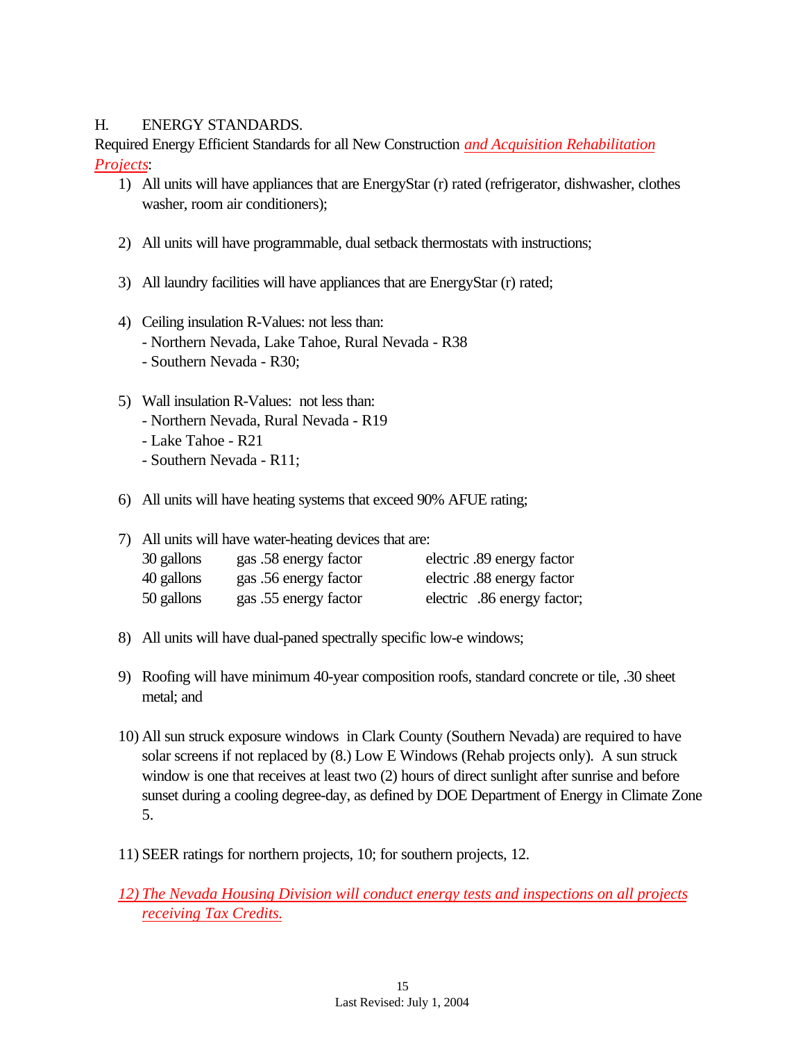## H. ENERGY STANDARDS.

Required Energy Efficient Standards for all New Construction *and Acquisition Rehabilitation Projects*:

1) All units will have appliances that are EnergyStar (r) rated (refrigerator, dishwasher, clothes washer, room air conditioners);

2) All units will have programmable, dual setback thermostats with instructions;

3) All laundry facilities will have appliances that are EnergyStar (r) rated;

4) Ceiling insulation R-Values: not less than:
   - Northern Nevada, Lake Tahoe, Rural Nevada - R38
   - Southern Nevada - R30;

5) Wall insulation R-Values: not less than:
   - Northern Nevada, Rural Nevada - R19
   - Lake Tahoe - R21
   - Southern Nevada - R11;

6) All units will have heating systems that exceed 90% AFUE rating;

7) All units will have water-heating devices that are:

| | | |
|---|---|---|
| 30 gallons | gas .58 energy factor | electric .89 energy factor |
| 40 gallons | gas .56 energy factor | electric .88 energy factor |
| 50 gallons | gas .55 energy factor | electric .86 energy factor; |

8) All units will have dual-paned spectrally specific low-e windows;

9) Roofing will have minimum 40-year composition roofs, standard concrete or tile, .30 sheet metal; and

10) All sun struck exposure windows in Clark County (Southern Nevada) are required to have solar screens if not replaced by (8.) Low E Windows (Rehab projects only). A sun struck window is one that receives at least two (2) hours of direct sunlight after sunrise and before sunset during a cooling degree-day, as defined by DOE Department of Energy in Climate Zone 5.

11) SEER ratings for northern projects, 10; for southern projects, 12.

12) *The Nevada Housing Division will conduct energy tests and inspections on all projects receiving Tax Credits.*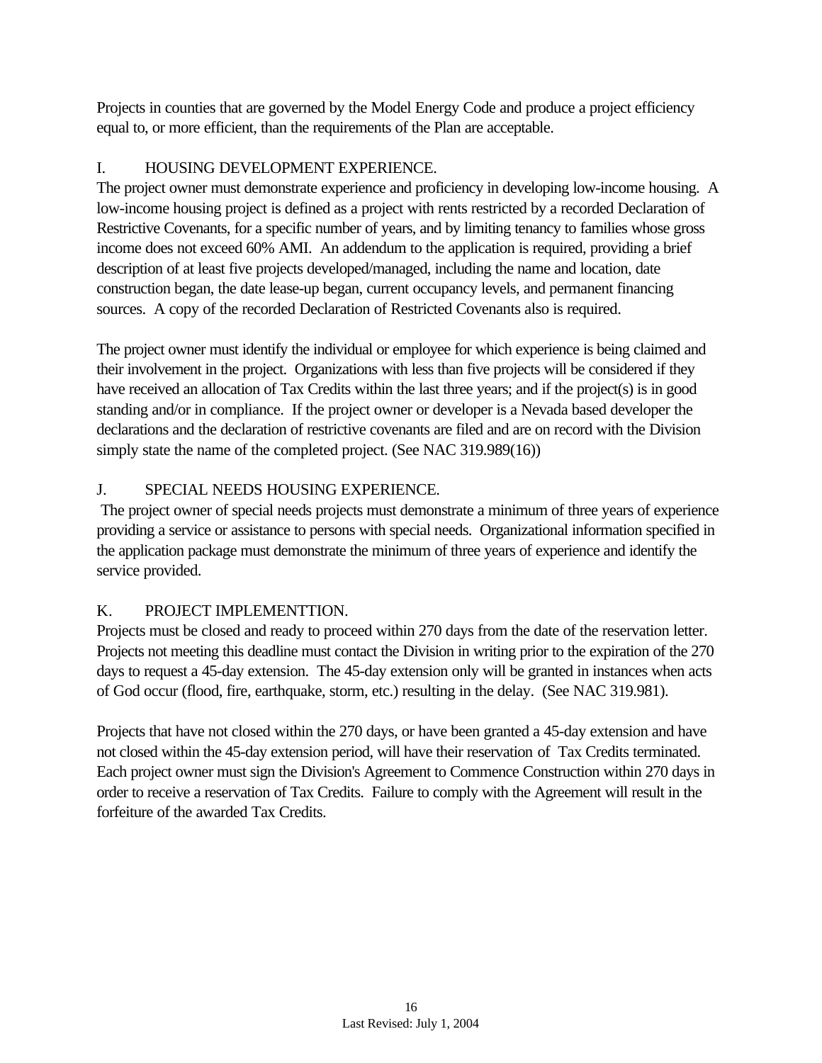Projects in counties that are governed by the Model Energy Code and produce a project efficiency equal to, or more efficient, than the requirements of the Plan are acceptable.

## I. HOUSING DEVELOPMENT EXPERIENCE.

The project owner must demonstrate experience and proficiency in developing low-income housing. A low-income housing project is defined as a project with rents restricted by a recorded Declaration of Restrictive Covenants, for a specific number of years, and by limiting tenancy to families whose gross income does not exceed 60% AMI. An addendum to the application is required, providing a brief description of at least five projects developed/managed, including the name and location, date construction began, the date lease-up began, current occupancy levels, and permanent financing sources. A copy of the recorded Declaration of Restricted Covenants also is required.

The project owner must identify the individual or employee for which experience is being claimed and their involvement in the project. Organizations with less than five projects will be considered if they have received an allocation of Tax Credits within the last three years; and if the project(s) is in good standing and/or in compliance. If the project owner or developer is a Nevada based developer the declarations and the declaration of restrictive covenants are filed and are on record with the Division simply state the name of the completed project. (See NAC 319.989(16))

## J. SPECIAL NEEDS HOUSING EXPERIENCE.

The project owner of special needs projects must demonstrate a minimum of three years of experience providing a service or assistance to persons with special needs. Organizational information specified in the application package must demonstrate the minimum of three years of experience and identify the service provided.

## K. PROJECT IMPLEMENTTION.

Projects must be closed and ready to proceed within 270 days from the date of the reservation letter. Projects not meeting this deadline must contact the Division in writing prior to the expiration of the 270 days to request a 45-day extension. The 45-day extension only will be granted in instances when acts of God occur (flood, fire, earthquake, storm, etc.) resulting in the delay. (See NAC 319.981).

Projects that have not closed within the 270 days, or have been granted a 45-day extension and have not closed within the 45-day extension period, will have their reservation of Tax Credits terminated. Each project owner must sign the Division's Agreement to Commence Construction within 270 days in order to receive a reservation of Tax Credits. Failure to comply with the Agreement will result in the forfeiture of the awarded Tax Credits.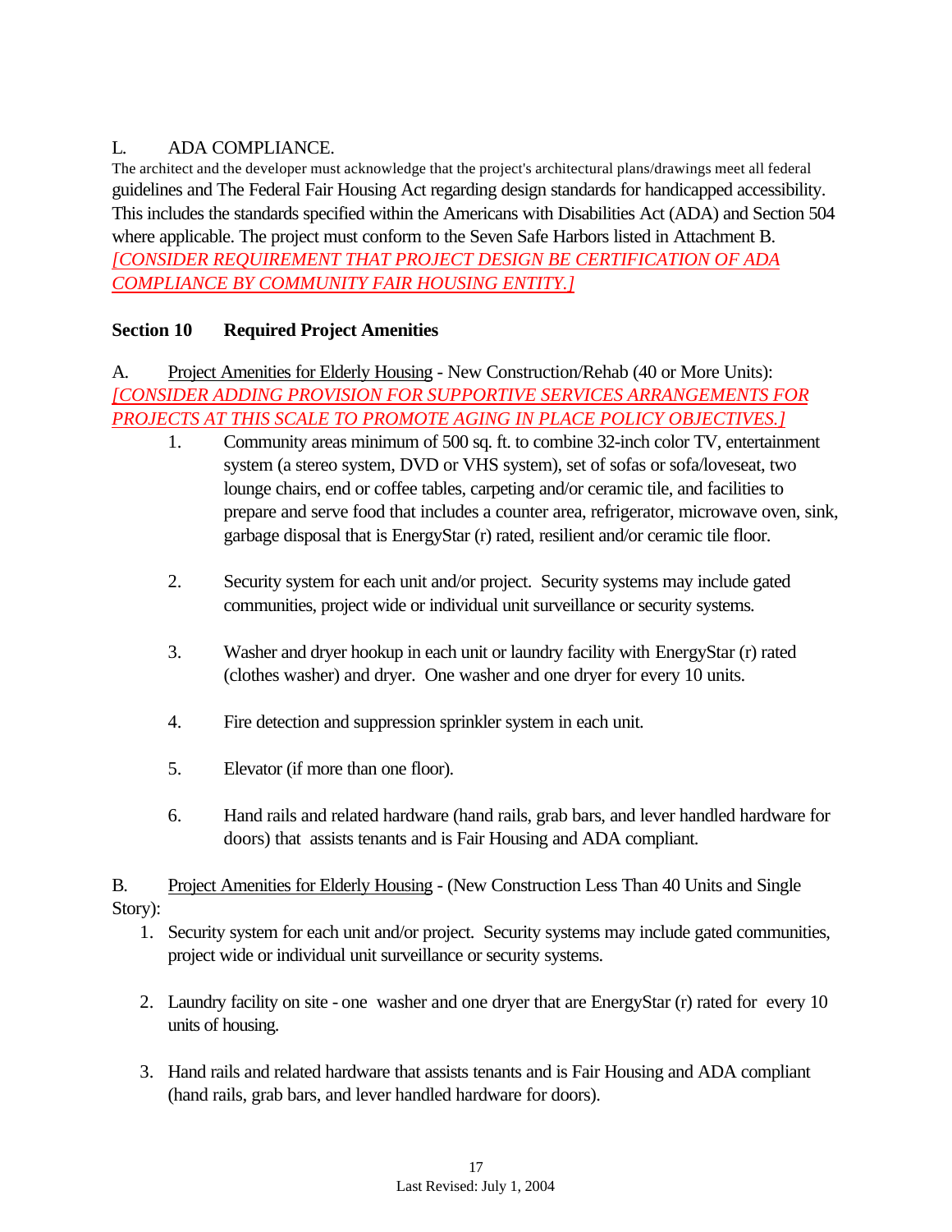L. ADA COMPLIANCE.

The architect and the developer must acknowledge that the project's architectural plans/drawings meet all federal guidelines and The Federal Fair Housing Act regarding design standards for handicapped accessibility. This includes the standards specified within the Americans with Disabilities Act (ADA) and Section 504 where applicable. The project must conform to the Seven Safe Harbors listed in Attachment B. *[CONSIDER REQUIREMENT THAT PROJECT DESIGN BE CERTIFICATION OF ADA COMPLIANCE BY COMMUNITY FAIR HOUSING ENTITY.]*

**Section 10 Required Project Amenities**

A. Project Amenities for Elderly Housing - New Construction/Rehab (40 or More Units): *[CONSIDER ADDING PROVISION FOR SUPPORTIVE SERVICES ARRANGEMENTS FOR PROJECTS AT THIS SCALE TO PROMOTE AGING IN PLACE POLICY OBJECTIVES.]*

1. Community areas minimum of 500 sq. ft. to combine 32-inch color TV, entertainment system (a stereo system, DVD or VHS system), set of sofas or sofa/loveseat, two lounge chairs, end or coffee tables, carpeting and/or ceramic tile, and facilities to prepare and serve food that includes a counter area, refrigerator, microwave oven, sink, garbage disposal that is EnergyStar (r) rated, resilient and/or ceramic tile floor.

2. Security system for each unit and/or project. Security systems may include gated communities, project wide or individual unit surveillance or security systems.

3. Washer and dryer hookup in each unit or laundry facility with EnergyStar (r) rated (clothes washer) and dryer. One washer and one dryer for every 10 units.

4. Fire detection and suppression sprinkler system in each unit.

5. Elevator (if more than one floor).

6. Hand rails and related hardware (hand rails, grab bars, and lever handled hardware for doors) that assists tenants and is Fair Housing and ADA compliant.

B. Project Amenities for Elderly Housing - (New Construction Less Than 40 Units and Single Story):

1. Security system for each unit and/or project. Security systems may include gated communities, project wide or individual unit surveillance or security systems.

2. Laundry facility on site - one washer and one dryer that are EnergyStar (r) rated for every 10 units of housing.

3. Hand rails and related hardware that assists tenants and is Fair Housing and ADA compliant (hand rails, grab bars, and lever handled hardware for doors).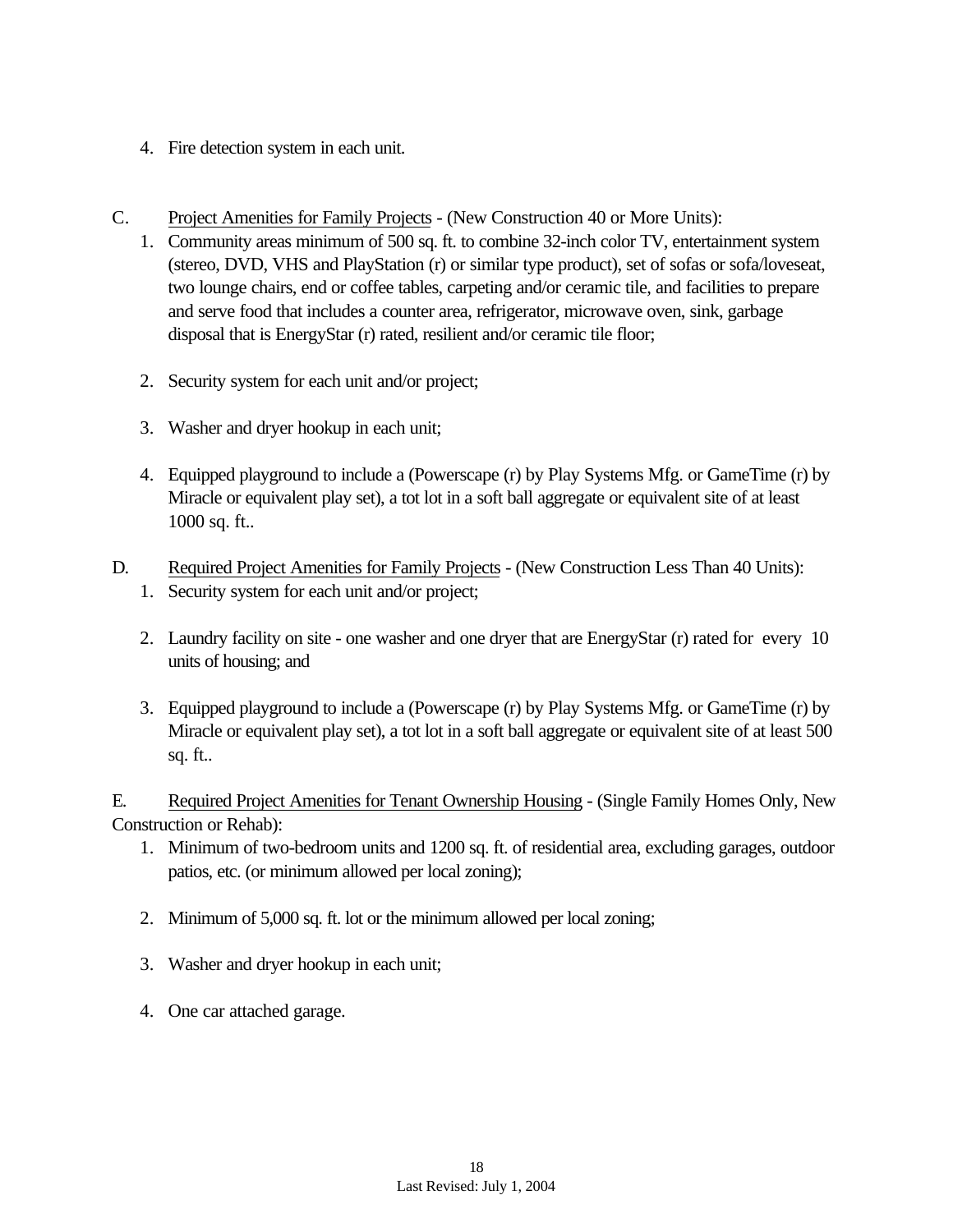4. Fire detection system in each unit.

C. Project Amenities for Family Projects - (New Construction 40 or More Units):

1. Community areas minimum of 500 sq. ft. to combine 32-inch color TV, entertainment system (stereo, DVD, VHS and PlayStation (r) or similar type product), set of sofas or sofa/loveseat, two lounge chairs, end or coffee tables, carpeting and/or ceramic tile, and facilities to prepare and serve food that includes a counter area, refrigerator, microwave oven, sink, garbage disposal that is EnergyStar (r) rated, resilient and/or ceramic tile floor;

2. Security system for each unit and/or project;

3. Washer and dryer hookup in each unit;

4. Equipped playground to include a (Powerscape (r) by Play Systems Mfg. or GameTime (r) by Miracle or equivalent play set), a tot lot in a soft ball aggregate or equivalent site of at least 1000 sq. ft..

D. Required Project Amenities for Family Projects - (New Construction Less Than 40 Units):

1. Security system for each unit and/or project;

2. Laundry facility on site - one washer and one dryer that are EnergyStar (r) rated for every 10 units of housing; and

3. Equipped playground to include a (Powerscape (r) by Play Systems Mfg. or GameTime (r) by Miracle or equivalent play set), a tot lot in a soft ball aggregate or equivalent site of at least 500 sq. ft..

E. Required Project Amenities for Tenant Ownership Housing - (Single Family Homes Only, New Construction or Rehab):

1. Minimum of two-bedroom units and 1200 sq. ft. of residential area, excluding garages, outdoor patios, etc. (or minimum allowed per local zoning);

2. Minimum of 5,000 sq. ft. lot or the minimum allowed per local zoning;

3. Washer and dryer hookup in each unit;

4. One car attached garage.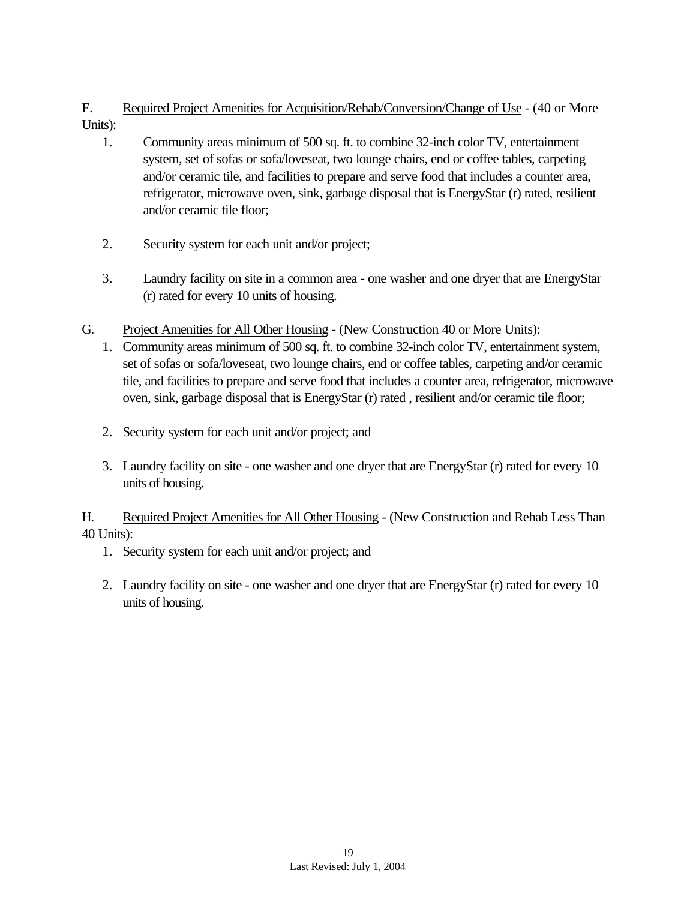F. <u>Required Project Amenities for Acquisition/Rehab/Conversion/Change of Use</u> - (40 or More Units):

1. Community areas minimum of 500 sq. ft. to combine 32-inch color TV, entertainment system, set of sofas or sofa/loveseat, two lounge chairs, end or coffee tables, carpeting and/or ceramic tile, and facilities to prepare and serve food that includes a counter area, refrigerator, microwave oven, sink, garbage disposal that is EnergyStar (r) rated, resilient and/or ceramic tile floor;

2. Security system for each unit and/or project;

3. Laundry facility on site in a common area - one washer and one dryer that are EnergyStar (r) rated for every 10 units of housing.

G. <u>Project Amenities for All Other Housing</u> - (New Construction 40 or More Units):

1. Community areas minimum of 500 sq. ft. to combine 32-inch color TV, entertainment system, set of sofas or sofa/loveseat, two lounge chairs, end or coffee tables, carpeting and/or ceramic tile, and facilities to prepare and serve food that includes a counter area, refrigerator, microwave oven, sink, garbage disposal that is EnergyStar (r) rated , resilient and/or ceramic tile floor;

2. Security system for each unit and/or project; and

3. Laundry facility on site - one washer and one dryer that are EnergyStar (r) rated for every 10 units of housing.

H. <u>Required Project Amenities for All Other Housing</u> - (New Construction and Rehab Less Than 40 Units):

1. Security system for each unit and/or project; and

2. Laundry facility on site - one washer and one dryer that are EnergyStar (r) rated for every 10 units of housing.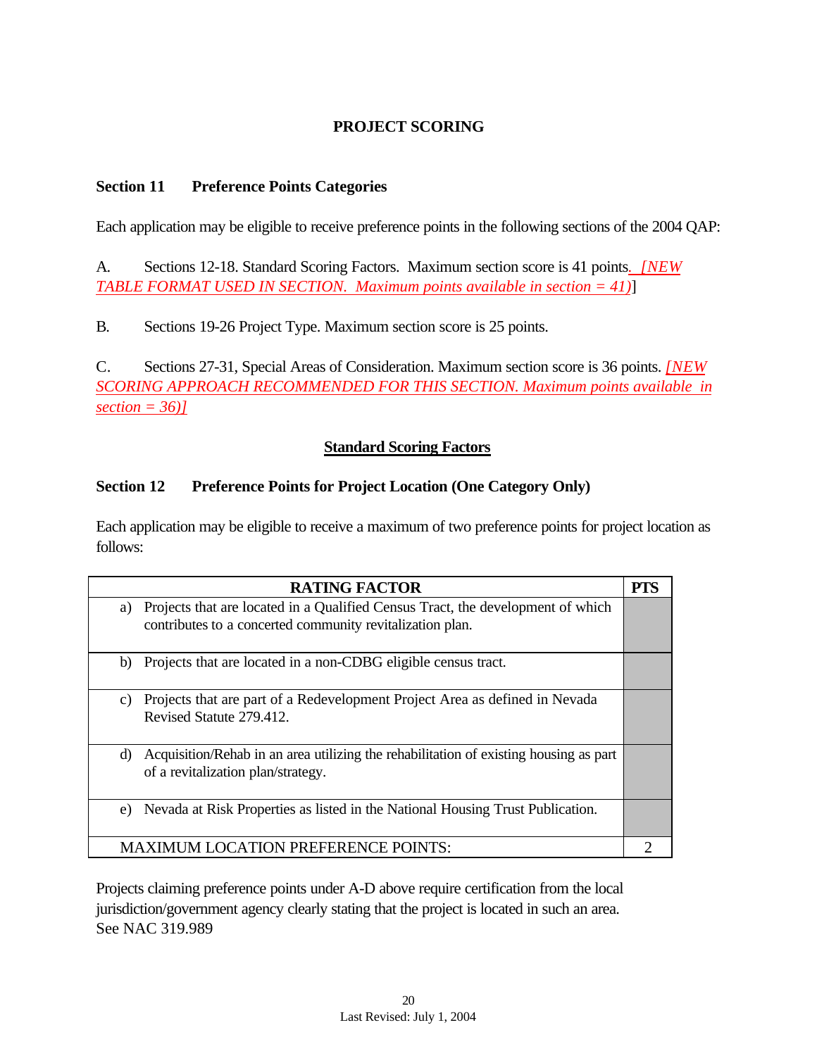## PROJECT SCORING

### Section 11 Preference Points Categories

Each application may be eligible to receive preference points in the following sections of the 2004 QAP:

A. Sections 12-18. Standard Scoring Factors. Maximum section score is 41 points. *[NEW TABLE FORMAT USED IN SECTION. Maximum points available in section = 41)*]

B. Sections 19-26 Project Type. Maximum section score is 25 points.

C. Sections 27-31, Special Areas of Consideration. Maximum section score is 36 points. *[NEW SCORING APPROACH RECOMMENDED FOR THIS SECTION. Maximum points available in section = 36)]*

## Standard Scoring Factors

### Section 12 Preference Points for Project Location (One Category Only)

Each application may be eligible to receive a maximum of two preference points for project location as follows:

| RATING FACTOR | PTS |
|---|---|
| a) Projects that are located in a Qualified Census Tract, the development of which contributes to a concerted community revitalization plan. | |
| b) Projects that are located in a non-CDBG eligible census tract. | |
| c) Projects that are part of a Redevelopment Project Area as defined in Nevada Revised Statute 279.412. | |
| d) Acquisition/Rehab in an area utilizing the rehabilitation of existing housing as part of a revitalization plan/strategy. | |
| e) Nevada at Risk Properties as listed in the National Housing Trust Publication. | |
| MAXIMUM LOCATION PREFERENCE POINTS: | 2 |

Projects claiming preference points under A-D above require certification from the local jurisdiction/government agency clearly stating that the project is located in such an area. See NAC 319.989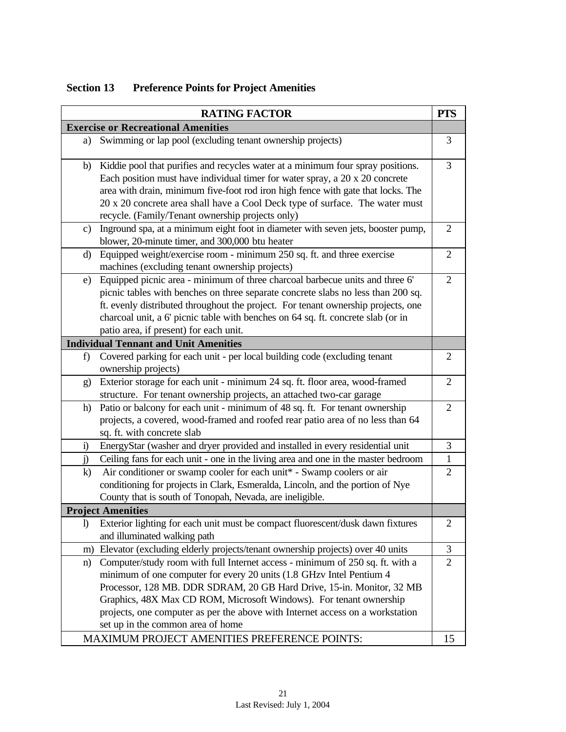## Section 13 Preference Points for Project Amenities

| RATING FACTOR | PTS |
|---|---|
| **Exercise or Recreational Amenities** | |
| a) Swimming or lap pool (excluding tenant ownership projects) | 3 |
| b) Kiddie pool that purifies and recycles water at a minimum four spray positions. Each position must have individual timer for water spray, a 20 x 20 concrete area with drain, minimum five-foot rod iron high fence with gate that locks. The 20 x 20 concrete area shall have a Cool Deck type of surface. The water must recycle. (Family/Tenant ownership projects only) | 3 |
| c) Inground spa, at a minimum eight foot in diameter with seven jets, booster pump, blower, 20-minute timer, and 300,000 btu heater | 2 |
| d) Equipped weight/exercise room - minimum 250 sq. ft. and three exercise machines (excluding tenant ownership projects) | 2 |
| e) Equipped picnic area - minimum of three charcoal barbecue units and three 6' picnic tables with benches on three separate concrete slabs no less than 200 sq. ft. evenly distributed throughout the project. For tenant ownership projects, one charcoal unit, a 6' picnic table with benches on 64 sq. ft. concrete slab (or in patio area, if present) for each unit. | 2 |
| **Individual Tennant and Unit Amenities** | |
| f) Covered parking for each unit - per local building code (excluding tenant ownership projects) | 2 |
| g) Exterior storage for each unit - minimum 24 sq. ft. floor area, wood-framed structure. For tenant ownership projects, an attached two-car garage | 2 |
| h) Patio or balcony for each unit - minimum of 48 sq. ft. For tenant ownership projects, a covered, wood-framed and roofed rear patio area of no less than 64 sq. ft. with concrete slab | 2 |
| i) EnergyStar (washer and dryer provided and installed in every residential unit | 3 |
| j) Ceiling fans for each unit - one in the living area and one in the master bedroom | 1 |
| k) Air conditioner or swamp cooler for each unit* - Swamp coolers or air conditioning for projects in Clark, Esmeralda, Lincoln, and the portion of Nye County that is south of Tonopah, Nevada, are ineligible. | 2 |
| **Project Amenities** | |
| l) Exterior lighting for each unit must be compact fluorescent/dusk dawn fixtures and illuminated walking path | 2 |
| m) Elevator (excluding elderly projects/tenant ownership projects) over 40 units | 3 |
| n) Computer/study room with full Internet access - minimum of 250 sq. ft. with a minimum of one computer for every 20 units (1.8 GHzv Intel Pentium 4 Processor, 128 MB. DDR SDRAM, 20 GB Hard Drive, 15-in. Monitor, 32 MB Graphics, 48X Max CD ROM, Microsoft Windows). For tenant ownership projects, one computer as per the above with Internet access on a workstation set up in the common area of home | 2 |
| MAXIMUM PROJECT AMENITIES PREFERENCE POINTS: | 15 |

Last Revised: July 1, 2004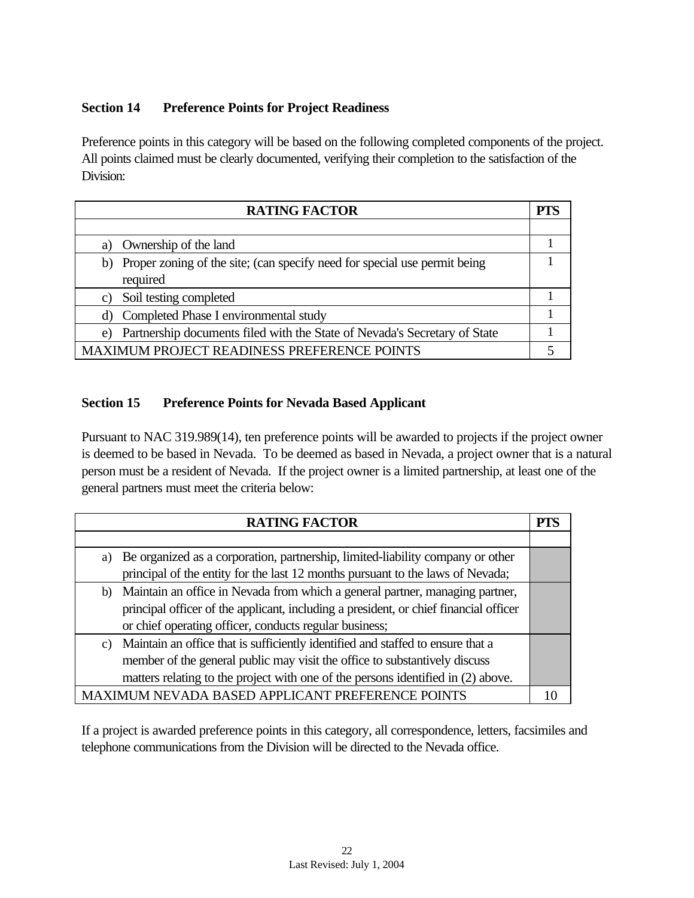## Section 14 Preference Points for Project Readiness

Preference points in this category will be based on the following completed components of the project. All points claimed must be clearly documented, verifying their completion to the satisfaction of the Division:

| RATING FACTOR | PTS |
|---|---|
| | |
| a) Ownership of the land | 1 |
| b) Proper zoning of the site; (can specify need for special use permit being required | 1 |
| c) Soil testing completed | 1 |
| d) Completed Phase I environmental study | 1 |
| e) Partnership documents filed with the State of Nevada's Secretary of State | 1 |
| MAXIMUM PROJECT READINESS PREFERENCE POINTS | 5 |

## Section 15 Preference Points for Nevada Based Applicant

Pursuant to NAC 319.989(14), ten preference points will be awarded to projects if the project owner is deemed to be based in Nevada. To be deemed as based in Nevada, a project owner that is a natural person must be a resident of Nevada. If the project owner is a limited partnership, at least one of the general partners must meet the criteria below:

| RATING FACTOR | PTS |
|---|---|
| | |
| a) Be organized as a corporation, partnership, limited-liability company or other principal of the entity for the last 12 months pursuant to the laws of Nevada; | |
| b) Maintain an office in Nevada from which a general partner, managing partner, principal officer of the applicant, including a president, or chief financial officer or chief operating officer, conducts regular business; | |
| c) Maintain an office that is sufficiently identified and staffed to ensure that a member of the general public may visit the office to substantively discuss matters relating to the project with one of the persons identified in (2) above. | |
| MAXIMUM NEVADA BASED APPLICANT PREFERENCE POINTS | 10 |

If a project is awarded preference points in this category, all correspondence, letters, facsimiles and telephone communications from the Division will be directed to the Nevada office.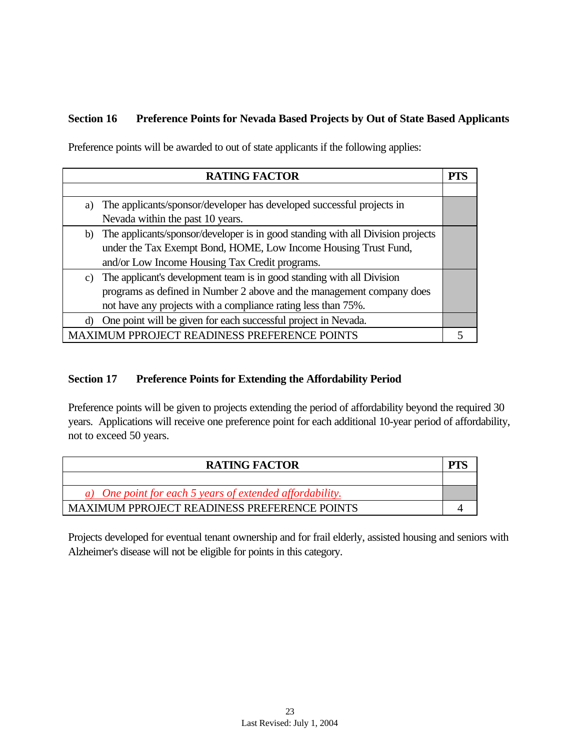## Section 16 Preference Points for Nevada Based Projects by Out of State Based Applicants

Preference points will be awarded to out of state applicants if the following applies:

| RATING FACTOR | PTS |
|---|---|
| | |
| a) The applicants/sponsor/developer has developed successful projects in Nevada within the past 10 years. | |
| b) The applicants/sponsor/developer is in good standing with all Division projects under the Tax Exempt Bond, HOME, Low Income Housing Trust Fund, and/or Low Income Housing Tax Credit programs. | |
| c) The applicant's development team is in good standing with all Division programs as defined in Number 2 above and the management company does not have any projects with a compliance rating less than 75%. | |
| d) One point will be given for each successful project in Nevada. | |
| MAXIMUM PPROJECT READINESS PREFERENCE POINTS | 5 |

## Section 17 Preference Points for Extending the Affordability Period

Preference points will be given to projects extending the period of affordability beyond the required 30 years. Applications will receive one preference point for each additional 10-year period of affordability, not to exceed 50 years.

| RATING FACTOR | PTS |
|---|---|
| | |
| *a) One point for each 5 years of extended affordability.* | |
| MAXIMUM PPROJECT READINESS PREFERENCE POINTS | 4 |

Projects developed for eventual tenant ownership and for frail elderly, assisted housing and seniors with Alzheimer's disease will not be eligible for points in this category.

Last Revised: July 1, 2004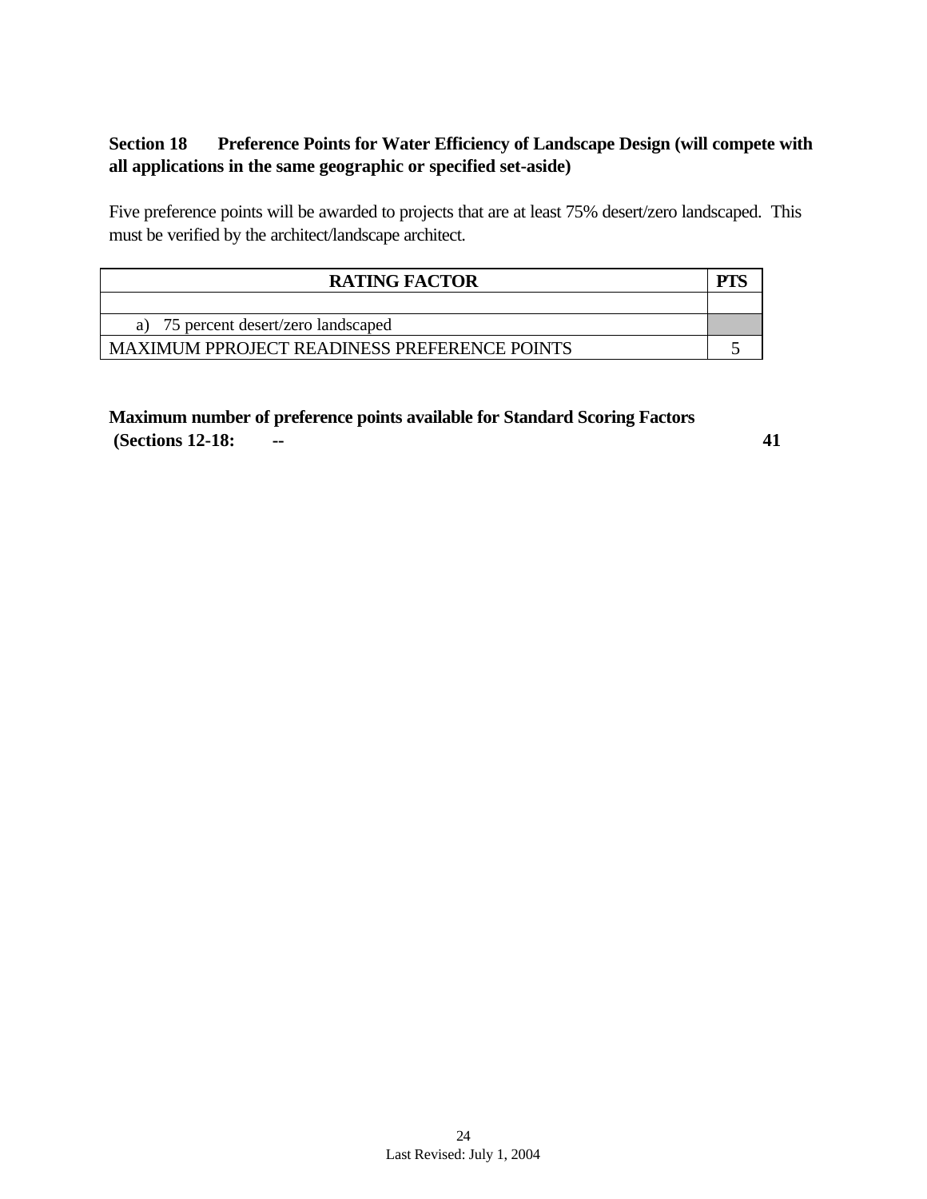**Section 18	Preference Points for Water Efficiency of Landscape Design (will compete with all applications in the same geographic or specified set-aside)**

Five preference points will be awarded to projects that are at least 75% desert/zero landscaped. This must be verified by the architect/landscape architect.

| RATING FACTOR | PTS |
|---|---|
| | |
| a) 75 percent desert/zero landscaped | |
| MAXIMUM PPROJECT READINESS PREFERENCE POINTS | 5 |

**Maximum number of preference points available for Standard Scoring Factors (Sections 12-18: -- 41**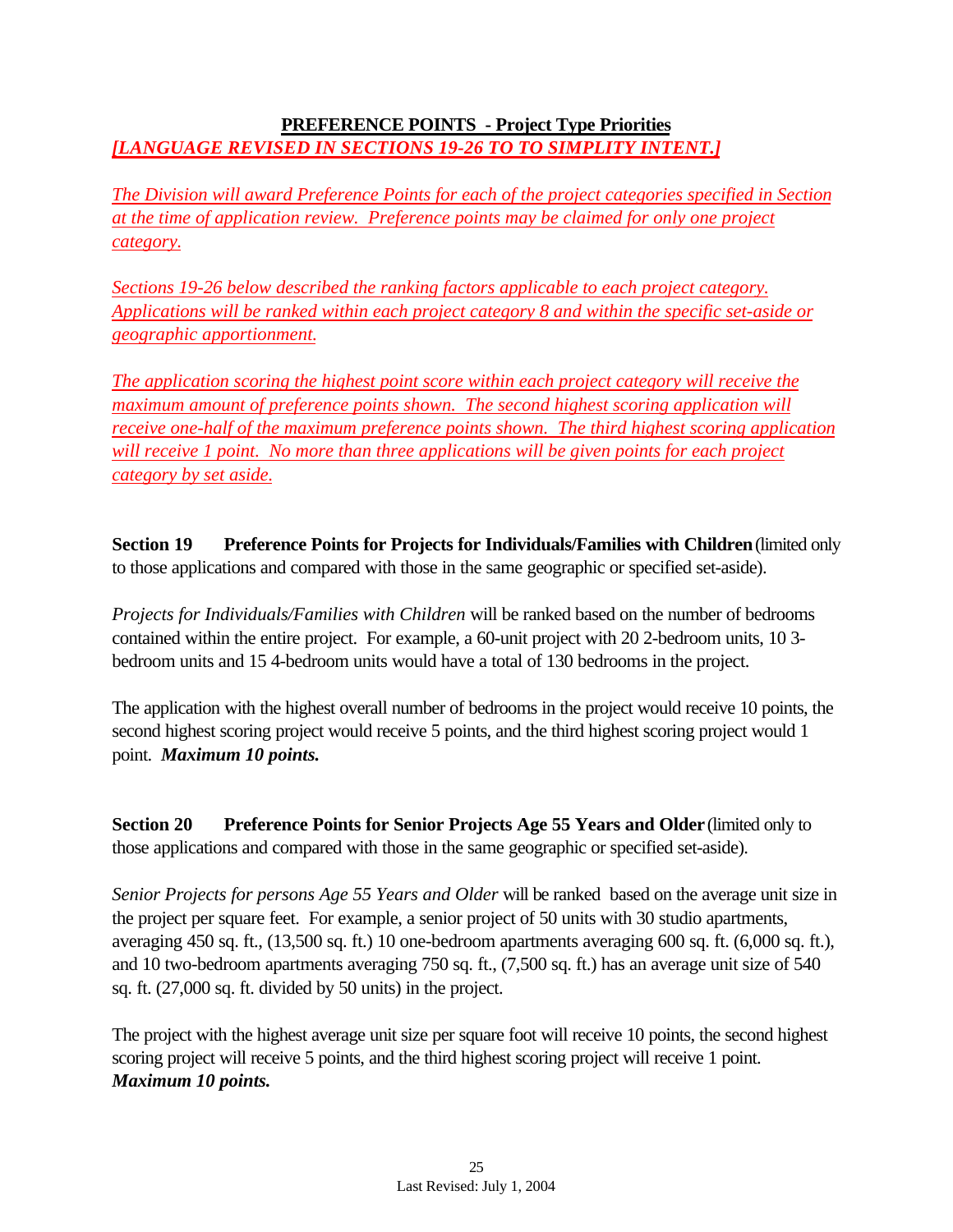**PREFERENCE POINTS - Project Type Priorities**

***[LANGUAGE REVISED IN SECTIONS 19-26 TO TO SIMPLITY INTENT.]***

*The Division will award Preference Points for each of the project categories specified in Section at the time of application review. Preference points may be claimed for only one project category.*

*Sections 19-26 below described the ranking factors applicable to each project category. Applications will be ranked within each project category 8 and within the specific set-aside or geographic apportionment.*

*The application scoring the highest point score within each project category will receive the maximum amount of preference points shown. The second highest scoring application will receive one-half of the maximum preference points shown. The third highest scoring application will receive 1 point. No more than three applications will be given points for each project category by set aside.*

**Section 19 Preference Points for Projects for Individuals/Families with Children** (limited only to those applications and compared with those in the same geographic or specified set-aside).

*Projects for Individuals/Families with Children* will be ranked based on the number of bedrooms contained within the entire project. For example, a 60-unit project with 20 2-bedroom units, 10 3-bedroom units and 15 4-bedroom units would have a total of 130 bedrooms in the project.

The application with the highest overall number of bedrooms in the project would receive 10 points, the second highest scoring project would receive 5 points, and the third highest scoring project would 1 point. ***Maximum 10 points.***

**Section 20 Preference Points for Senior Projects Age 55 Years and Older** (limited only to those applications and compared with those in the same geographic or specified set-aside).

*Senior Projects for persons Age 55 Years and Older* will be ranked based on the average unit size in the project per square feet. For example, a senior project of 50 units with 30 studio apartments, averaging 450 sq. ft., (13,500 sq. ft.) 10 one-bedroom apartments averaging 600 sq. ft. (6,000 sq. ft.), and 10 two-bedroom apartments averaging 750 sq. ft., (7,500 sq. ft.) has an average unit size of 540 sq. ft. (27,000 sq. ft. divided by 50 units) in the project.

The project with the highest average unit size per square foot will receive 10 points, the second highest scoring project will receive 5 points, and the third highest scoring project will receive 1 point. ***Maximum 10 points.***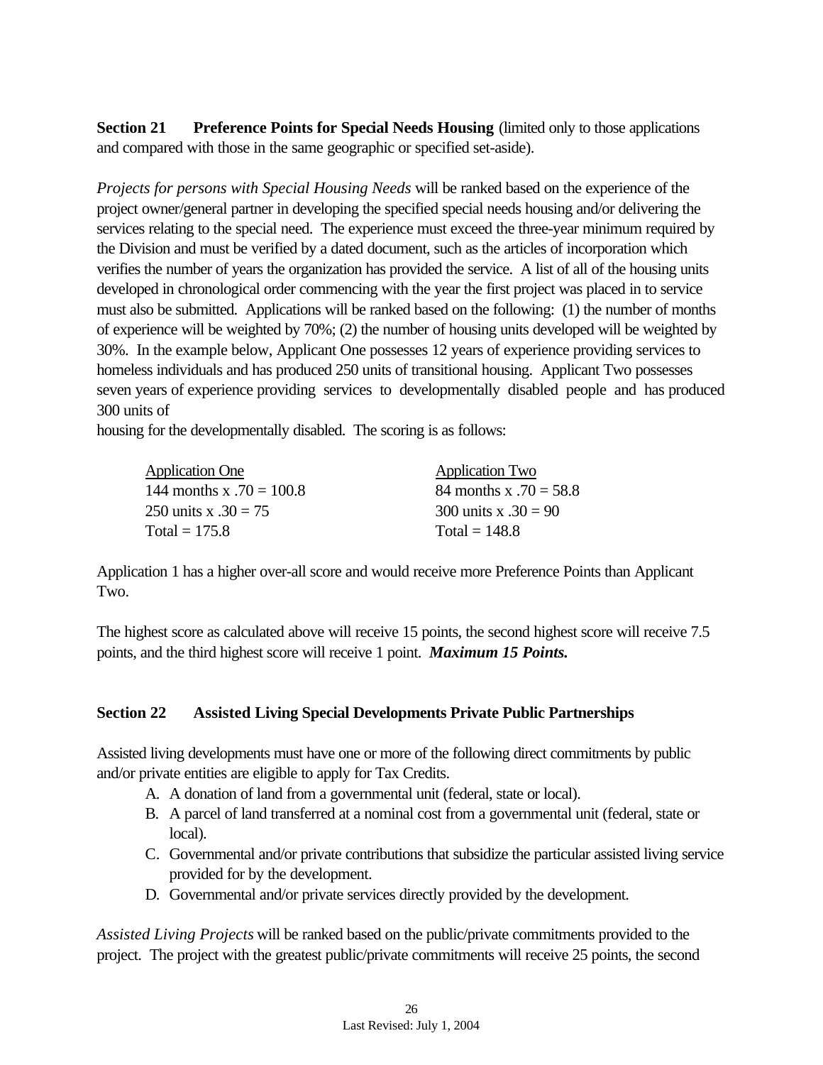**Section 21 Preference Points for Special Needs Housing** (limited only to those applications and compared with those in the same geographic or specified set-aside).

*Projects for persons with Special Housing Needs* will be ranked based on the experience of the project owner/general partner in developing the specified special needs housing and/or delivering the services relating to the special need. The experience must exceed the three-year minimum required by the Division and must be verified by a dated document, such as the articles of incorporation which verifies the number of years the organization has provided the service. A list of all of the housing units developed in chronological order commencing with the year the first project was placed in to service must also be submitted. Applications will be ranked based on the following: (1) the number of months of experience will be weighted by 70%; (2) the number of housing units developed will be weighted by 30%. In the example below, Applicant One possesses 12 years of experience providing services to homeless individuals and has produced 250 units of transitional housing. Applicant Two possesses seven years of experience providing services to developmentally disabled people and has produced 300 units of housing for the developmentally disabled. The scoring is as follows:

| Application One | Application Two |
|---|---|
| 144 months x .70 = 100.8 | 84 months x .70 = 58.8 |
| 250 units x .30 = 75 | 300 units x .30 = 90 |
| Total = 175.8 | Total = 148.8 |

Application 1 has a higher over-all score and would receive more Preference Points than Applicant Two.

The highest score as calculated above will receive 15 points, the second highest score will receive 7.5 points, and the third highest score will receive 1 point. ***Maximum 15 Points.***

**Section 22 Assisted Living Special Developments Private Public Partnerships**

Assisted living developments must have one or more of the following direct commitments by public and/or private entities are eligible to apply for Tax Credits.

A. A donation of land from a governmental unit (federal, state or local).
B. A parcel of land transferred at a nominal cost from a governmental unit (federal, state or local).
C. Governmental and/or private contributions that subsidize the particular assisted living service provided for by the development.
D. Governmental and/or private services directly provided by the development.

*Assisted Living Projects* will be ranked based on the public/private commitments provided to the project. The project with the greatest public/private commitments will receive 25 points, the second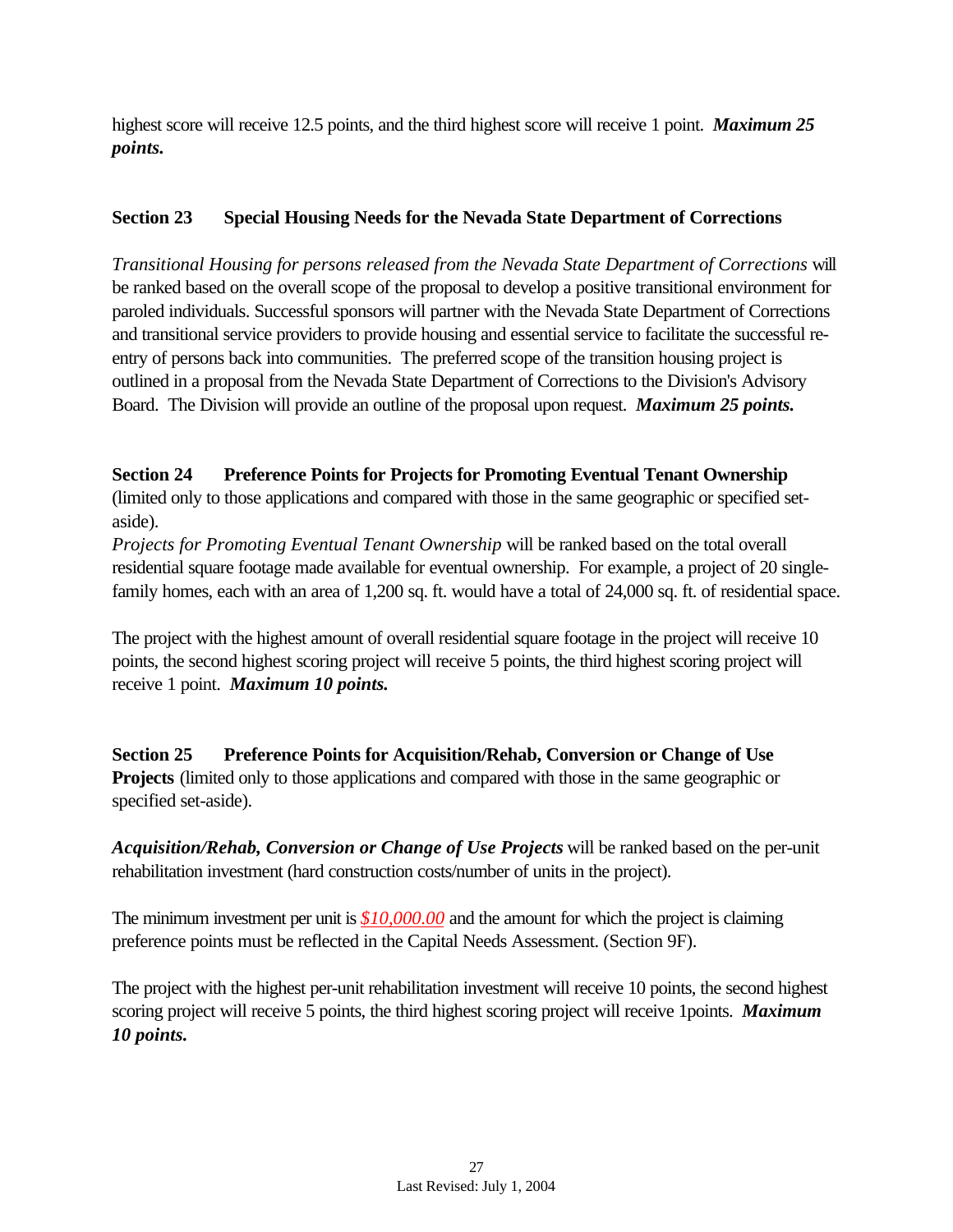highest score will receive 12.5 points, and the third highest score will receive 1 point. ***Maximum 25 points.***

## Section 23 Special Housing Needs for the Nevada State Department of Corrections

*Transitional Housing for persons released from the Nevada State Department of Corrections* will be ranked based on the overall scope of the proposal to develop a positive transitional environment for paroled individuals. Successful sponsors will partner with the Nevada State Department of Corrections and transitional service providers to provide housing and essential service to facilitate the successful re-entry of persons back into communities. The preferred scope of the transition housing project is outlined in a proposal from the Nevada State Department of Corrections to the Division's Advisory Board. The Division will provide an outline of the proposal upon request. ***Maximum 25 points.***

## Section 24 Preference Points for Projects for Promoting Eventual Tenant Ownership

(limited only to those applications and compared with those in the same geographic or specified set-aside).

*Projects for Promoting Eventual Tenant Ownership* will be ranked based on the total overall residential square footage made available for eventual ownership. For example, a project of 20 single-family homes, each with an area of 1,200 sq. ft. would have a total of 24,000 sq. ft. of residential space.

The project with the highest amount of overall residential square footage in the project will receive 10 points, the second highest scoring project will receive 5 points, the third highest scoring project will receive 1 point. ***Maximum 10 points.***

## Section 25 Preference Points for Acquisition/Rehab, Conversion or Change of Use Projects

(limited only to those applications and compared with those in the same geographic or specified set-aside).

***Acquisition/Rehab, Conversion or Change of Use Projects*** will be ranked based on the per-unit rehabilitation investment (hard construction costs/number of units in the project).

The minimum investment per unit is *$10,000.00* and the amount for which the project is claiming preference points must be reflected in the Capital Needs Assessment. (Section 9F).

The project with the highest per-unit rehabilitation investment will receive 10 points, the second highest scoring project will receive 5 points, the third highest scoring project will receive 1points. ***Maximum 10 points.***

Last Revised: July 1, 2004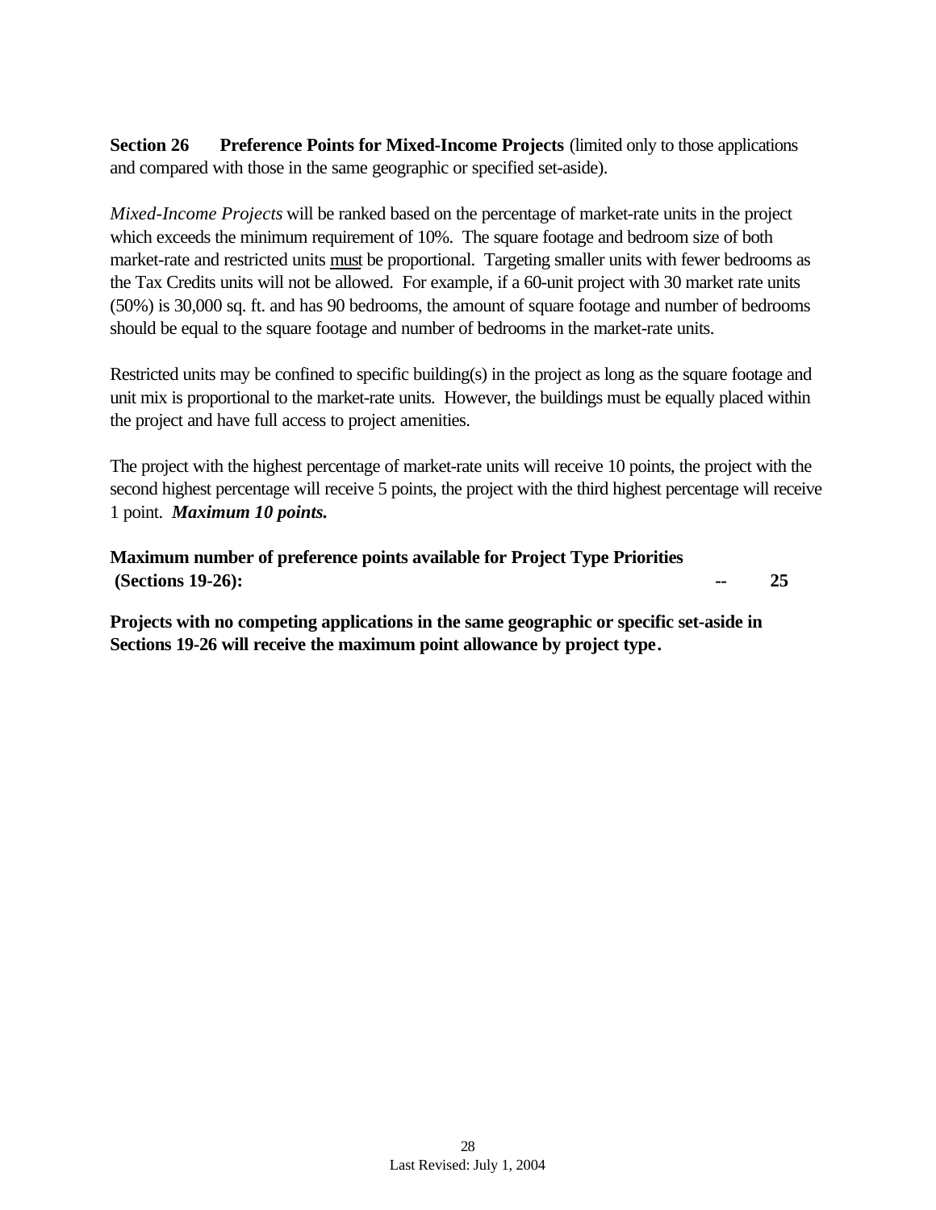**Section 26 Preference Points for Mixed-Income Projects** (limited only to those applications and compared with those in the same geographic or specified set-aside).

*Mixed-Income Projects* will be ranked based on the percentage of market-rate units in the project which exceeds the minimum requirement of 10%. The square footage and bedroom size of both market-rate and restricted units must be proportional. Targeting smaller units with fewer bedrooms as the Tax Credits units will not be allowed. For example, if a 60-unit project with 30 market rate units (50%) is 30,000 sq. ft. and has 90 bedrooms, the amount of square footage and number of bedrooms should be equal to the square footage and number of bedrooms in the market-rate units.

Restricted units may be confined to specific building(s) in the project as long as the square footage and unit mix is proportional to the market-rate units. However, the buildings must be equally placed within the project and have full access to project amenities.

The project with the highest percentage of market-rate units will receive 10 points, the project with the second highest percentage will receive 5 points, the project with the third highest percentage will receive 1 point. ***Maximum 10 points.***

**Maximum number of preference points available for Project Type Priorities (Sections 19-26): -- 25**

**Projects with no competing applications in the same geographic or specific set-aside in Sections 19-26 will receive the maximum point allowance by project type.**

Last Revised: July 1, 2004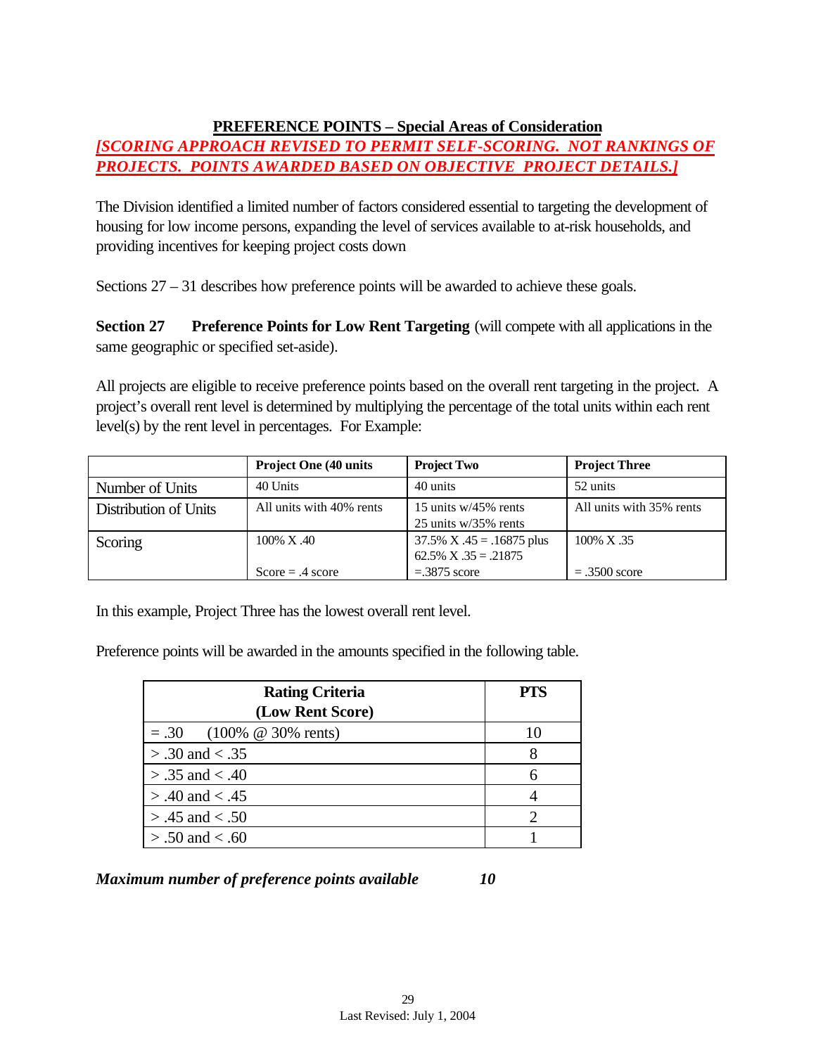## PREFERENCE POINTS – Special Areas of Consideration

***[SCORING APPROACH REVISED TO PERMIT SELF-SCORING. NOT RANKINGS OF PROJECTS. POINTS AWARDED BASED ON OBJECTIVE PROJECT DETAILS.]***

The Division identified a limited number of factors considered essential to targeting the development of housing for low income persons, expanding the level of services available to at-risk households, and providing incentives for keeping project costs down

Sections 27 – 31 describes how preference points will be awarded to achieve these goals.

**Section 27 Preference Points for Low Rent Targeting** (will compete with all applications in the same geographic or specified set-aside).

All projects are eligible to receive preference points based on the overall rent targeting in the project. A project's overall rent level is determined by multiplying the percentage of the total units within each rent level(s) by the rent level in percentages. For Example:

| | Project One (40 units | Project Two | Project Three |
|---|---|---|---|
| Number of Units | 40 Units | 40 units | 52 units |
| Distribution of Units | All units with 40% rents | 15 units w/45% rents<br>25 units w/35% rents | All units with 35% rents |
| Scoring | 100% X .40<br><br>Score = .4 score | 37.5% X .45 = .16875 plus<br>62.5% X .35 = .21875<br>=.3875 score | 100% X .35<br><br>= .3500 score |

In this example, Project Three has the lowest overall rent level.

Preference points will be awarded in the amounts specified in the following table.

| Rating Criteria<br>(Low Rent Score) | PTS |
|---|---|
| = .30 (100% @ 30% rents) | 10 |
| > .30 and < .35 | 8 |
| > .35 and < .40 | 6 |
| > .40 and < .45 | 4 |
| > .45 and < .50 | 2 |
| > .50 and < .60 | 1 |

***Maximum number of preference points available 10***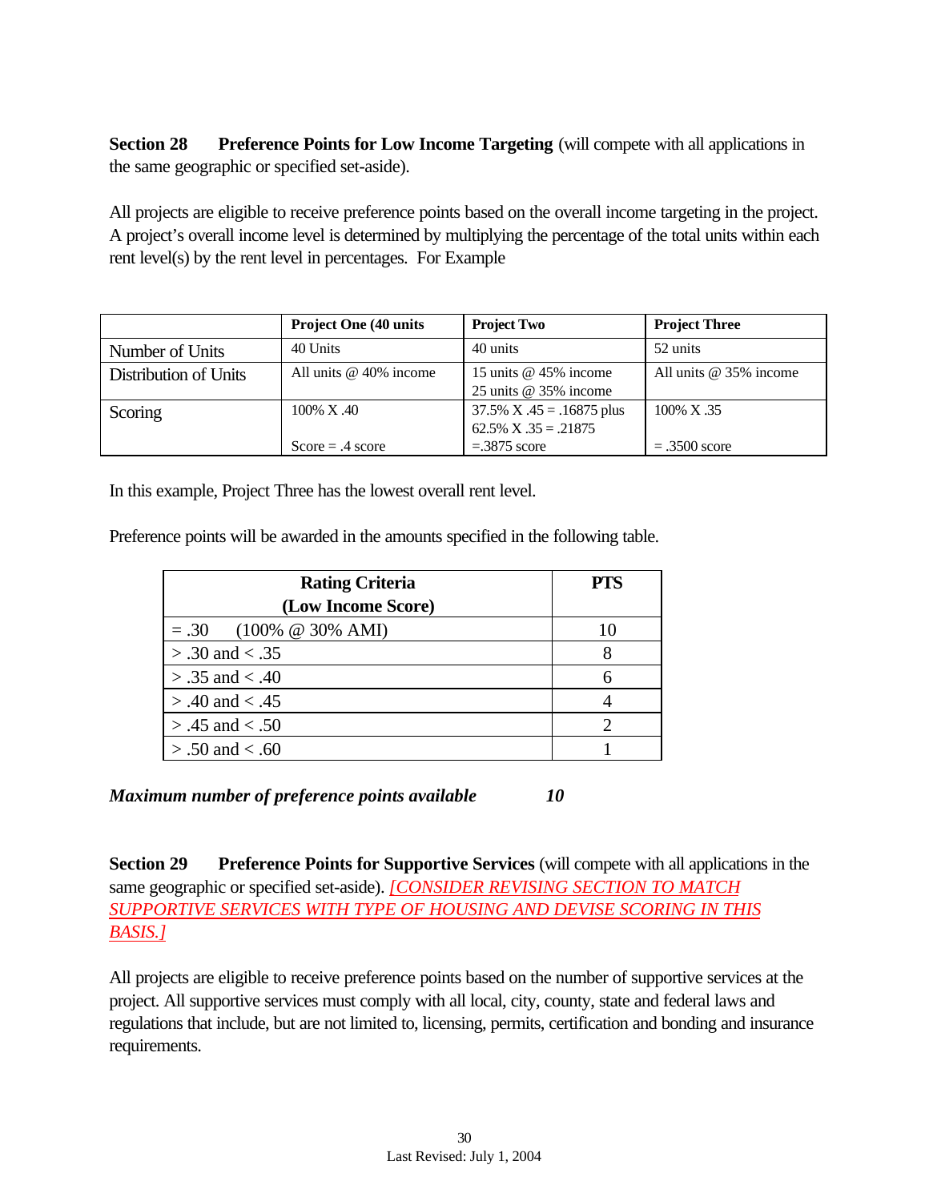**Section 28 Preference Points for Low Income Targeting** (will compete with all applications in the same geographic or specified set-aside).

All projects are eligible to receive preference points based on the overall income targeting in the project. A project's overall income level is determined by multiplying the percentage of the total units within each rent level(s) by the rent level in percentages. For Example

| | **Project One (40 units** | **Project Two** | **Project Three** |
|---|---|---|---|
| Number of Units | 40 Units | 40 units | 52 units |
| Distribution of Units | All units @ 40% income | 15 units @ 45% income<br>25 units @ 35% income | All units @ 35% income |
| Scoring | 100% X .40<br><br>Score = .4 score | 37.5% X .45 = .16875 plus<br>62.5% X .35 = .21875<br>=.3875 score | 100% X .35<br><br>= .3500 score |

In this example, Project Three has the lowest overall rent level.

Preference points will be awarded in the amounts specified in the following table.

| **Rating Criteria (Low Income Score)** | **PTS** |
|---|---|
| = .30 (100% @ 30% AMI) | 10 |
| > .30 and < .35 | 8 |
| > .35 and < .40 | 6 |
| > .40 and < .45 | 4 |
| > .45 and < .50 | 2 |
| > .50 and < .60 | 1 |

***Maximum number of preference points available 10***

**Section 29 Preference Points for Supportive Services** (will compete with all applications in the same geographic or specified set-aside). *[CONSIDER REVISING SECTION TO MATCH SUPPORTIVE SERVICES WITH TYPE OF HOUSING AND DEVISE SCORING IN THIS BASIS.]*

All projects are eligible to receive preference points based on the number of supportive services at the project. All supportive services must comply with all local, city, county, state and federal laws and regulations that include, but are not limited to, licensing, permits, certification and bonding and insurance requirements.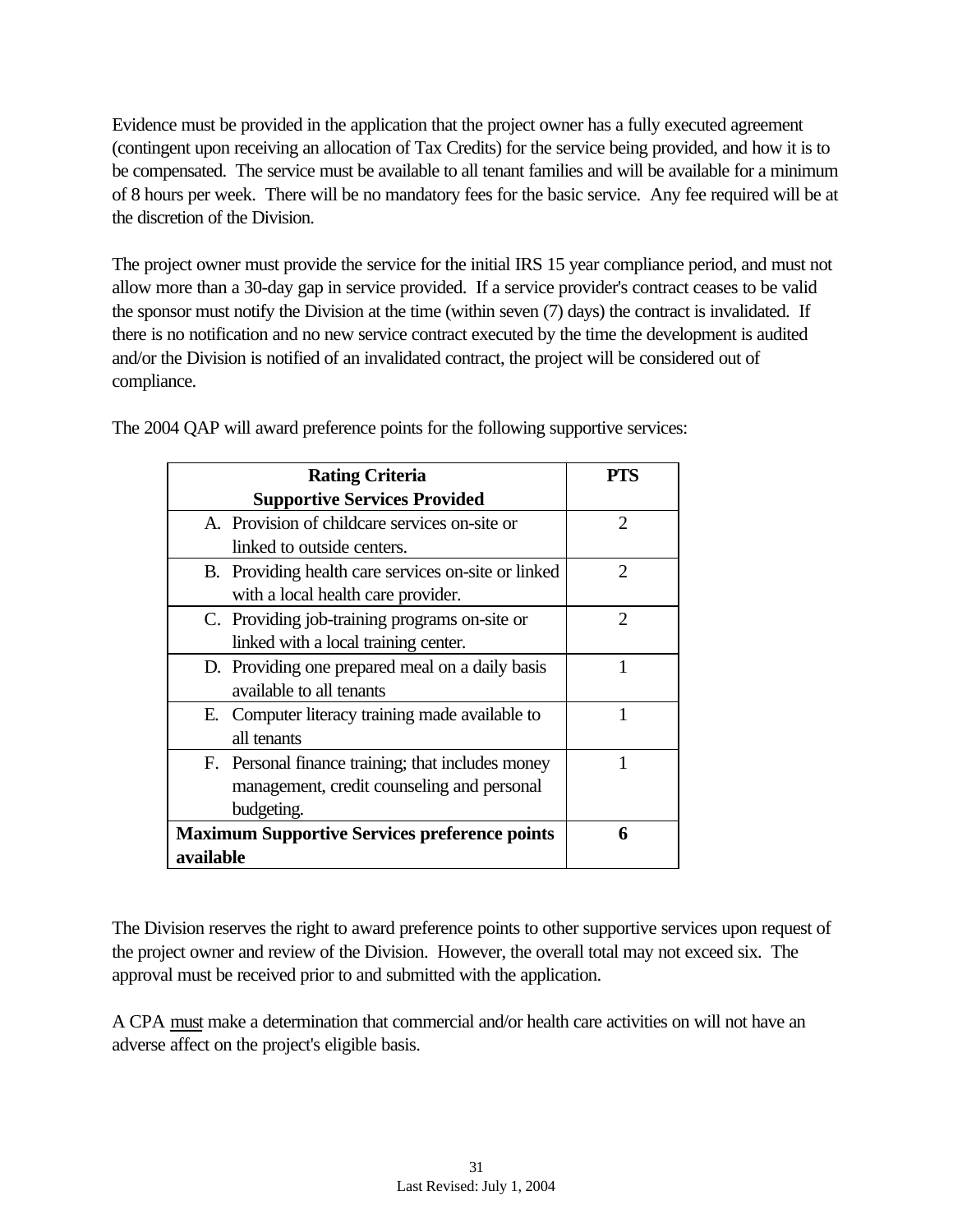Evidence must be provided in the application that the project owner has a fully executed agreement (contingent upon receiving an allocation of Tax Credits) for the service being provided, and how it is to be compensated. The service must be available to all tenant families and will be available for a minimum of 8 hours per week. There will be no mandatory fees for the basic service. Any fee required will be at the discretion of the Division.

The project owner must provide the service for the initial IRS 15 year compliance period, and must not allow more than a 30-day gap in service provided. If a service provider's contract ceases to be valid the sponsor must notify the Division at the time (within seven (7) days) the contract is invalidated. If there is no notification and no new service contract executed by the time the development is audited and/or the Division is notified of an invalidated contract, the project will be considered out of compliance.

The 2004 QAP will award preference points for the following supportive services:

| **Rating Criteria<br>Supportive Services Provided** | **PTS** |
|---|---|
| A. Provision of childcare services on-site or linked to outside centers. | 2 |
| B. Providing health care services on-site or linked with a local health care provider. | 2 |
| C. Providing job-training programs on-site or linked with a local training center. | 2 |
| D. Providing one prepared meal on a daily basis available to all tenants | 1 |
| E. Computer literacy training made available to all tenants | 1 |
| F. Personal finance training; that includes money management, credit counseling and personal budgeting. | 1 |
| **Maximum Supportive Services preference points available** | **6** |

The Division reserves the right to award preference points to other supportive services upon request of the project owner and review of the Division. However, the overall total may not exceed six. The approval must be received prior to and submitted with the application.

A CPA <u>must</u> make a determination that commercial and/or health care activities on will not have an adverse affect on the project's eligible basis.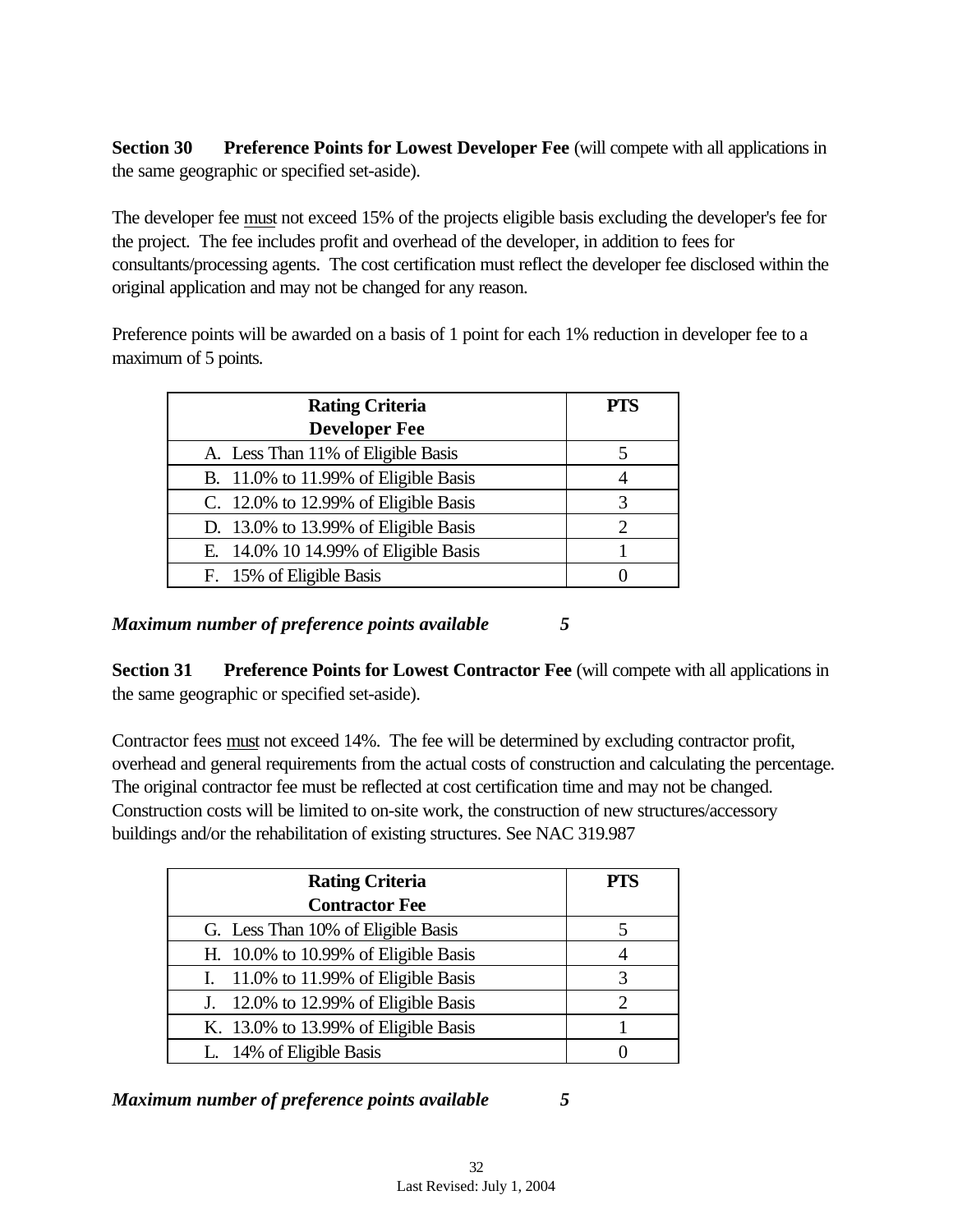**Section 30 Preference Points for Lowest Developer Fee** (will compete with all applications in the same geographic or specified set-aside).

The developer fee must not exceed 15% of the projects eligible basis excluding the developer's fee for the project. The fee includes profit and overhead of the developer, in addition to fees for consultants/processing agents. The cost certification must reflect the developer fee disclosed within the original application and may not be changed for any reason.

Preference points will be awarded on a basis of 1 point for each 1% reduction in developer fee to a maximum of 5 points.

| **Rating Criteria**<br>**Developer Fee** | **PTS** |
|---|---|
| A. Less Than 11% of Eligible Basis | 5 |
| B. 11.0% to 11.99% of Eligible Basis | 4 |
| C. 12.0% to 12.99% of Eligible Basis | 3 |
| D. 13.0% to 13.99% of Eligible Basis | 2 |
| E. 14.0% 10 14.99% of Eligible Basis | 1 |
| F. 15% of Eligible Basis | 0 |

***Maximum number of preference points available 5***

**Section 31 Preference Points for Lowest Contractor Fee** (will compete with all applications in the same geographic or specified set-aside).

Contractor fees must not exceed 14%. The fee will be determined by excluding contractor profit, overhead and general requirements from the actual costs of construction and calculating the percentage. The original contractor fee must be reflected at cost certification time and may not be changed. Construction costs will be limited to on-site work, the construction of new structures/accessory buildings and/or the rehabilitation of existing structures. See NAC 319.987

| **Rating Criteria**<br>**Contractor Fee** | **PTS** |
|---|---|
| G. Less Than 10% of Eligible Basis | 5 |
| H. 10.0% to 10.99% of Eligible Basis | 4 |
| I. 11.0% to 11.99% of Eligible Basis | 3 |
| J. 12.0% to 12.99% of Eligible Basis | 2 |
| K. 13.0% to 13.99% of Eligible Basis | 1 |
| L. 14% of Eligible Basis | 0 |

***Maximum number of preference points available 5***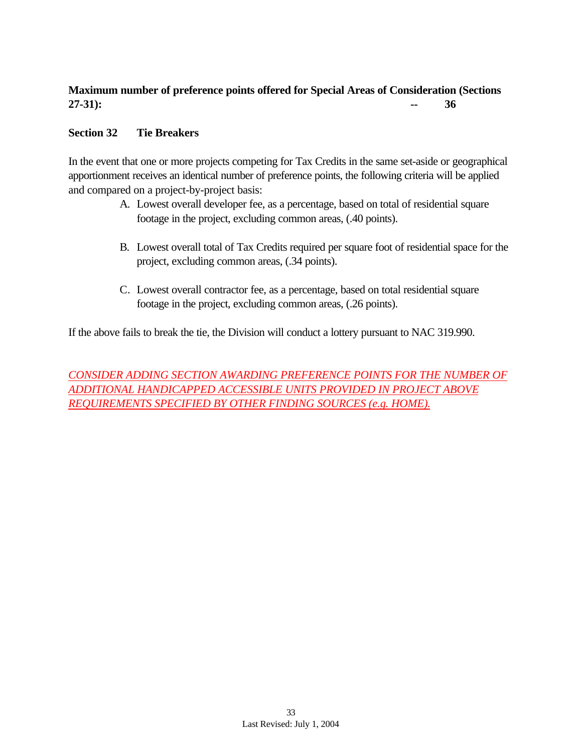**Maximum number of preference points offered for Special Areas of Consideration (Sections 27-31): -- 36**

## Section 32 Tie Breakers

In the event that one or more projects competing for Tax Credits in the same set-aside or geographical apportionment receives an identical number of preference points, the following criteria will be applied and compared on a project-by-project basis:

A. Lowest overall developer fee, as a percentage, based on total of residential square footage in the project, excluding common areas, (.40 points).

B. Lowest overall total of Tax Credits required per square foot of residential space for the project, excluding common areas, (.34 points).

C. Lowest overall contractor fee, as a percentage, based on total residential square footage in the project, excluding common areas, (.26 points).

If the above fails to break the tie, the Division will conduct a lottery pursuant to NAC 319.990.

*CONSIDER ADDING SECTION AWARDING PREFERENCE POINTS FOR THE NUMBER OF ADDITIONAL HANDICAPPED ACCESSIBLE UNITS PROVIDED IN PROJECT ABOVE REQUIREMENTS SPECIFIED BY OTHER FINDING SOURCES (e.g. HOME).*

Last Revised: July 1, 2004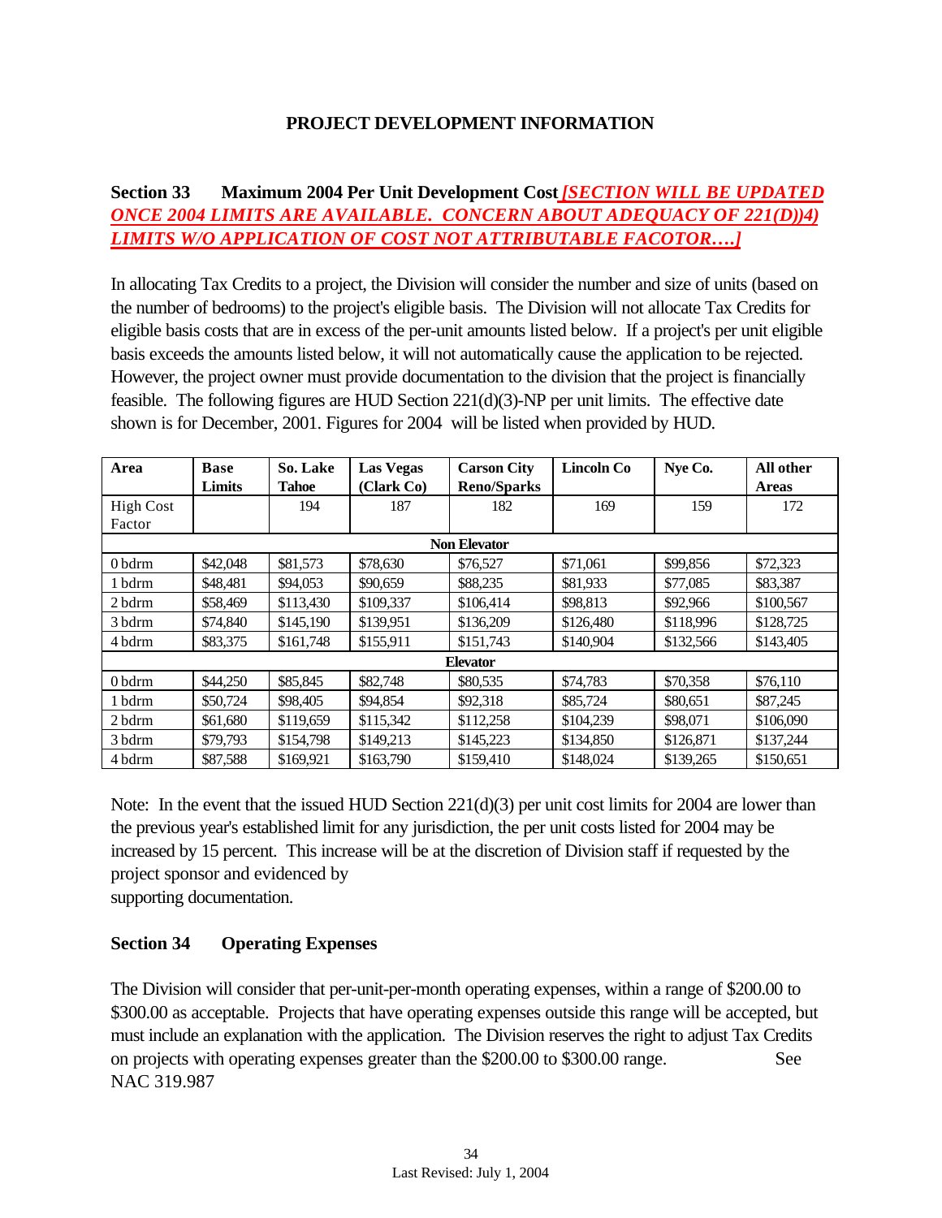## PROJECT DEVELOPMENT INFORMATION

### Section 33 Maximum 2004 Per Unit Development Cost *[SECTION WILL BE UPDATED ONCE 2004 LIMITS ARE AVAILABLE. CONCERN ABOUT ADEQUACY OF 221(D))4) LIMITS W/O APPLICATION OF COST NOT ATTRIBUTABLE FACOTOR….]*

In allocating Tax Credits to a project, the Division will consider the number and size of units (based on the number of bedrooms) to the project's eligible basis. The Division will not allocate Tax Credits for eligible basis costs that are in excess of the per-unit amounts listed below. If a project's per unit eligible basis exceeds the amounts listed below, it will not automatically cause the application to be rejected. However, the project owner must provide documentation to the division that the project is financially feasible. The following figures are HUD Section 221(d)(3)-NP per unit limits. The effective date shown is for December, 2001. Figures for 2004 will be listed when provided by HUD.

| Area | Base Limits | So. Lake Tahoe | Las Vegas (Clark Co) | Carson City Reno/Sparks | Lincoln Co | Nye Co. | All other Areas |
|---|---|---|---|---|---|---|---|
| High Cost Factor | | 194 | 187 | 182 | 169 | 159 | 172 |
| **Non Elevator** | | | | | | | |
| 0 bdrm | $42,048 | $81,573 | $78,630 | $76,527 | $71,061 | $99,856 | $72,323 |
| 1 bdrm | $48,481 | $94,053 | $90,659 | $88,235 | $81,933 | $77,085 | $83,387 |
| 2 bdrm | $58,469 | $113,430 | $109,337 | $106,414 | $98,813 | $92,966 | $100,567 |
| 3 bdrm | $74,840 | $145,190 | $139,951 | $136,209 | $126,480 | $118,996 | $128,725 |
| 4 bdrm | $83,375 | $161,748 | $155,911 | $151,743 | $140,904 | $132,566 | $143,405 |
| **Elevator** | | | | | | | |
| 0 bdrm | $44,250 | $85,845 | $82,748 | $80,535 | $74,783 | $70,358 | $76,110 |
| 1 bdrm | $50,724 | $98,405 | $94,854 | $92,318 | $85,724 | $80,651 | $87,245 |
| 2 bdrm | $61,680 | $119,659 | $115,342 | $112,258 | $104,239 | $98,071 | $106,090 |
| 3 bdrm | $79,793 | $154,798 | $149,213 | $145,223 | $134,850 | $126,871 | $137,244 |
| 4 bdrm | $87,588 | $169,921 | $163,790 | $159,410 | $148,024 | $139,265 | $150,651 |

Note: In the event that the issued HUD Section 221(d)(3) per unit cost limits for 2004 are lower than the previous year's established limit for any jurisdiction, the per unit costs listed for 2004 may be increased by 15 percent. This increase will be at the discretion of Division staff if requested by the project sponsor and evidenced by supporting documentation.

### Section 34 Operating Expenses

The Division will consider that per-unit-per-month operating expenses, within a range of $200.00 to $300.00 as acceptable. Projects that have operating expenses outside this range will be accepted, but must include an explanation with the application. The Division reserves the right to adjust Tax Credits on projects with operating expenses greater than the $200.00 to $300.00 range. See NAC 319.987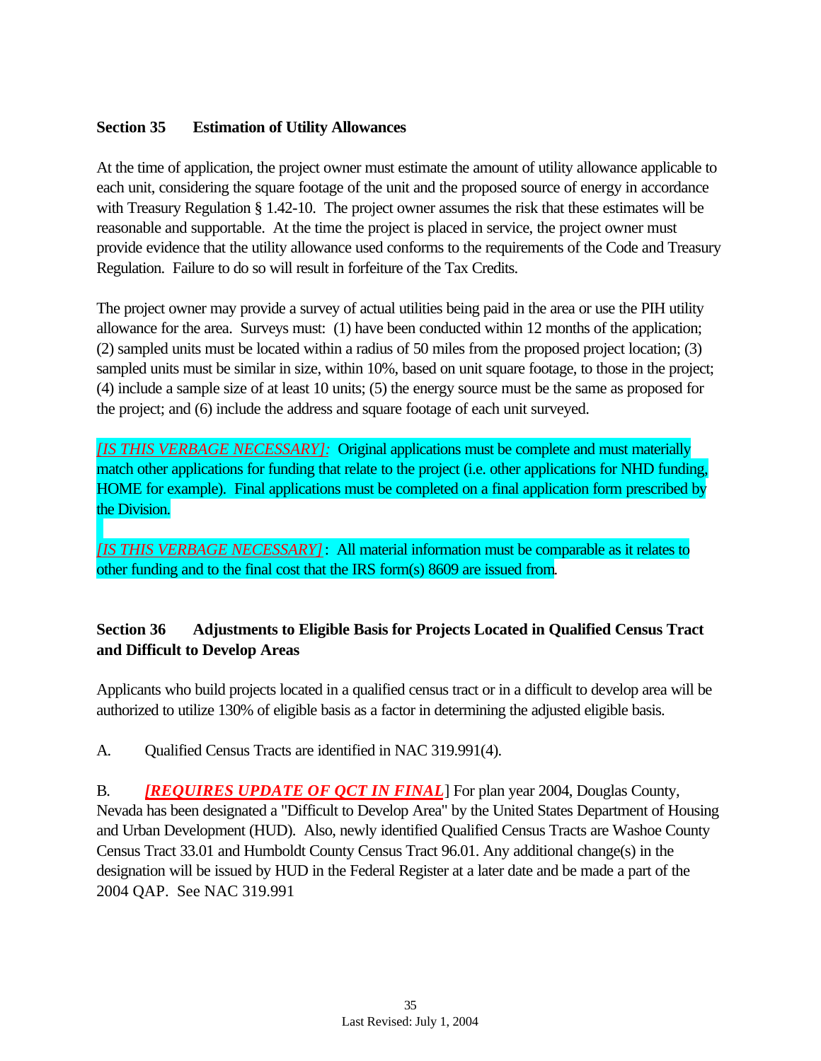**Section 35 Estimation of Utility Allowances**

At the time of application, the project owner must estimate the amount of utility allowance applicable to each unit, considering the square footage of the unit and the proposed source of energy in accordance with Treasury Regulation § 1.42-10. The project owner assumes the risk that these estimates will be reasonable and supportable. At the time the project is placed in service, the project owner must provide evidence that the utility allowance used conforms to the requirements of the Code and Treasury Regulation. Failure to do so will result in forfeiture of the Tax Credits.

The project owner may provide a survey of actual utilities being paid in the area or use the PIH utility allowance for the area. Surveys must: (1) have been conducted within 12 months of the application; (2) sampled units must be located within a radius of 50 miles from the proposed project location; (3) sampled units must be similar in size, within 10%, based on unit square footage, to those in the project; (4) include a sample size of at least 10 units; (5) the energy source must be the same as proposed for the project; and (6) include the address and square footage of each unit surveyed.

*[IS THIS VERBAGE NECESSARY]:* Original applications must be complete and must materially match other applications for funding that relate to the project (i.e. other applications for NHD funding, HOME for example). Final applications must be completed on a final application form prescribed by the Division.

*[IS THIS VERBAGE NECESSARY]*: All material information must be comparable as it relates to other funding and to the final cost that the IRS form(s) 8609 are issued from.

**Section 36 Adjustments to Eligible Basis for Projects Located in Qualified Census Tract and Difficult to Develop Areas**

Applicants who build projects located in a qualified census tract or in a difficult to develop area will be authorized to utilize 130% of eligible basis as a factor in determining the adjusted eligible basis.

A. Qualified Census Tracts are identified in NAC 319.991(4).

B. ***[REQUIRES UPDATE OF QCT IN FINAL***] For plan year 2004, Douglas County, Nevada has been designated a "Difficult to Develop Area" by the United States Department of Housing and Urban Development (HUD). Also, newly identified Qualified Census Tracts are Washoe County Census Tract 33.01 and Humboldt County Census Tract 96.01. Any additional change(s) in the designation will be issued by HUD in the Federal Register at a later date and be made a part of the 2004 QAP. See NAC 319.991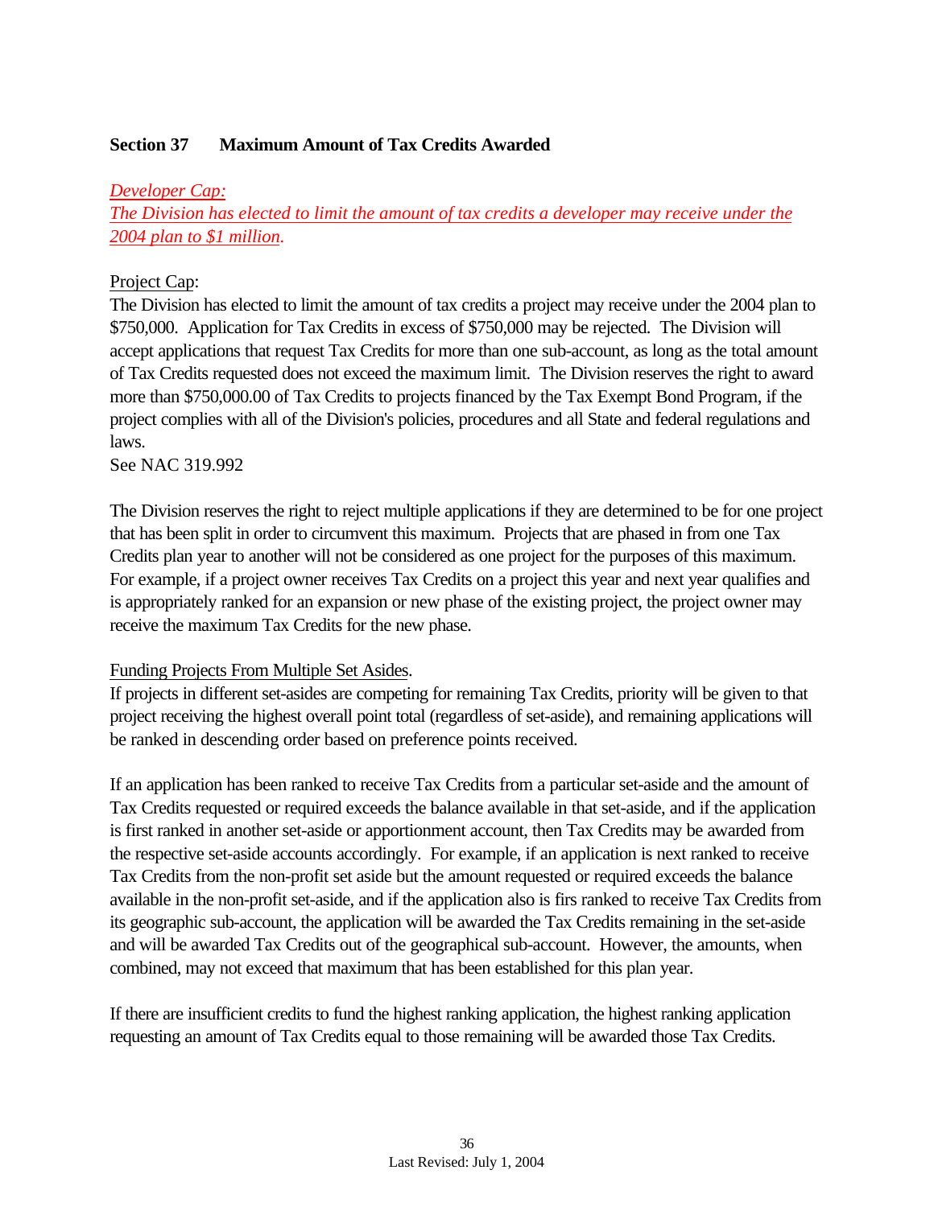## Section 37 Maximum Amount of Tax Credits Awarded

*Developer Cap:*

*The Division has elected to limit the amount of tax credits a developer may receive under the 2004 plan to $1 million.*

Project Cap:

The Division has elected to limit the amount of tax credits a project may receive under the 2004 plan to $750,000. Application for Tax Credits in excess of $750,000 may be rejected. The Division will accept applications that request Tax Credits for more than one sub-account, as long as the total amount of Tax Credits requested does not exceed the maximum limit. The Division reserves the right to award more than $750,000.00 of Tax Credits to projects financed by the Tax Exempt Bond Program, if the project complies with all of the Division's policies, procedures and all State and federal regulations and laws.

See NAC 319.992

The Division reserves the right to reject multiple applications if they are determined to be for one project that has been split in order to circumvent this maximum. Projects that are phased in from one Tax Credits plan year to another will not be considered as one project for the purposes of this maximum. For example, if a project owner receives Tax Credits on a project this year and next year qualifies and is appropriately ranked for an expansion or new phase of the existing project, the project owner may receive the maximum Tax Credits for the new phase.

Funding Projects From Multiple Set Asides.

If projects in different set-asides are competing for remaining Tax Credits, priority will be given to that project receiving the highest overall point total (regardless of set-aside), and remaining applications will be ranked in descending order based on preference points received.

If an application has been ranked to receive Tax Credits from a particular set-aside and the amount of Tax Credits requested or required exceeds the balance available in that set-aside, and if the application is first ranked in another set-aside or apportionment account, then Tax Credits may be awarded from the respective set-aside accounts accordingly. For example, if an application is next ranked to receive Tax Credits from the non-profit set aside but the amount requested or required exceeds the balance available in the non-profit set-aside, and if the application also is firs ranked to receive Tax Credits from its geographic sub-account, the application will be awarded the Tax Credits remaining in the set-aside and will be awarded Tax Credits out of the geographical sub-account. However, the amounts, when combined, may not exceed that maximum that has been established for this plan year.

If there are insufficient credits to fund the highest ranking application, the highest ranking application requesting an amount of Tax Credits equal to those remaining will be awarded those Tax Credits.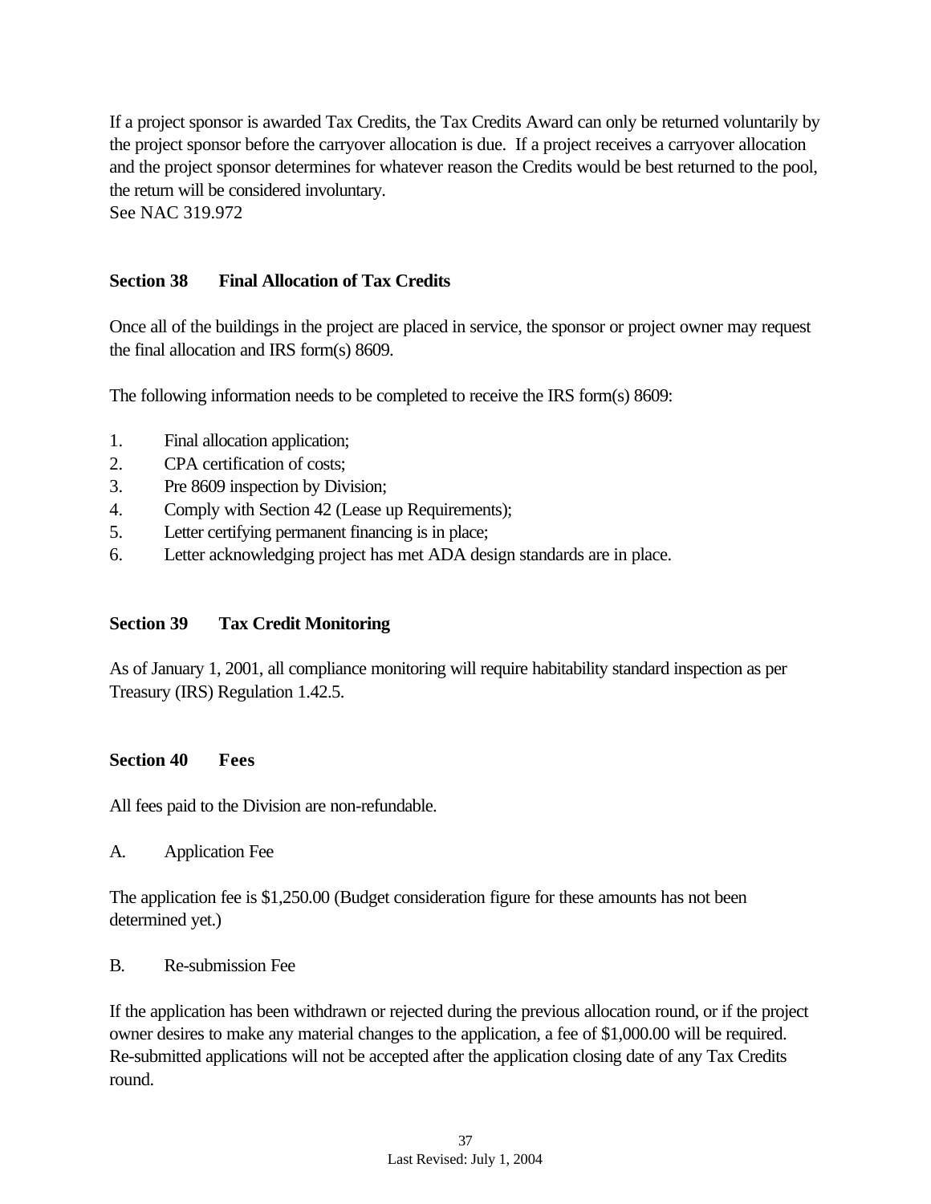If a project sponsor is awarded Tax Credits, the Tax Credits Award can only be returned voluntarily by the project sponsor before the carryover allocation is due. If a project receives a carryover allocation and the project sponsor determines for whatever reason the Credits would be best returned to the pool, the return will be considered involuntary.
See NAC 319.972

### Section 38 Final Allocation of Tax Credits

Once all of the buildings in the project are placed in service, the sponsor or project owner may request the final allocation and IRS form(s) 8609.

The following information needs to be completed to receive the IRS form(s) 8609:

1. Final allocation application;
2. CPA certification of costs;
3. Pre 8609 inspection by Division;
4. Comply with Section 42 (Lease up Requirements);
5. Letter certifying permanent financing is in place;
6. Letter acknowledging project has met ADA design standards are in place.

### Section 39 Tax Credit Monitoring

As of January 1, 2001, all compliance monitoring will require habitability standard inspection as per Treasury (IRS) Regulation 1.42.5.

### Section 40 Fees

All fees paid to the Division are non-refundable.

A. Application Fee

The application fee is $1,250.00 (Budget consideration figure for these amounts has not been determined yet.)

B. Re-submission Fee

If the application has been withdrawn or rejected during the previous allocation round, or if the project owner desires to make any material changes to the application, a fee of $1,000.00 will be required. Re-submitted applications will not be accepted after the application closing date of any Tax Credits round.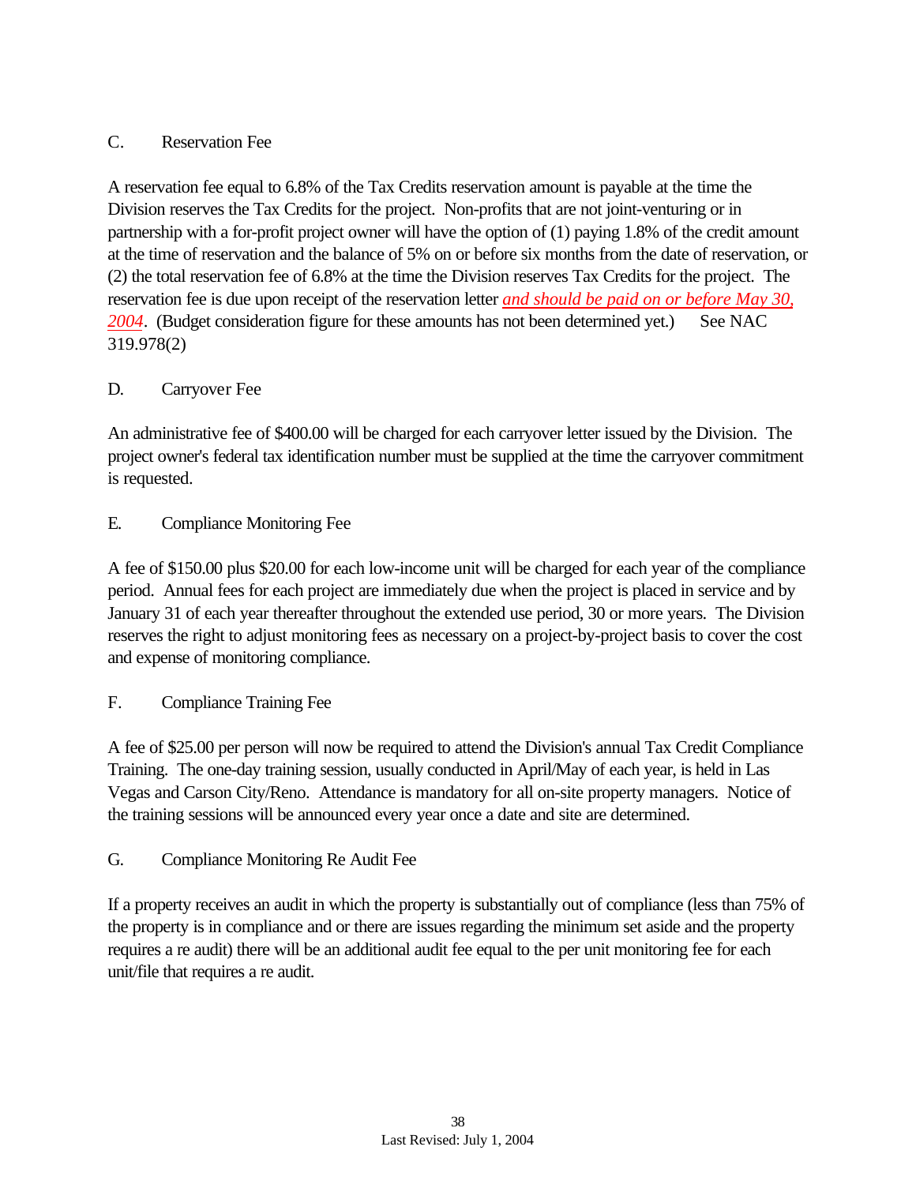### C. Reservation Fee

A reservation fee equal to 6.8% of the Tax Credits reservation amount is payable at the time the Division reserves the Tax Credits for the project. Non-profits that are not joint-venturing or in partnership with a for-profit project owner will have the option of (1) paying 1.8% of the credit amount at the time of reservation and the balance of 5% on or before six months from the date of reservation, or (2) the total reservation fee of 6.8% at the time the Division reserves Tax Credits for the project. The reservation fee is due upon receipt of the reservation letter ***and should be paid on or before May 30, 2004***. (Budget consideration figure for these amounts has not been determined yet.) See NAC 319.978(2)

### D. Carryover Fee

An administrative fee of $400.00 will be charged for each carryover letter issued by the Division. The project owner's federal tax identification number must be supplied at the time the carryover commitment is requested.

### E. Compliance Monitoring Fee

A fee of $150.00 plus $20.00 for each low-income unit will be charged for each year of the compliance period. Annual fees for each project are immediately due when the project is placed in service and by January 31 of each year thereafter throughout the extended use period, 30 or more years. The Division reserves the right to adjust monitoring fees as necessary on a project-by-project basis to cover the cost and expense of monitoring compliance.

### F. Compliance Training Fee

A fee of $25.00 per person will now be required to attend the Division's annual Tax Credit Compliance Training. The one-day training session, usually conducted in April/May of each year, is held in Las Vegas and Carson City/Reno. Attendance is mandatory for all on-site property managers. Notice of the training sessions will be announced every year once a date and site are determined.

### G. Compliance Monitoring Re Audit Fee

If a property receives an audit in which the property is substantially out of compliance (less than 75% of the property is in compliance and or there are issues regarding the minimum set aside and the property requires a re audit) there will be an additional audit fee equal to the per unit monitoring fee for each unit/file that requires a re audit.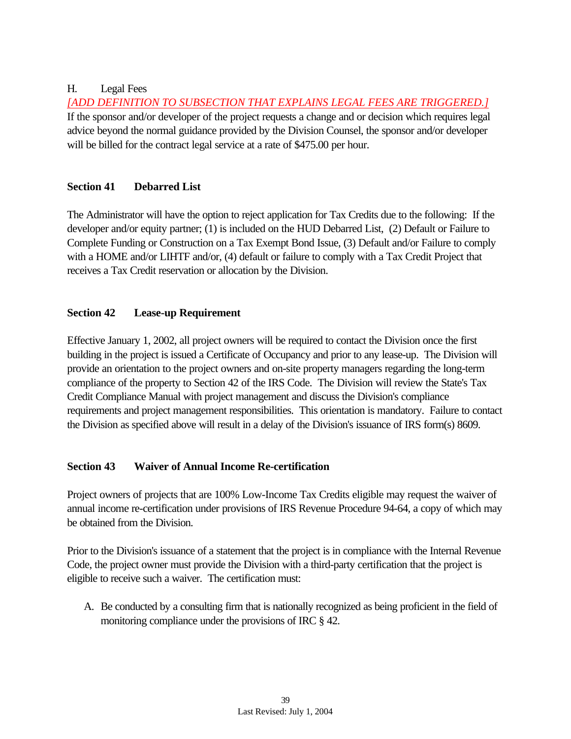H. Legal Fees

*[ADD DEFINITION TO SUBSECTION THAT EXPLAINS LEGAL FEES ARE TRIGGERED.]*

If the sponsor and/or developer of the project requests a change and or decision which requires legal advice beyond the normal guidance provided by the Division Counsel, the sponsor and/or developer will be billed for the contract legal service at a rate of $475.00 per hour.

## Section 41 Debarred List

The Administrator will have the option to reject application for Tax Credits due to the following: If the developer and/or equity partner; (1) is included on the HUD Debarred List, (2) Default or Failure to Complete Funding or Construction on a Tax Exempt Bond Issue, (3) Default and/or Failure to comply with a HOME and/or LIHTF and/or, (4) default or failure to comply with a Tax Credit Project that receives a Tax Credit reservation or allocation by the Division.

## Section 42 Lease-up Requirement

Effective January 1, 2002, all project owners will be required to contact the Division once the first building in the project is issued a Certificate of Occupancy and prior to any lease-up. The Division will provide an orientation to the project owners and on-site property managers regarding the long-term compliance of the property to Section 42 of the IRS Code. The Division will review the State's Tax Credit Compliance Manual with project management and discuss the Division's compliance requirements and project management responsibilities. This orientation is mandatory. Failure to contact the Division as specified above will result in a delay of the Division's issuance of IRS form(s) 8609.

## Section 43 Waiver of Annual Income Re-certification

Project owners of projects that are 100% Low-Income Tax Credits eligible may request the waiver of annual income re-certification under provisions of IRS Revenue Procedure 94-64, a copy of which may be obtained from the Division.

Prior to the Division's issuance of a statement that the project is in compliance with the Internal Revenue Code, the project owner must provide the Division with a third-party certification that the project is eligible to receive such a waiver. The certification must:

A. Be conducted by a consulting firm that is nationally recognized as being proficient in the field of monitoring compliance under the provisions of IRC § 42.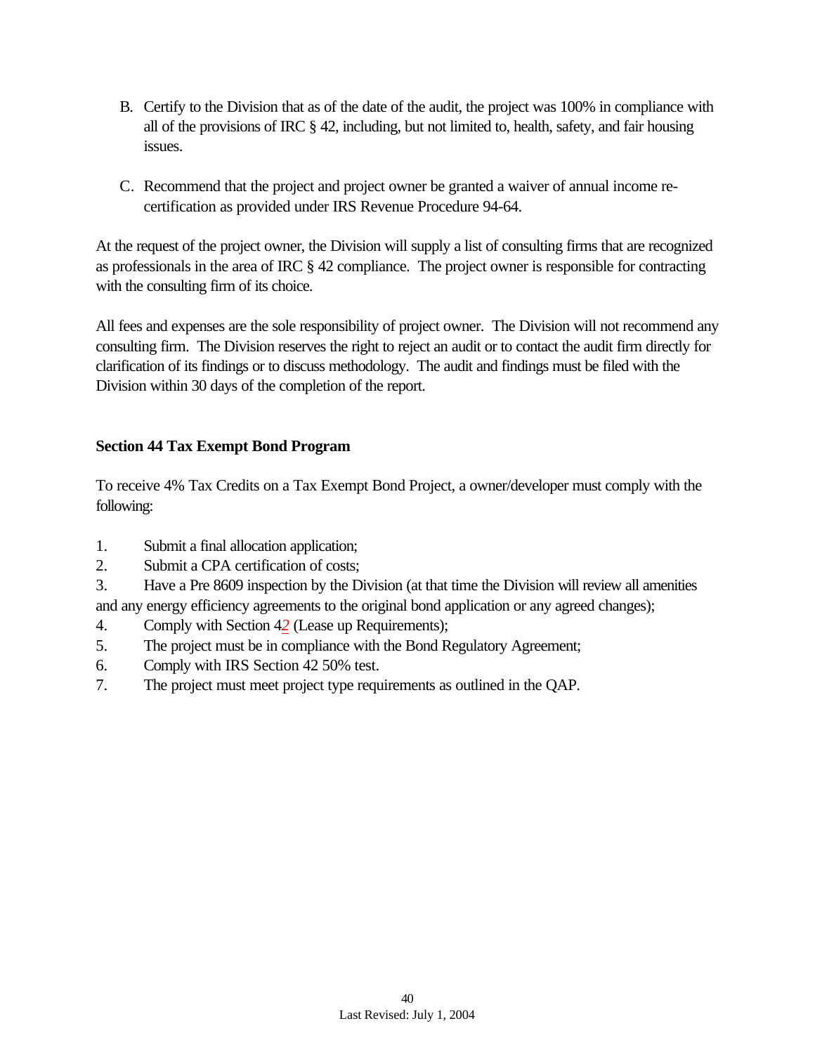B. Certify to the Division that as of the date of the audit, the project was 100% in compliance with all of the provisions of IRC § 42, including, but not limited to, health, safety, and fair housing issues.

C. Recommend that the project and project owner be granted a waiver of annual income re-certification as provided under IRS Revenue Procedure 94-64.

At the request of the project owner, the Division will supply a list of consulting firms that are recognized as professionals in the area of IRC § 42 compliance. The project owner is responsible for contracting with the consulting firm of its choice.

All fees and expenses are the sole responsibility of project owner. The Division will not recommend any consulting firm. The Division reserves the right to reject an audit or to contact the audit firm directly for clarification of its findings or to discuss methodology. The audit and findings must be filed with the Division within 30 days of the completion of the report.

**Section 44 Tax Exempt Bond Program**

To receive 4% Tax Credits on a Tax Exempt Bond Project, a owner/developer must comply with the following:

1. Submit a final allocation application;
2. Submit a CPA certification of costs;
3. Have a Pre 8609 inspection by the Division (at that time the Division will review all amenities and any energy efficiency agreements to the original bond application or any agreed changes);
4. Comply with Section 4*2* (Lease up Requirements);
5. The project must be in compliance with the Bond Regulatory Agreement;
6. Comply with IRS Section 42 50% test.
7. The project must meet project type requirements as outlined in the QAP.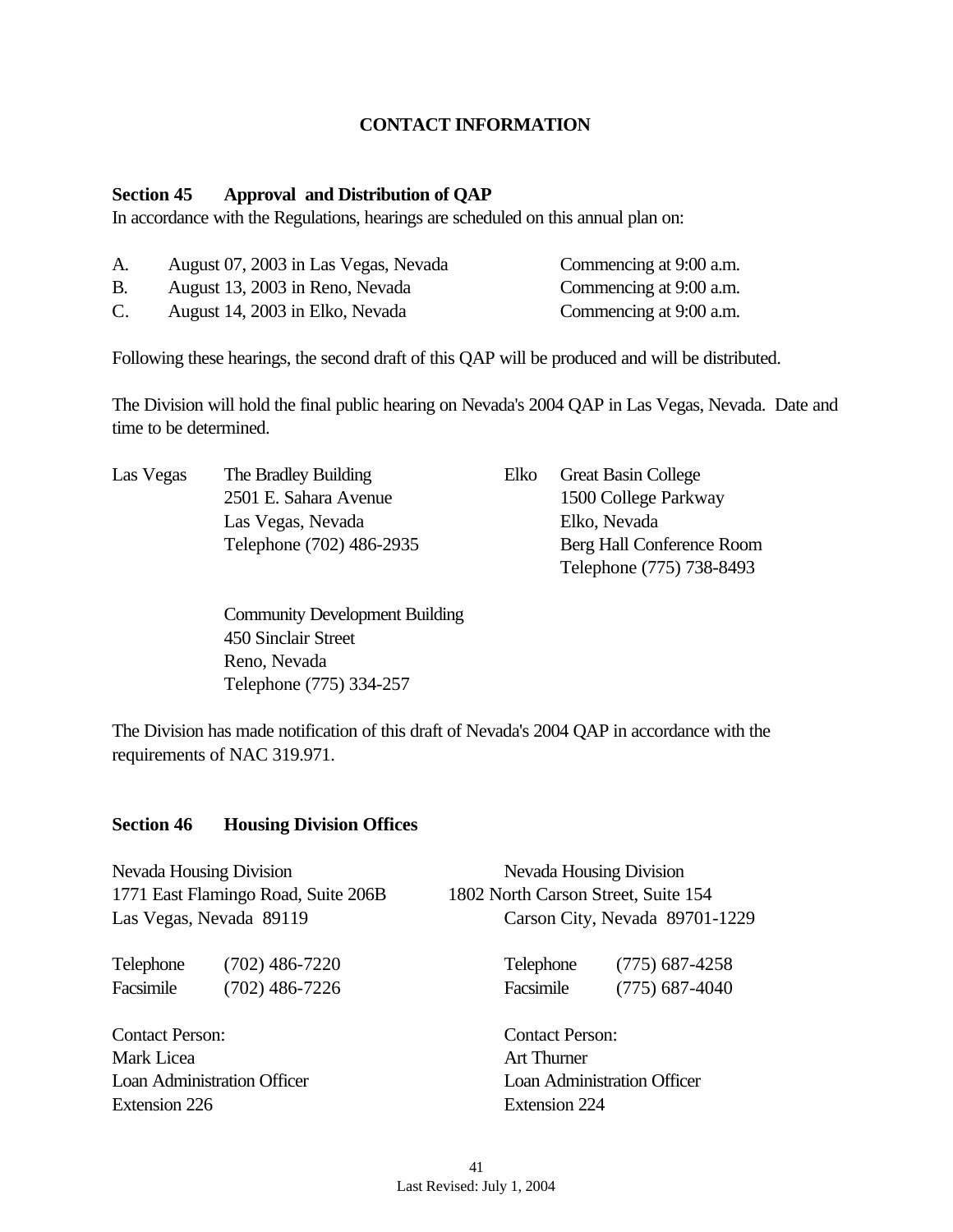## CONTACT INFORMATION

### Section 45 Approval and Distribution of QAP

In accordance with the Regulations, hearings are scheduled on this annual plan on:

| | | |
|---|---|---|
| A. | August 07, 2003 in Las Vegas, Nevada | Commencing at 9:00 a.m. |
| B. | August 13, 2003 in Reno, Nevada | Commencing at 9:00 a.m. |
| C. | August 14, 2003 in Elko, Nevada | Commencing at 9:00 a.m. |

Following these hearings, the second draft of this QAP will be produced and will be distributed.

The Division will hold the final public hearing on Nevada's 2004 QAP in Las Vegas, Nevada. Date and time to be determined.

Las Vegas
The Bradley Building
2501 E. Sahara Avenue
Las Vegas, Nevada
Telephone (702) 486-2935

Elko
Great Basin College
1500 College Parkway
Elko, Nevada
Berg Hall Conference Room
Telephone (775) 738-8493

Community Development Building
450 Sinclair Street
Reno, Nevada
Telephone (775) 334-257

The Division has made notification of this draft of Nevada's 2004 QAP in accordance with the requirements of NAC 319.971.

### Section 46 Housing Division Offices

Nevada Housing Division
1771 East Flamingo Road, Suite 206B
Las Vegas, Nevada 89119

Telephone (702) 486-7220
Facsimile (702) 486-7226

Contact Person:
Mark Licea
Loan Administration Officer
Extension 226

Nevada Housing Division
1802 North Carson Street, Suite 154
Carson City, Nevada 89701-1229

Telephone (775) 687-4258
Facsimile (775) 687-4040

Contact Person:
Art Thurner
Loan Administration Officer
Extension 224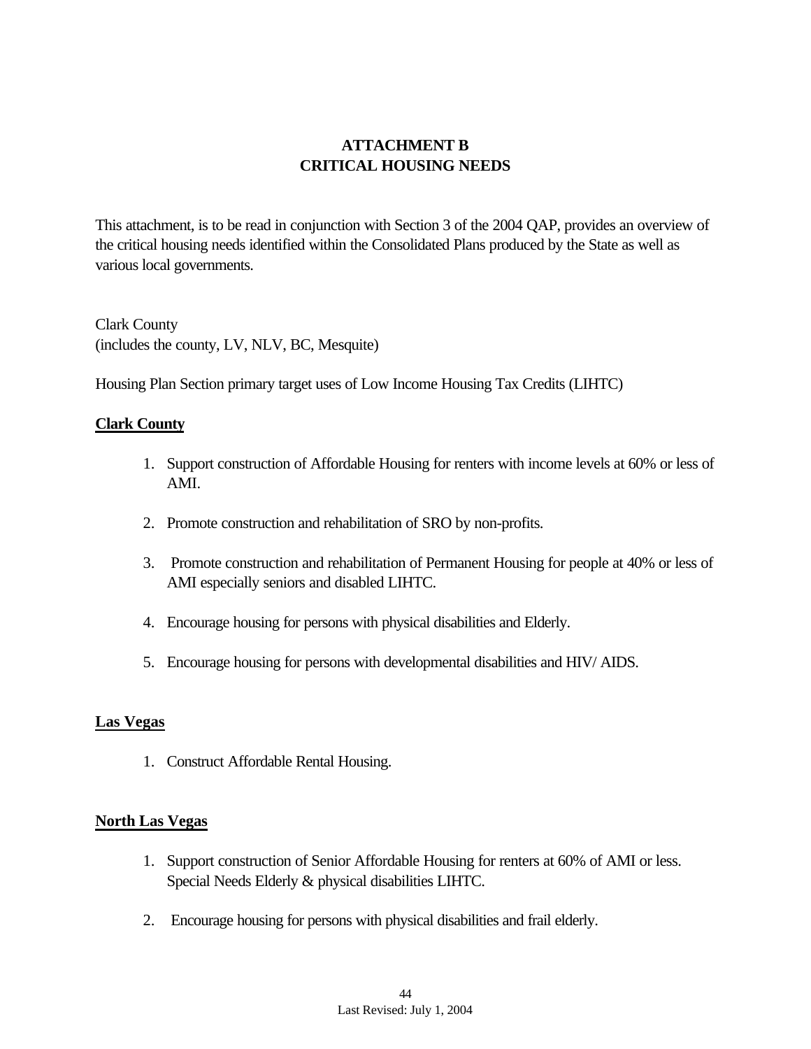# ATTACHMENT B
# CRITICAL HOUSING NEEDS

This attachment, is to be read in conjunction with Section 3 of the 2004 QAP, provides an overview of the critical housing needs identified within the Consolidated Plans produced by the State as well as various local governments.

Clark County
(includes the county, LV, NLV, BC, Mesquite)

Housing Plan Section primary target uses of Low Income Housing Tax Credits (LIHTC)

**Clark County**

1. Support construction of Affordable Housing for renters with income levels at 60% or less of AMI.

2. Promote construction and rehabilitation of SRO by non-profits.

3. Promote construction and rehabilitation of Permanent Housing for people at 40% or less of AMI especially seniors and disabled LIHTC.

4. Encourage housing for persons with physical disabilities and Elderly.

5. Encourage housing for persons with developmental disabilities and HIV/ AIDS.

**Las Vegas**

1. Construct Affordable Rental Housing.

**North Las Vegas**

1. Support construction of Senior Affordable Housing for renters at 60% of AMI or less. Special Needs Elderly & physical disabilities LIHTC.

2. Encourage housing for persons with physical disabilities and frail elderly.

Last Revised: July 1, 2004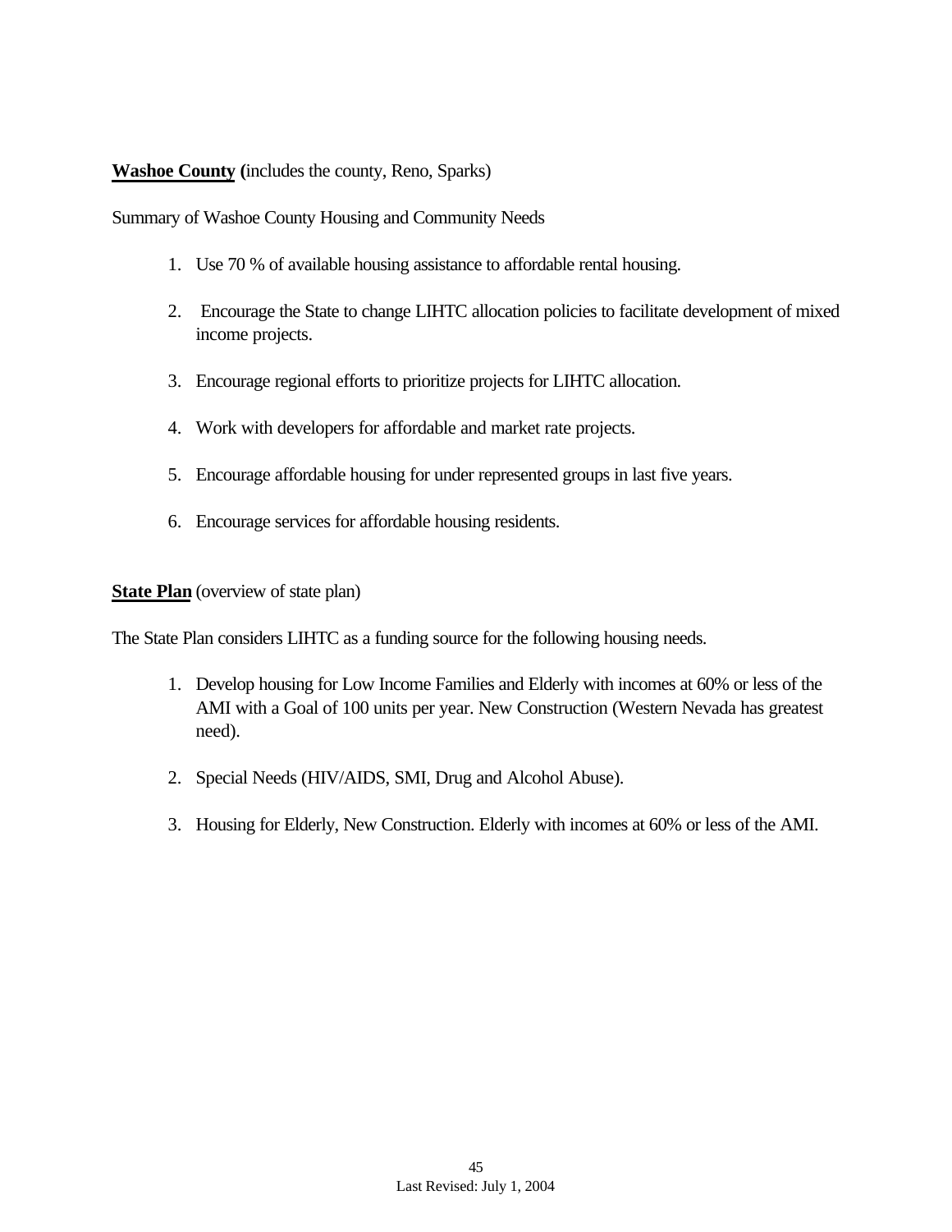**<u>Washoe County</u> (**includes the county, Reno, Sparks)

Summary of Washoe County Housing and Community Needs

1. Use 70 % of available housing assistance to affordable rental housing.

2. Encourage the State to change LIHTC allocation policies to facilitate development of mixed income projects.

3. Encourage regional efforts to prioritize projects for LIHTC allocation.

4. Work with developers for affordable and market rate projects.

5. Encourage affordable housing for under represented groups in last five years.

6. Encourage services for affordable housing residents.

**<u>State Plan</u>** (overview of state plan)

The State Plan considers LIHTC as a funding source for the following housing needs.

1. Develop housing for Low Income Families and Elderly with incomes at 60% or less of the AMI with a Goal of 100 units per year. New Construction (Western Nevada has greatest need).

2. Special Needs (HIV/AIDS, SMI, Drug and Alcohol Abuse).

3. Housing for Elderly, New Construction. Elderly with incomes at 60% or less of the AMI.

Last Revised: July 1, 2004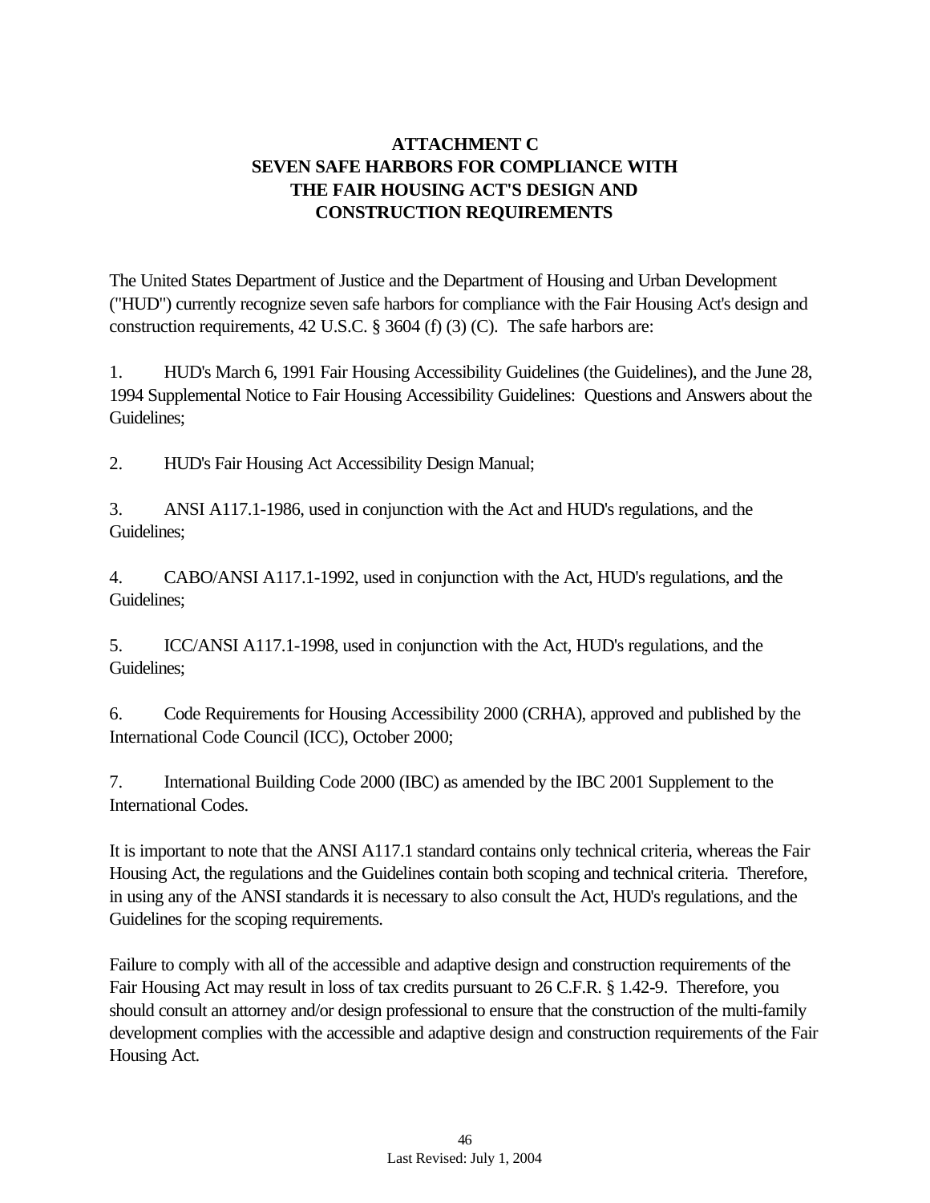# ATTACHMENT C
# SEVEN SAFE HARBORS FOR COMPLIANCE WITH THE FAIR HOUSING ACT'S DESIGN AND CONSTRUCTION REQUIREMENTS

The United States Department of Justice and the Department of Housing and Urban Development ("HUD") currently recognize seven safe harbors for compliance with the Fair Housing Act's design and construction requirements, 42 U.S.C. § 3604 (f) (3) (C). The safe harbors are:

1. HUD's March 6, 1991 Fair Housing Accessibility Guidelines (the Guidelines), and the June 28, 1994 Supplemental Notice to Fair Housing Accessibility Guidelines: Questions and Answers about the Guidelines;

2. HUD's Fair Housing Act Accessibility Design Manual;

3. ANSI A117.1-1986, used in conjunction with the Act and HUD's regulations, and the Guidelines;

4. CABO/ANSI A117.1-1992, used in conjunction with the Act, HUD's regulations, and the Guidelines;

5. ICC/ANSI A117.1-1998, used in conjunction with the Act, HUD's regulations, and the Guidelines;

6. Code Requirements for Housing Accessibility 2000 (CRHA), approved and published by the International Code Council (ICC), October 2000;

7. International Building Code 2000 (IBC) as amended by the IBC 2001 Supplement to the International Codes.

It is important to note that the ANSI A117.1 standard contains only technical criteria, whereas the Fair Housing Act, the regulations and the Guidelines contain both scoping and technical criteria. Therefore, in using any of the ANSI standards it is necessary to also consult the Act, HUD's regulations, and the Guidelines for the scoping requirements.

Failure to comply with all of the accessible and adaptive design and construction requirements of the Fair Housing Act may result in loss of tax credits pursuant to 26 C.F.R. § 1.42-9. Therefore, you should consult an attorney and/or design professional to ensure that the construction of the multi-family development complies with the accessible and adaptive design and construction requirements of the Fair Housing Act.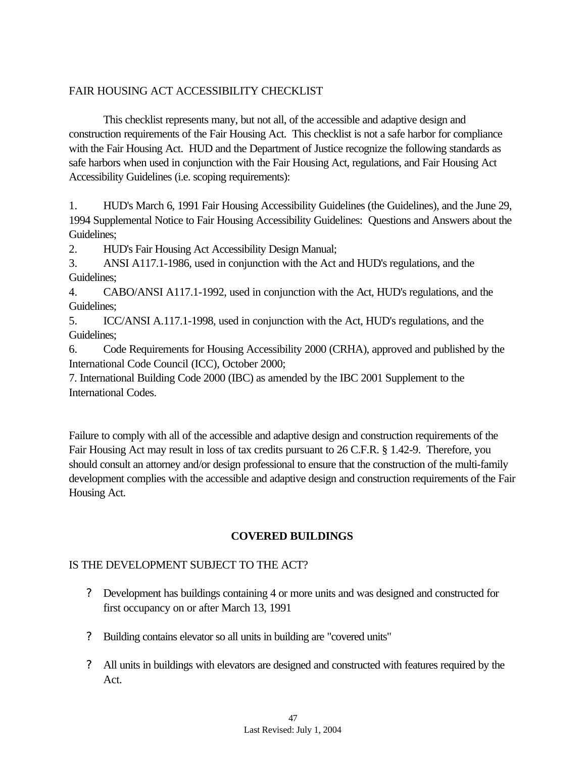FAIR HOUSING ACT ACCESSIBILITY CHECKLIST

This checklist represents many, but not all, of the accessible and adaptive design and construction requirements of the Fair Housing Act. This checklist is not a safe harbor for compliance with the Fair Housing Act. HUD and the Department of Justice recognize the following standards as safe harbors when used in conjunction with the Fair Housing Act, regulations, and Fair Housing Act Accessibility Guidelines (i.e. scoping requirements):

1. HUD's March 6, 1991 Fair Housing Accessibility Guidelines (the Guidelines), and the June 29, 1994 Supplemental Notice to Fair Housing Accessibility Guidelines: Questions and Answers about the Guidelines;
2. HUD's Fair Housing Act Accessibility Design Manual;
3. ANSI A117.1-1986, used in conjunction with the Act and HUD's regulations, and the Guidelines;
4. CABO/ANSI A117.1-1992, used in conjunction with the Act, HUD's regulations, and the Guidelines;
5. ICC/ANSI A.117.1-1998, used in conjunction with the Act, HUD's regulations, and the Guidelines;
6. Code Requirements for Housing Accessibility 2000 (CRHA), approved and published by the International Code Council (ICC), October 2000;
7. International Building Code 2000 (IBC) as amended by the IBC 2001 Supplement to the International Codes.

Failure to comply with all of the accessible and adaptive design and construction requirements of the Fair Housing Act may result in loss of tax credits pursuant to 26 C.F.R. § 1.42-9. Therefore, you should consult an attorney and/or design professional to ensure that the construction of the multi-family development complies with the accessible and adaptive design and construction requirements of the Fair Housing Act.

## COVERED BUILDINGS

IS THE DEVELOPMENT SUBJECT TO THE ACT?

? Development has buildings containing 4 or more units and was designed and constructed for first occupancy on or after March 13, 1991

? Building contains elevator so all units in building are "covered units"

? All units in buildings with elevators are designed and constructed with features required by the Act.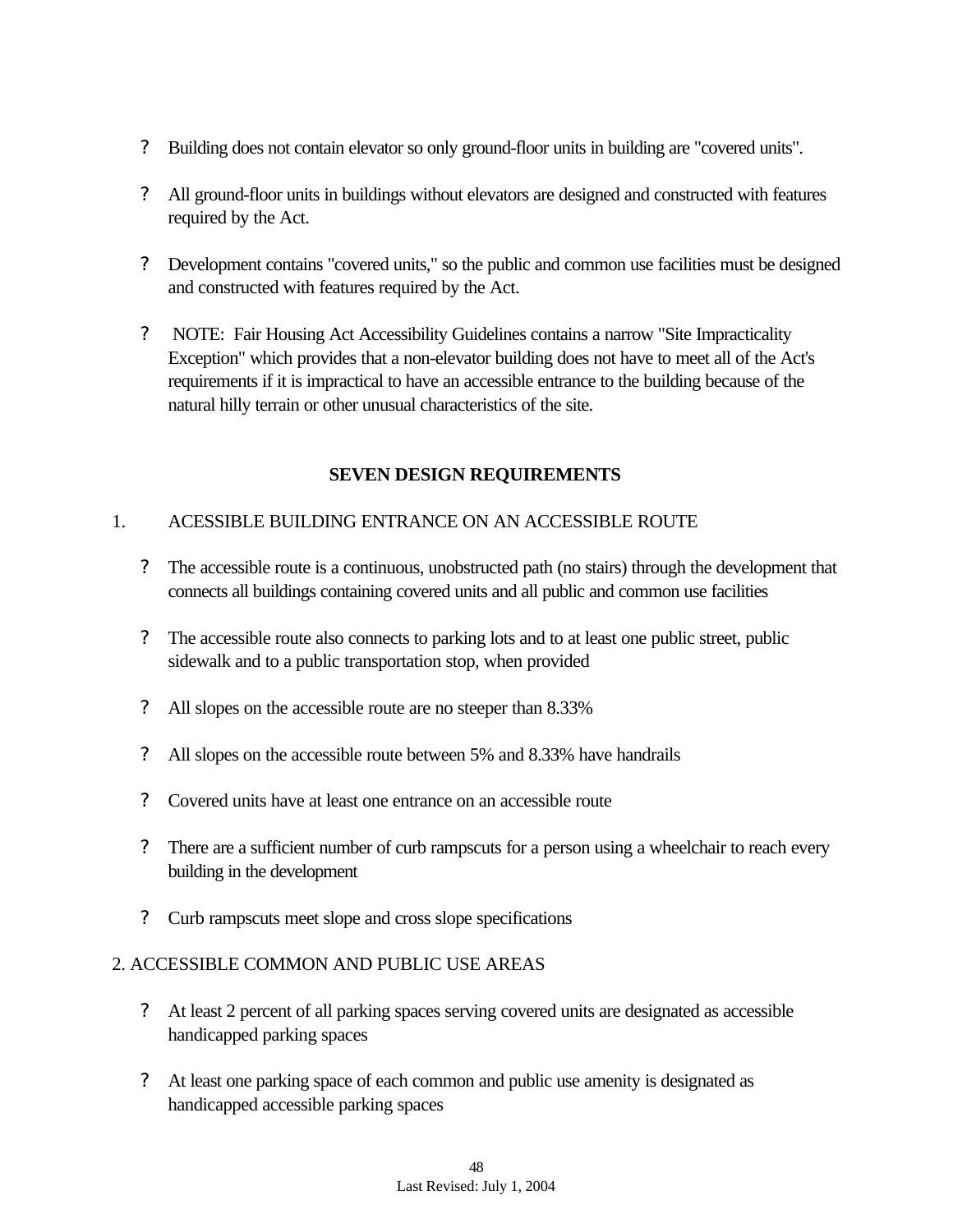- Building does not contain elevator so only ground-floor units in building are "covered units".

- All ground-floor units in buildings without elevators are designed and constructed with features required by the Act.

- Development contains "covered units," so the public and common use facilities must be designed and constructed with features required by the Act.

- NOTE: Fair Housing Act Accessibility Guidelines contains a narrow "Site Impracticality Exception" which provides that a non-elevator building does not have to meet all of the Act's requirements if it is impractical to have an accessible entrance to the building because of the natural hilly terrain or other unusual characteristics of the site.

## SEVEN DESIGN REQUIREMENTS

1. ACESSIBLE BUILDING ENTRANCE ON AN ACCESSIBLE ROUTE

- The accessible route is a continuous, unobstructed path (no stairs) through the development that connects all buildings containing covered units and all public and common use facilities

- The accessible route also connects to parking lots and to at least one public street, public sidewalk and to a public transportation stop, when provided

- All slopes on the accessible route are no steeper than 8.33%

- All slopes on the accessible route between 5% and 8.33% have handrails

- Covered units have at least one entrance on an accessible route

- There are a sufficient number of curb rampscuts for a person using a wheelchair to reach every building in the development

- Curb rampscuts meet slope and cross slope specifications

2. ACCESSIBLE COMMON AND PUBLIC USE AREAS

- At least 2 percent of all parking spaces serving covered units are designated as accessible handicapped parking spaces

- At least one parking space of each common and public use amenity is designated as handicapped accessible parking spaces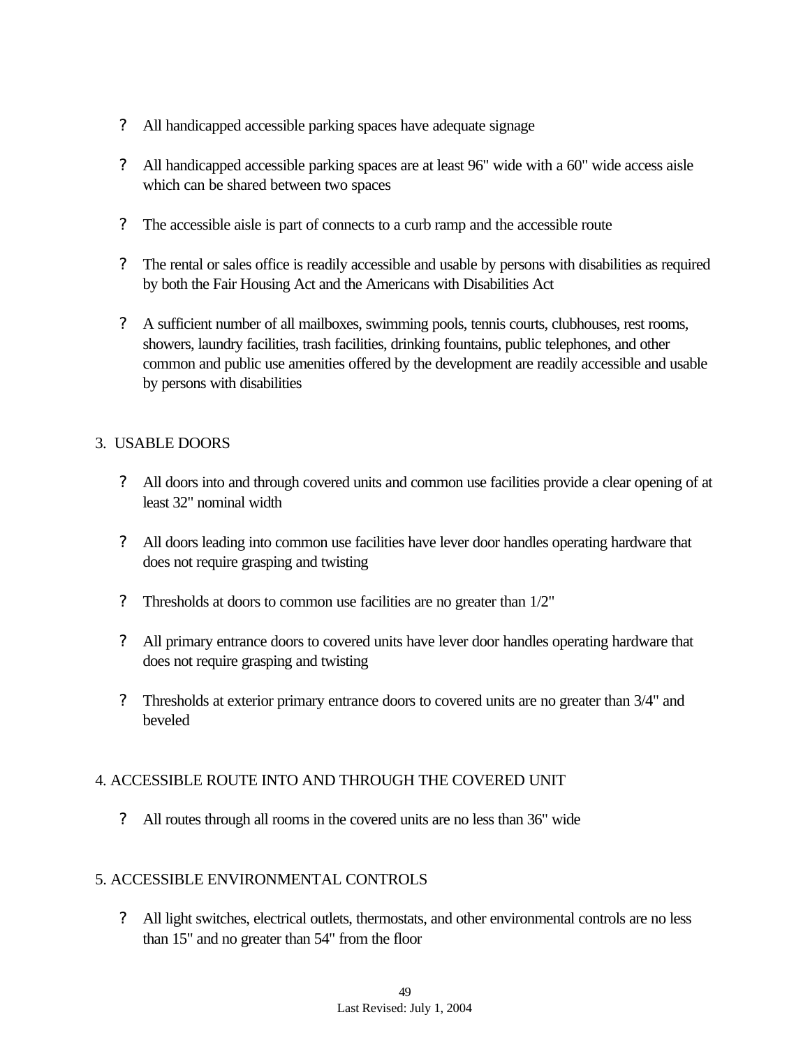? All handicapped accessible parking spaces have adequate signage

? All handicapped accessible parking spaces are at least 96" wide with a 60" wide access aisle which can be shared between two spaces

? The accessible aisle is part of connects to a curb ramp and the accessible route

? The rental or sales office is readily accessible and usable by persons with disabilities as required by both the Fair Housing Act and the Americans with Disabilities Act

? A sufficient number of all mailboxes, swimming pools, tennis courts, clubhouses, rest rooms, showers, laundry facilities, trash facilities, drinking fountains, public telephones, and other common and public use amenities offered by the development are readily accessible and usable by persons with disabilities

3. USABLE DOORS

? All doors into and through covered units and common use facilities provide a clear opening of at least 32" nominal width

? All doors leading into common use facilities have lever door handles operating hardware that does not require grasping and twisting

? Thresholds at doors to common use facilities are no greater than 1/2"

? All primary entrance doors to covered units have lever door handles operating hardware that does not require grasping and twisting

? Thresholds at exterior primary entrance doors to covered units are no greater than 3/4" and beveled

4. ACCESSIBLE ROUTE INTO AND THROUGH THE COVERED UNIT

? All routes through all rooms in the covered units are no less than 36" wide

5. ACCESSIBLE ENVIRONMENTAL CONTROLS

? All light switches, electrical outlets, thermostats, and other environmental controls are no less than 15" and no greater than 54" from the floor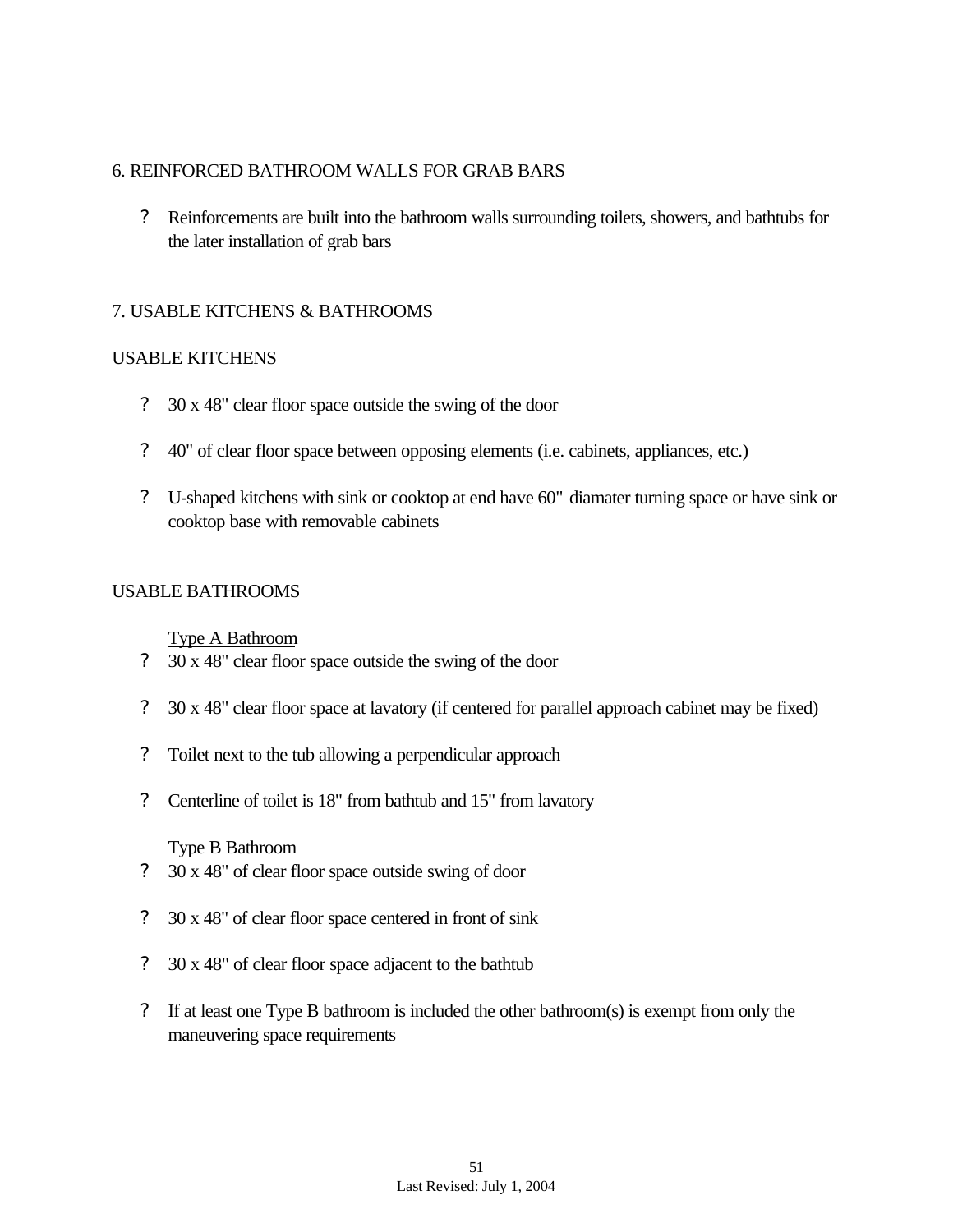6. REINFORCED BATHROOM WALLS FOR GRAB BARS

- Reinforcements are built into the bathroom walls surrounding toilets, showers, and bathtubs for the later installation of grab bars

7. USABLE KITCHENS & BATHROOMS

USABLE KITCHENS

- 30 x 48" clear floor space outside the swing of the door
- 40" of clear floor space between opposing elements (i.e. cabinets, appliances, etc.)
- U-shaped kitchens with sink or cooktop at end have 60" diamater turning space or have sink or cooktop base with removable cabinets

USABLE BATHROOMS

<u>Type A Bathroom</u>

- 30 x 48" clear floor space outside the swing of the door
- 30 x 48" clear floor space at lavatory (if centered for parallel approach cabinet may be fixed)
- Toilet next to the tub allowing a perpendicular approach
- Centerline of toilet is 18" from bathtub and 15" from lavatory

<u>Type B Bathroom</u>

- 30 x 48" of clear floor space outside swing of door
- 30 x 48" of clear floor space centered in front of sink
- 30 x 48" of clear floor space adjacent to the bathtub
- If at least one Type B bathroom is included the other bathroom(s) is exempt from only the maneuvering space requirements

Last Revised: July 1, 2004